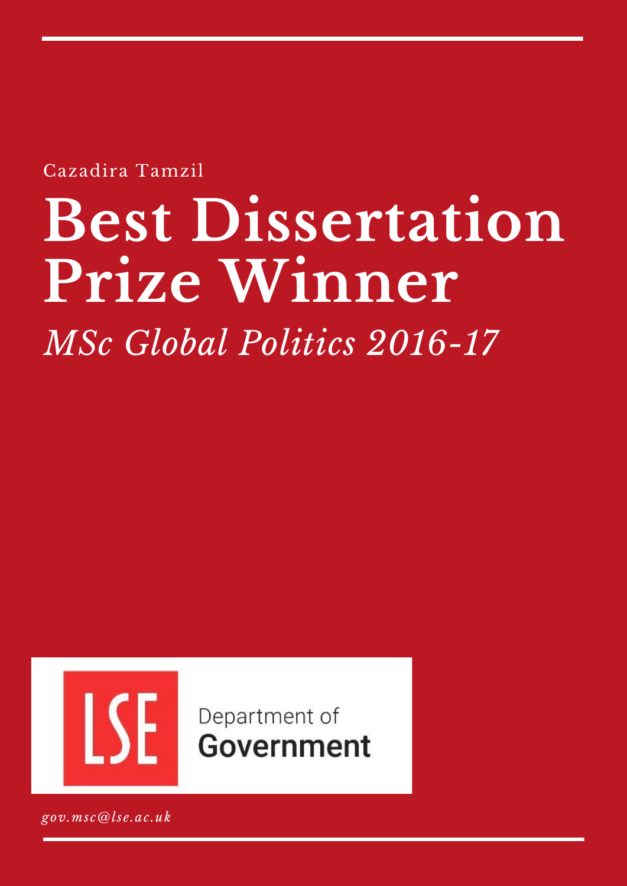Cazadira Tamzil

# Best Dissertation Prize Winner

*MSc Global Politics 2016-17*

LSE Department of Government

*gov.msc@lse.ac.uk*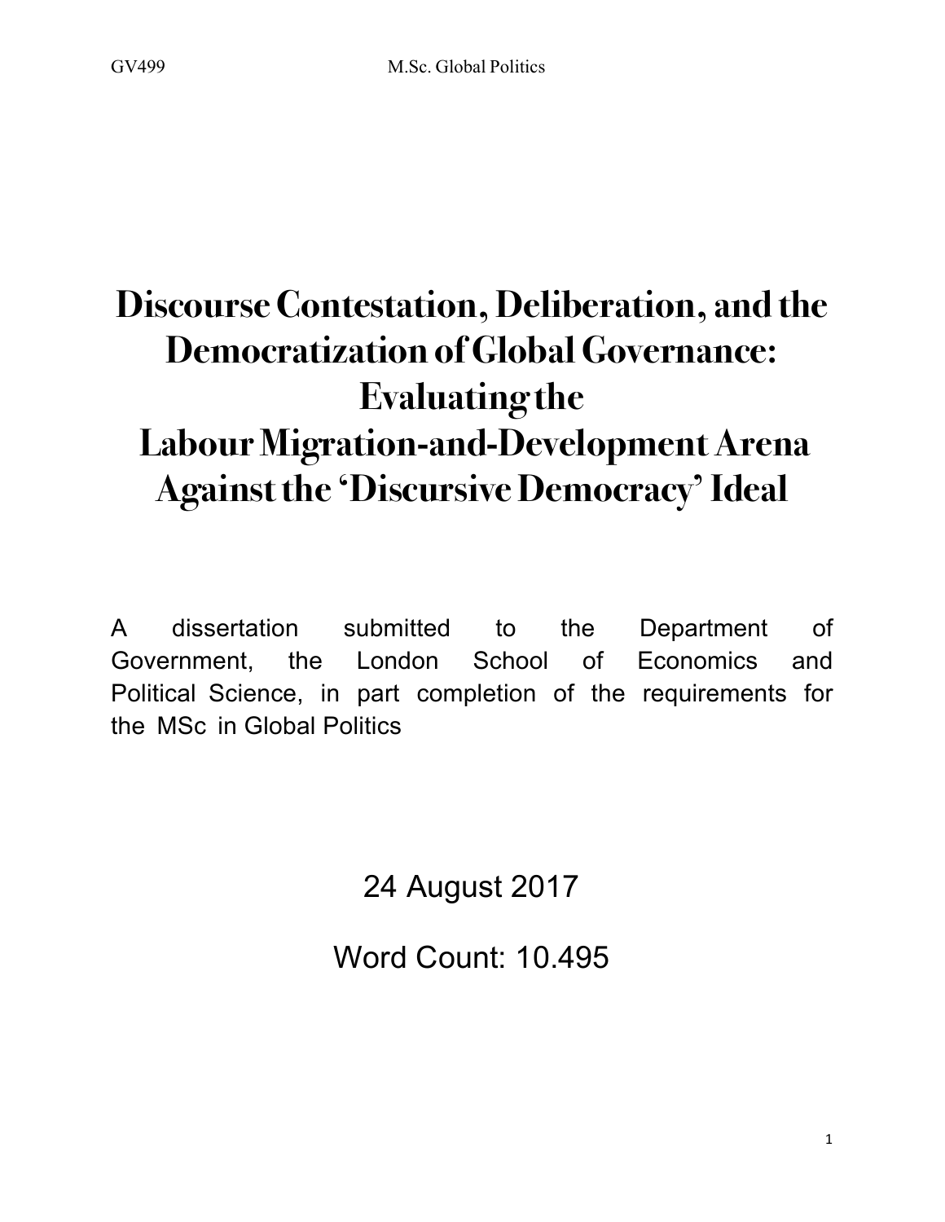# Discourse Contestation, Deliberation, and the Democratization of Global Governance: Evaluating the Labour Migration-and-Development Arena Against the 'Discursive Democracy' Ideal

A dissertation submitted to the Department of Government, the London School of Economics and Political Science, in part completion of the requirements for the MSc in Global Politics

24 August 2017

Word Count: 10.495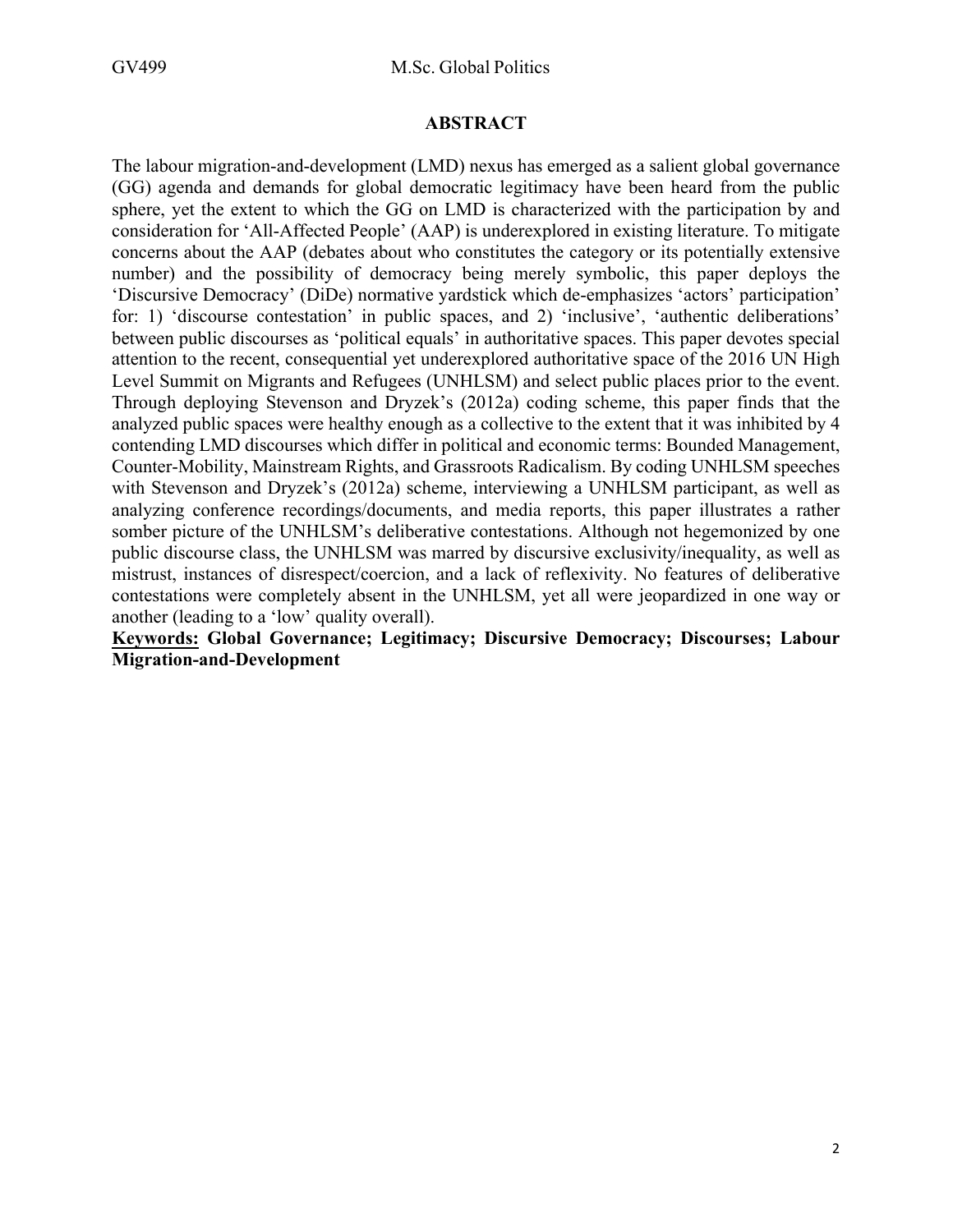## ABSTRACT

The labour migration-and-development (LMD) nexus has emerged as a salient global governance (GG) agenda and demands for global democratic legitimacy have been heard from the public sphere, yet the extent to which the GG on LMD is characterized with the participation by and consideration for 'All-Affected People' (AAP) is underexplored in existing literature. To mitigate concerns about the AAP (debates about who constitutes the category or its potentially extensive number) and the possibility of democracy being merely symbolic, this paper deploys the 'Discursive Democracy' (DiDe) normative yardstick which de-emphasizes 'actors' participation' for: 1) 'discourse contestation' in public spaces, and 2) 'inclusive', 'authentic deliberations' between public discourses as 'political equals' in authoritative spaces. This paper devotes special attention to the recent, consequential yet underexplored authoritative space of the 2016 UN High Level Summit on Migrants and Refugees (UNHLSM) and select public places prior to the event. Through deploying Stevenson and Dryzek's (2012a) coding scheme, this paper finds that the analyzed public spaces were healthy enough as a collective to the extent that it was inhibited by 4 contending LMD discourses which differ in political and economic terms: Bounded Management, Counter-Mobility, Mainstream Rights, and Grassroots Radicalism. By coding UNHLSM speeches with Stevenson and Dryzek's (2012a) scheme, interviewing a UNHLSM participant, as well as analyzing conference recordings/documents, and media reports, this paper illustrates a rather somber picture of the UNHLSM's deliberative contestations. Although not hegemonized by one public discourse class, the UNHLSM was marred by discursive exclusivity/inequality, as well as mistrust, instances of disrespect/coercion, and a lack of reflexivity. No features of deliberative contestations were completely absent in the UNHLSM, yet all were jeopardized in one way or another (leading to a 'low' quality overall).

**Keywords: Global Governance; Legitimacy; Discursive Democracy; Discourses; Labour Migration-and-Development**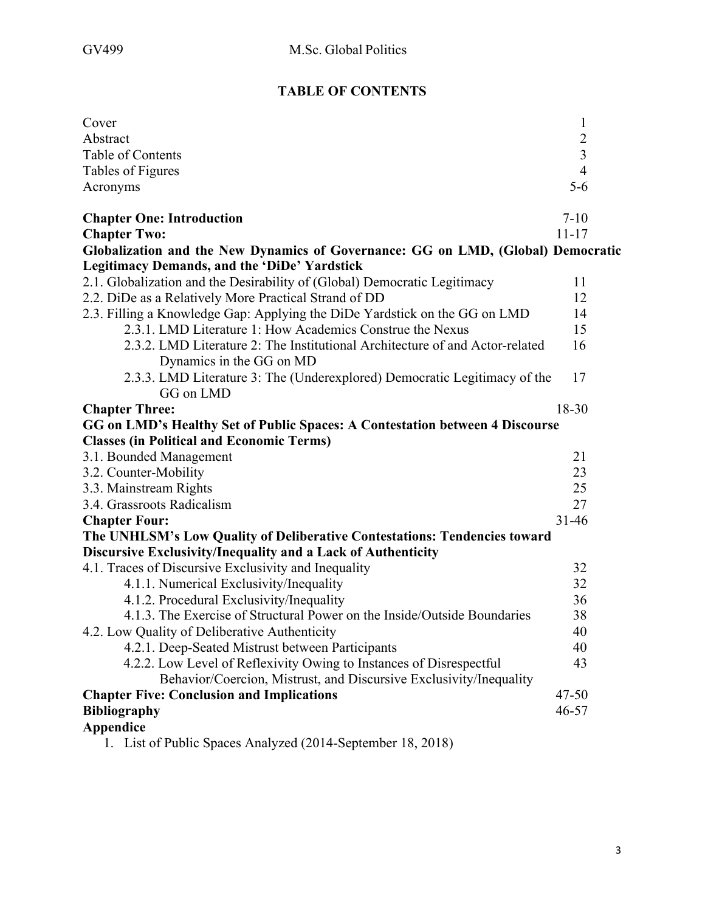# TABLE OF CONTENTS

| | |
|---|---|
| Cover | 1 |
| Abstract | 2 |
| Table of Contents | 3 |
| Tables of Figures | 4 |
| Acronyms | 5-6 |
| **Chapter One: Introduction** | 7-10 |
| **Chapter Two:** | 11-17 |
| **Globalization and the New Dynamics of Governance: GG on LMD, (Global) Democratic Legitimacy Demands, and the 'DiDe' Yardstick** | |
| 2.1. Globalization and the Desirability of (Global) Democratic Legitimacy | 11 |
| 2.2. DiDe as a Relatively More Practical Strand of DD | 12 |
| 2.3. Filling a Knowledge Gap: Applying the DiDe Yardstick on the GG on LMD | 14 |
| 2.3.1. LMD Literature 1: How Academics Construe the Nexus | 15 |
| 2.3.2. LMD Literature 2: The Institutional Architecture of and Actor-related Dynamics in the GG on MD | 16 |
| 2.3.3. LMD Literature 3: The (Underexplored) Democratic Legitimacy of the GG on LMD | 17 |
| **Chapter Three:** | 18-30 |
| **GG on LMD's Healthy Set of Public Spaces: A Contestation between 4 Discourse Classes (in Political and Economic Terms)** | |
| 3.1. Bounded Management | 21 |
| 3.2. Counter-Mobility | 23 |
| 3.3. Mainstream Rights | 25 |
| 3.4. Grassroots Radicalism | 27 |
| **Chapter Four:** | 31-46 |
| **The UNHLSM's Low Quality of Deliberative Contestations: Tendencies toward Discursive Exclusivity/Inequality and a Lack of Authenticity** | |
| 4.1. Traces of Discursive Exclusivity and Inequality | 32 |
| 4.1.1. Numerical Exclusivity/Inequality | 32 |
| 4.1.2. Procedural Exclusivity/Inequality | 36 |
| 4.1.3. The Exercise of Structural Power on the Inside/Outside Boundaries | 38 |
| 4.2. Low Quality of Deliberative Authenticity | 40 |
| 4.2.1. Deep-Seated Mistrust between Participants | 40 |
| 4.2.2. Low Level of Reflexivity Owing to Instances of Disrespectful Behavior/Coercion, Mistrust, and Discursive Exclusivity/Inequality | 43 |
| **Chapter Five: Conclusion and Implications** | 47-50 |
| **Bibliography** | 46-57 |
| **Appendice** | |

1. List of Public Spaces Analyzed (2014-September 18, 2018)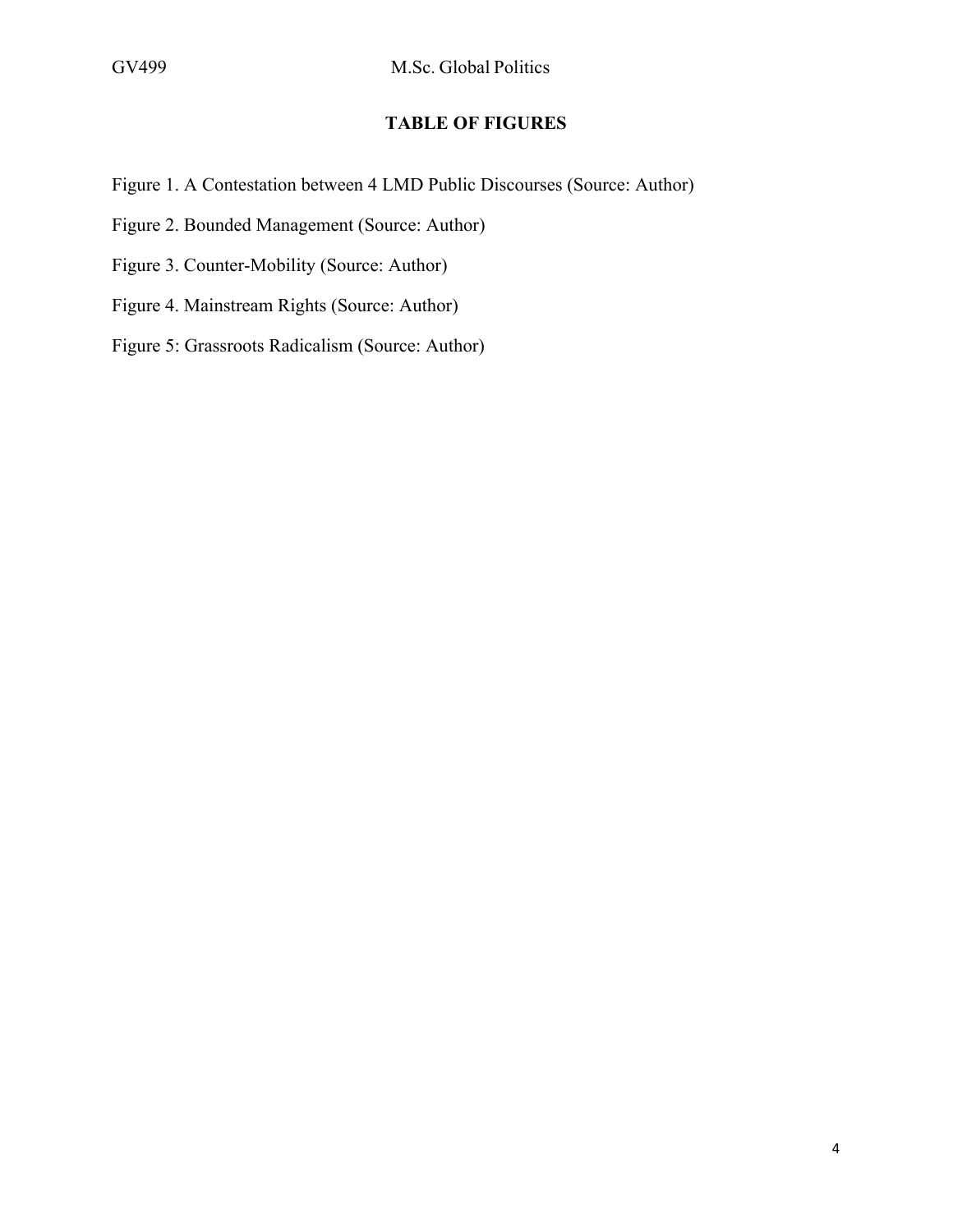## TABLE OF FIGURES

Figure 1. A Contestation between 4 LMD Public Discourses (Source: Author)

Figure 2. Bounded Management (Source: Author)

Figure 3. Counter-Mobility (Source: Author)

Figure 4. Mainstream Rights (Source: Author)

Figure 5: Grassroots Radicalism (Source: Author)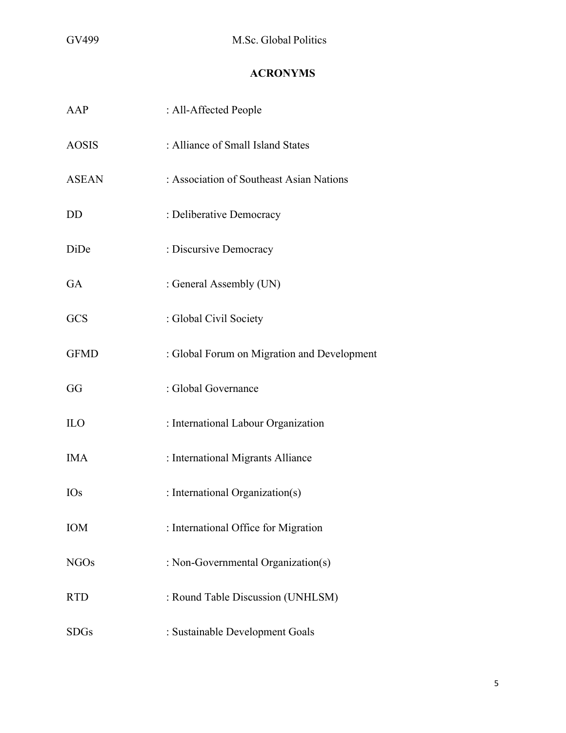## ACRONYMS

| | |
|---|---|
| AAP | : All-Affected People |
| AOSIS | : Alliance of Small Island States |
| ASEAN | : Association of Southeast Asian Nations |
| DD | : Deliberative Democracy |
| DiDe | : Discursive Democracy |
| GA | : General Assembly (UN) |
| GCS | : Global Civil Society |
| GFMD | : Global Forum on Migration and Development |
| GG | : Global Governance |
| ILO | : International Labour Organization |
| IMA | : International Migrants Alliance |
| IOs | : International Organization(s) |
| IOM | : International Office for Migration |
| NGOs | : Non-Governmental Organization(s) |
| RTD | : Round Table Discussion (UNHLSM) |
| SDGs | : Sustainable Development Goals |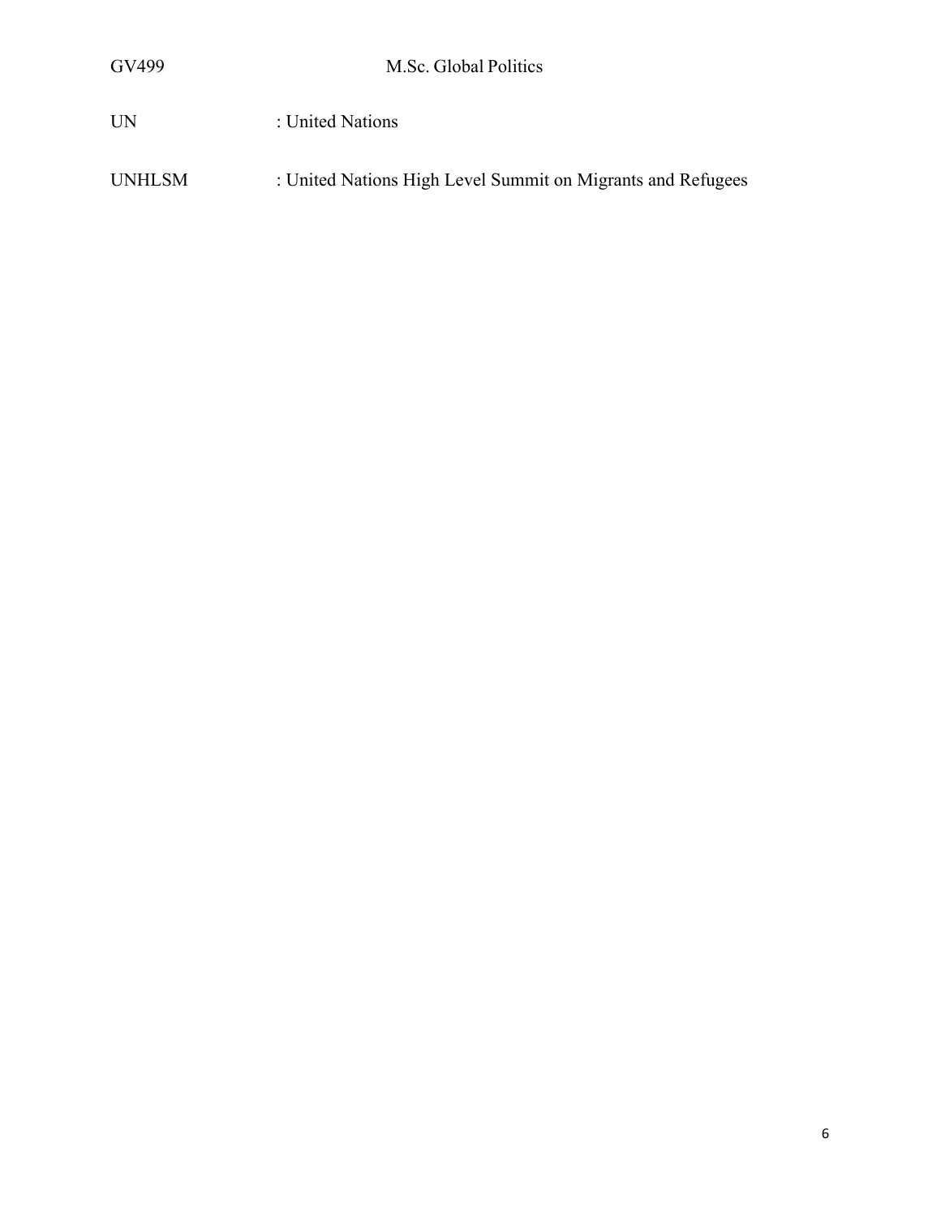UN : United Nations

UNHLSM : United Nations High Level Summit on Migrants and Refugees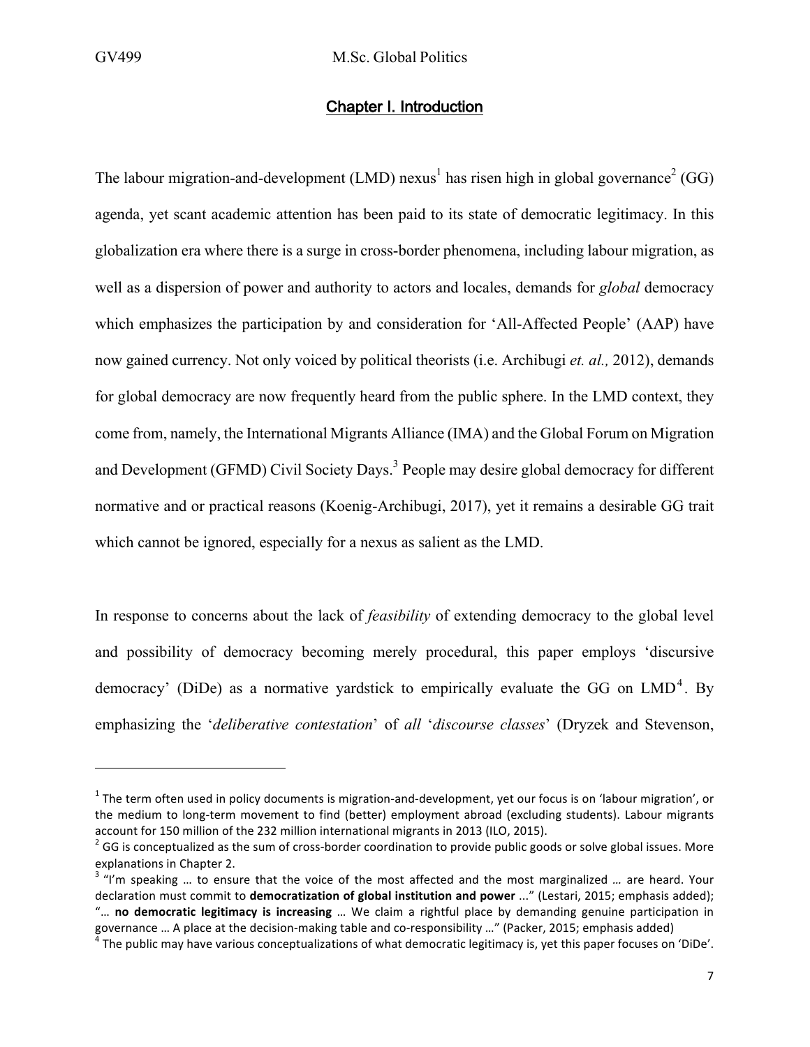## Chapter I. Introduction

The labour migration-and-development (LMD) nexus[1] has risen high in global governance[2] (GG) agenda, yet scant academic attention has been paid to its state of democratic legitimacy. In this globalization era where there is a surge in cross-border phenomena, including labour migration, as well as a dispersion of power and authority to actors and locales, demands for *global* democracy which emphasizes the participation by and consideration for 'All-Affected People' (AAP) have now gained currency. Not only voiced by political theorists (i.e. Archibugi *et. al.,* 2012), demands for global democracy are now frequently heard from the public sphere. In the LMD context, they come from, namely, the International Migrants Alliance (IMA) and the Global Forum on Migration and Development (GFMD) Civil Society Days.[3] People may desire global democracy for different normative and or practical reasons (Koenig-Archibugi, 2017), yet it remains a desirable GG trait which cannot be ignored, especially for a nexus as salient as the LMD.

In response to concerns about the lack of *feasibility* of extending democracy to the global level and possibility of democracy becoming merely procedural, this paper employs 'discursive democracy' (DiDe) as a normative yardstick to empirically evaluate the GG on LMD[4]. By emphasizing the '*deliberative contestation*' of *all* '*discourse classes*' (Dryzek and Stevenson,

---

[1] The term often used in policy documents is migration-and-development, yet our focus is on 'labour migration', or the medium to long-term movement to find (better) employment abroad (excluding students). Labour migrants account for 150 million of the 232 million international migrants in 2013 (ILO, 2015).

[2] GG is conceptualized as the sum of cross-border coordination to provide public goods or solve global issues. More explanations in Chapter 2.

[3] "I'm speaking … to ensure that the voice of the most affected and the most marginalized … are heard. Your declaration must commit to **democratization of global institution and power** ..." (Lestari, 2015; emphasis added); "… **no democratic legitimacy is increasing** … We claim a rightful place by demanding genuine participation in governance … A place at the decision-making table and co-responsibility …" (Packer, 2015; emphasis added)

[4] The public may have various conceptualizations of what democratic legitimacy is, yet this paper focuses on 'DiDe'.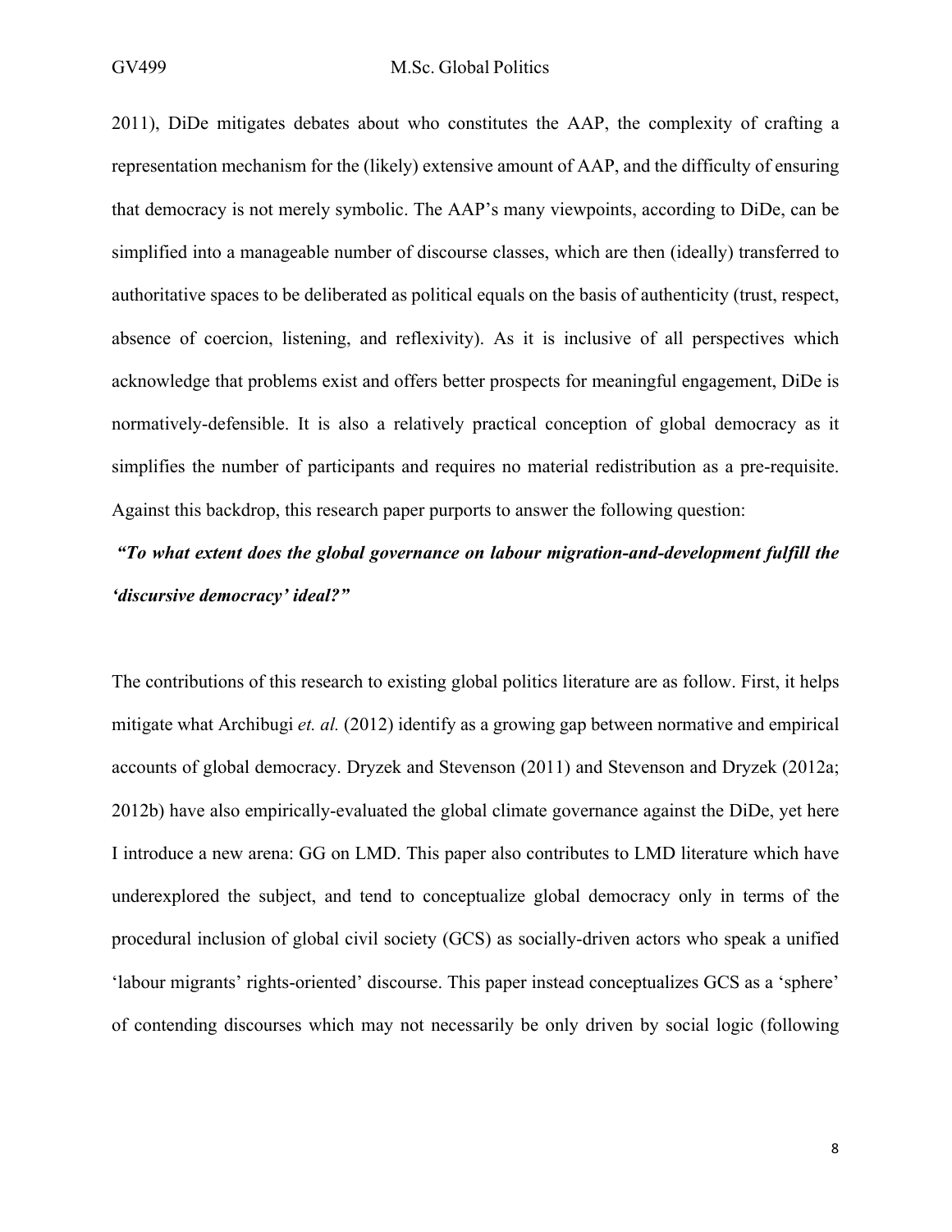2011), DiDe mitigates debates about who constitutes the AAP, the complexity of crafting a representation mechanism for the (likely) extensive amount of AAP, and the difficulty of ensuring that democracy is not merely symbolic. The AAP's many viewpoints, according to DiDe, can be simplified into a manageable number of discourse classes, which are then (ideally) transferred to authoritative spaces to be deliberated as political equals on the basis of authenticity (trust, respect, absence of coercion, listening, and reflexivity). As it is inclusive of all perspectives which acknowledge that problems exist and offers better prospects for meaningful engagement, DiDe is normatively-defensible. It is also a relatively practical conception of global democracy as it simplifies the number of participants and requires no material redistribution as a pre-requisite. Against this backdrop, this research paper purports to answer the following question:

***"To what extent does the global governance on labour migration-and-development fulfill the 'discursive democracy' ideal?"***

The contributions of this research to existing global politics literature are as follow. First, it helps mitigate what Archibugi *et. al.* (2012) identify as a growing gap between normative and empirical accounts of global democracy. Dryzek and Stevenson (2011) and Stevenson and Dryzek (2012a; 2012b) have also empirically-evaluated the global climate governance against the DiDe, yet here I introduce a new arena: GG on LMD. This paper also contributes to LMD literature which have underexplored the subject, and tend to conceptualize global democracy only in terms of the procedural inclusion of global civil society (GCS) as socially-driven actors who speak a unified 'labour migrants' rights-oriented' discourse. This paper instead conceptualizes GCS as a 'sphere' of contending discourses which may not necessarily be only driven by social logic (following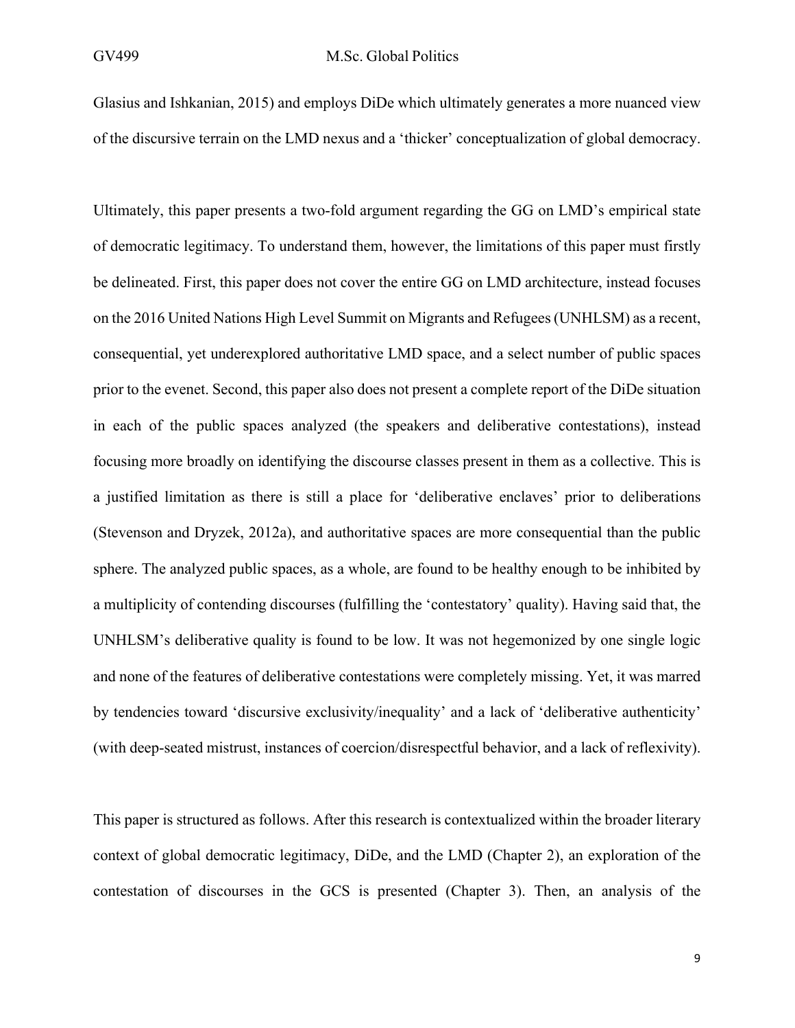Glasius and Ishkanian, 2015) and employs DiDe which ultimately generates a more nuanced view of the discursive terrain on the LMD nexus and a 'thicker' conceptualization of global democracy.

Ultimately, this paper presents a two-fold argument regarding the GG on LMD's empirical state of democratic legitimacy. To understand them, however, the limitations of this paper must firstly be delineated. First, this paper does not cover the entire GG on LMD architecture, instead focuses on the 2016 United Nations High Level Summit on Migrants and Refugees (UNHLSM) as a recent, consequential, yet underexplored authoritative LMD space, and a select number of public spaces prior to the evenet. Second, this paper also does not present a complete report of the DiDe situation in each of the public spaces analyzed (the speakers and deliberative contestations), instead focusing more broadly on identifying the discourse classes present in them as a collective. This is a justified limitation as there is still a place for 'deliberative enclaves' prior to deliberations (Stevenson and Dryzek, 2012a), and authoritative spaces are more consequential than the public sphere. The analyzed public spaces, as a whole, are found to be healthy enough to be inhibited by a multiplicity of contending discourses (fulfilling the 'contestatory' quality). Having said that, the UNHLSM's deliberative quality is found to be low. It was not hegemonized by one single logic and none of the features of deliberative contestations were completely missing. Yet, it was marred by tendencies toward 'discursive exclusivity/inequality' and a lack of 'deliberative authenticity' (with deep-seated mistrust, instances of coercion/disrespectful behavior, and a lack of reflexivity).

This paper is structured as follows. After this research is contextualized within the broader literary context of global democratic legitimacy, DiDe, and the LMD (Chapter 2), an exploration of the contestation of discourses in the GCS is presented (Chapter 3). Then, an analysis of the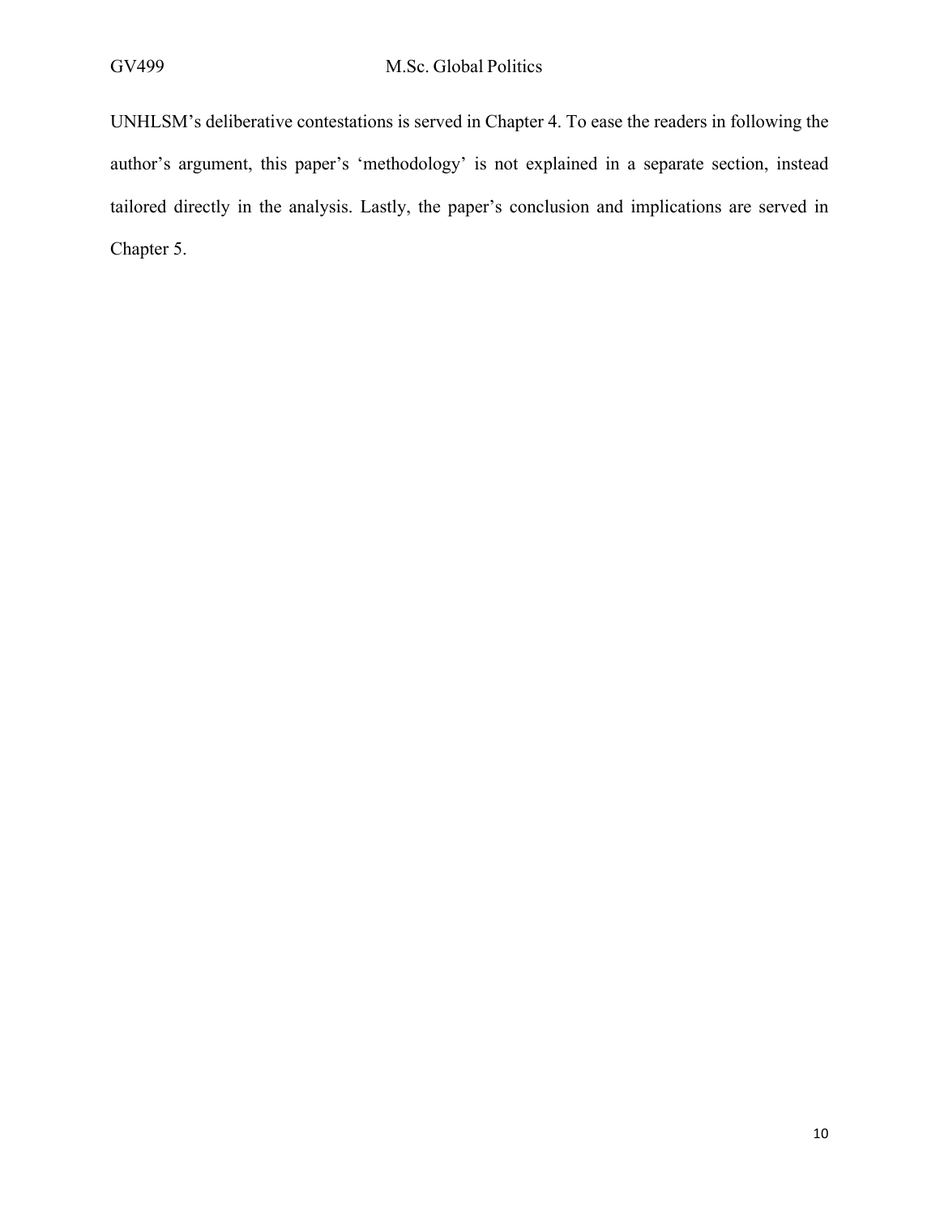UNHLSM's deliberative contestations is served in Chapter 4. To ease the readers in following the author's argument, this paper's 'methodology' is not explained in a separate section, instead tailored directly in the analysis. Lastly, the paper's conclusion and implications are served in Chapter 5.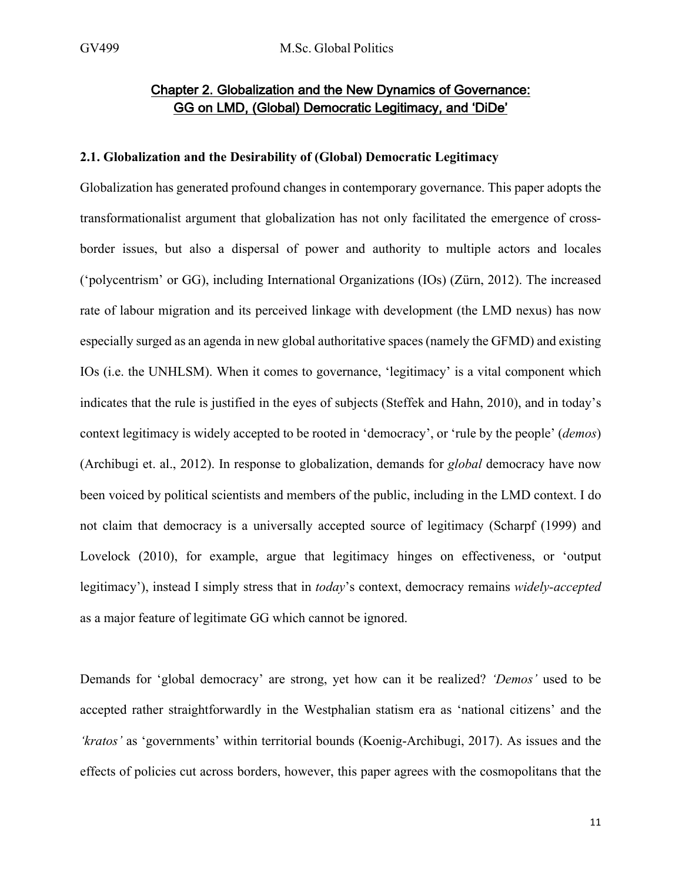## Chapter 2. Globalization and the New Dynamics of Governance: GG on LMD, (Global) Democratic Legitimacy, and 'DiDe'

### 2.1. Globalization and the Desirability of (Global) Democratic Legitimacy

Globalization has generated profound changes in contemporary governance. This paper adopts the transformationalist argument that globalization has not only facilitated the emergence of cross-border issues, but also a dispersal of power and authority to multiple actors and locales ('polycentrism' or GG), including International Organizations (IOs) (Zürn, 2012). The increased rate of labour migration and its perceived linkage with development (the LMD nexus) has now especially surged as an agenda in new global authoritative spaces (namely the GFMD) and existing IOs (i.e. the UNHLSM). When it comes to governance, 'legitimacy' is a vital component which indicates that the rule is justified in the eyes of subjects (Steffek and Hahn, 2010), and in today's context legitimacy is widely accepted to be rooted in 'democracy', or 'rule by the people' (*demos*) (Archibugi et. al., 2012). In response to globalization, demands for *global* democracy have now been voiced by political scientists and members of the public, including in the LMD context. I do not claim that democracy is a universally accepted source of legitimacy (Scharpf (1999) and Lovelock (2010), for example, argue that legitimacy hinges on effectiveness, or 'output legitimacy'), instead I simply stress that in *today*'s context, democracy remains *widely-accepted* as a major feature of legitimate GG which cannot be ignored.

Demands for 'global democracy' are strong, yet how can it be realized? *'Demos'* used to be accepted rather straightforwardly in the Westphalian statism era as 'national citizens' and the *'kratos'* as 'governments' within territorial bounds (Koenig-Archibugi, 2017). As issues and the effects of policies cut across borders, however, this paper agrees with the cosmopolitans that the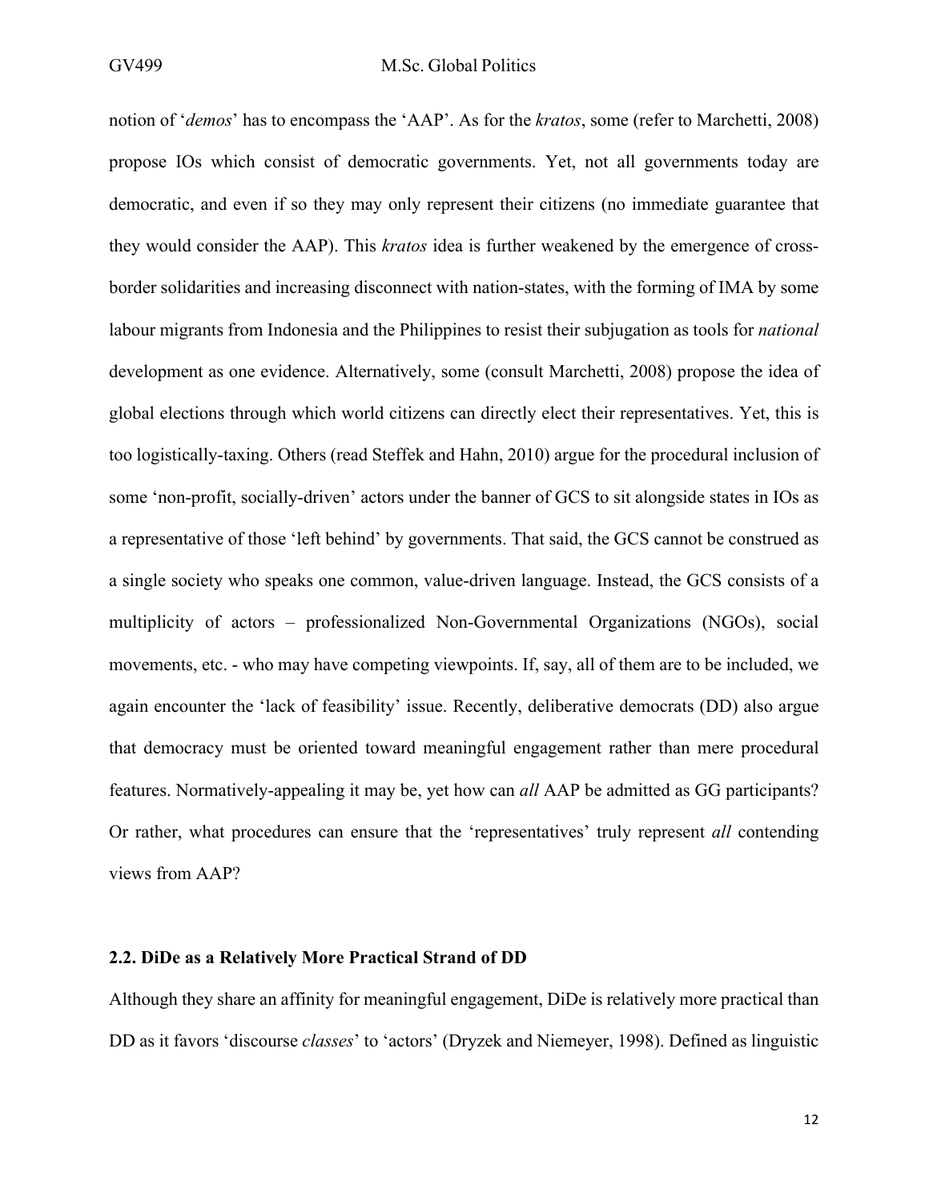notion of '*demos*' has to encompass the 'AAP'. As for the *kratos*, some (refer to Marchetti, 2008) propose IOs which consist of democratic governments. Yet, not all governments today are democratic, and even if so they may only represent their citizens (no immediate guarantee that they would consider the AAP). This *kratos* idea is further weakened by the emergence of cross-border solidarities and increasing disconnect with nation-states, with the forming of IMA by some labour migrants from Indonesia and the Philippines to resist their subjugation as tools for *national* development as one evidence. Alternatively, some (consult Marchetti, 2008) propose the idea of global elections through which world citizens can directly elect their representatives. Yet, this is too logistically-taxing. Others (read Steffek and Hahn, 2010) argue for the procedural inclusion of some 'non-profit, socially-driven' actors under the banner of GCS to sit alongside states in IOs as a representative of those 'left behind' by governments. That said, the GCS cannot be construed as a single society who speaks one common, value-driven language. Instead, the GCS consists of a multiplicity of actors – professionalized Non-Governmental Organizations (NGOs), social movements, etc. - who may have competing viewpoints. If, say, all of them are to be included, we again encounter the 'lack of feasibility' issue. Recently, deliberative democrats (DD) also argue that democracy must be oriented toward meaningful engagement rather than mere procedural features. Normatively-appealing it may be, yet how can *all* AAP be admitted as GG participants? Or rather, what procedures can ensure that the 'representatives' truly represent *all* contending views from AAP?

### 2.2. DiDe as a Relatively More Practical Strand of DD

Although they share an affinity for meaningful engagement, DiDe is relatively more practical than DD as it favors 'discourse *classes*' to 'actors' (Dryzek and Niemeyer, 1998). Defined as linguistic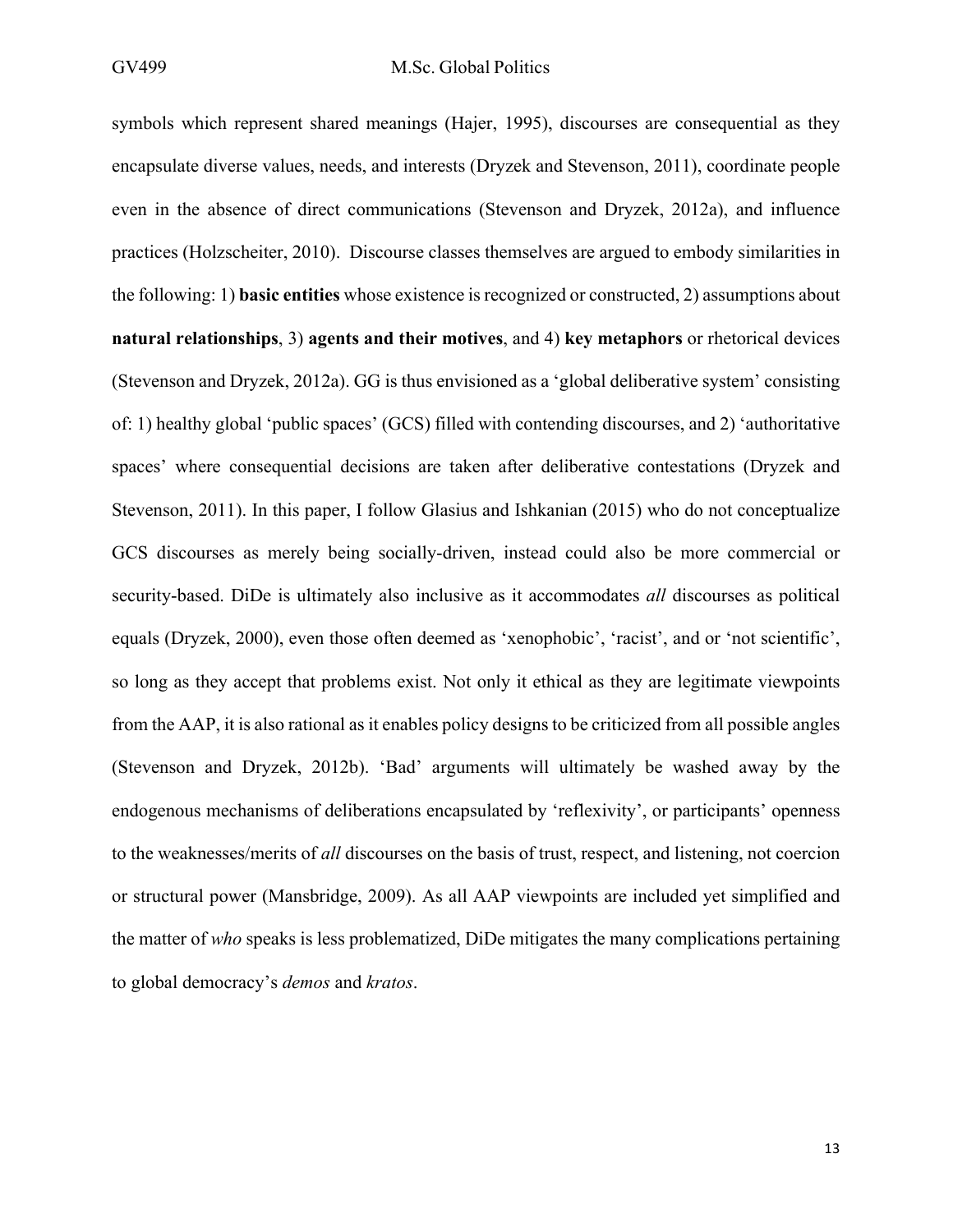symbols which represent shared meanings (Hajer, 1995), discourses are consequential as they encapsulate diverse values, needs, and interests (Dryzek and Stevenson, 2011), coordinate people even in the absence of direct communications (Stevenson and Dryzek, 2012a), and influence practices (Holzscheiter, 2010). Discourse classes themselves are argued to embody similarities in the following: 1) **basic entities** whose existence is recognized or constructed, 2) assumptions about **natural relationships**, 3) **agents and their motives**, and 4) **key metaphors** or rhetorical devices (Stevenson and Dryzek, 2012a). GG is thus envisioned as a 'global deliberative system' consisting of: 1) healthy global 'public spaces' (GCS) filled with contending discourses, and 2) 'authoritative spaces' where consequential decisions are taken after deliberative contestations (Dryzek and Stevenson, 2011). In this paper, I follow Glasius and Ishkanian (2015) who do not conceptualize GCS discourses as merely being socially-driven, instead could also be more commercial or security-based. DiDe is ultimately also inclusive as it accommodates *all* discourses as political equals (Dryzek, 2000), even those often deemed as 'xenophobic', 'racist', and or 'not scientific', so long as they accept that problems exist. Not only it ethical as they are legitimate viewpoints from the AAP, it is also rational as it enables policy designs to be criticized from all possible angles (Stevenson and Dryzek, 2012b). 'Bad' arguments will ultimately be washed away by the endogenous mechanisms of deliberations encapsulated by 'reflexivity', or participants' openness to the weaknesses/merits of *all* discourses on the basis of trust, respect, and listening, not coercion or structural power (Mansbridge, 2009). As all AAP viewpoints are included yet simplified and the matter of *who* speaks is less problematized, DiDe mitigates the many complications pertaining to global democracy's *demos* and *kratos*.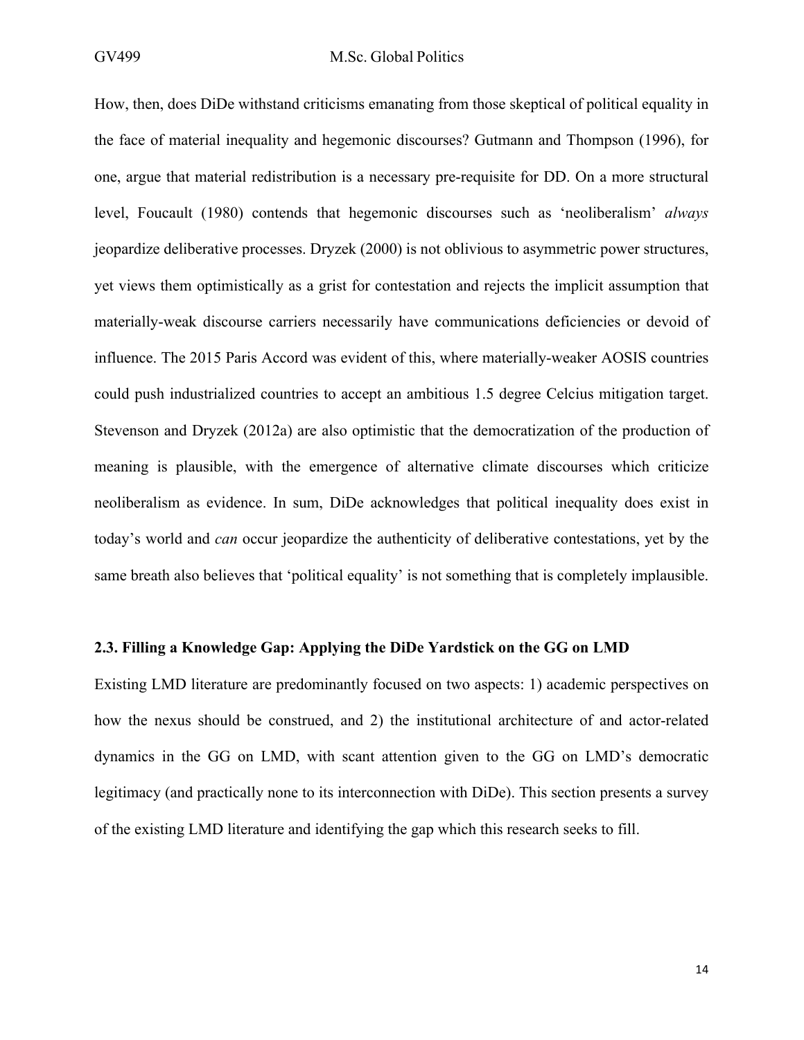How, then, does DiDe withstand criticisms emanating from those skeptical of political equality in the face of material inequality and hegemonic discourses? Gutmann and Thompson (1996), for one, argue that material redistribution is a necessary pre-requisite for DD. On a more structural level, Foucault (1980) contends that hegemonic discourses such as 'neoliberalism' *always* jeopardize deliberative processes. Dryzek (2000) is not oblivious to asymmetric power structures, yet views them optimistically as a grist for contestation and rejects the implicit assumption that materially-weak discourse carriers necessarily have communications deficiencies or devoid of influence. The 2015 Paris Accord was evident of this, where materially-weaker AOSIS countries could push industrialized countries to accept an ambitious 1.5 degree Celcius mitigation target. Stevenson and Dryzek (2012a) are also optimistic that the democratization of the production of meaning is plausible, with the emergence of alternative climate discourses which criticize neoliberalism as evidence. In sum, DiDe acknowledges that political inequality does exist in today's world and *can* occur jeopardize the authenticity of deliberative contestations, yet by the same breath also believes that 'political equality' is not something that is completely implausible.

### 2.3. Filling a Knowledge Gap: Applying the DiDe Yardstick on the GG on LMD

Existing LMD literature are predominantly focused on two aspects: 1) academic perspectives on how the nexus should be construed, and 2) the institutional architecture of and actor-related dynamics in the GG on LMD, with scant attention given to the GG on LMD's democratic legitimacy (and practically none to its interconnection with DiDe). This section presents a survey of the existing LMD literature and identifying the gap which this research seeks to fill.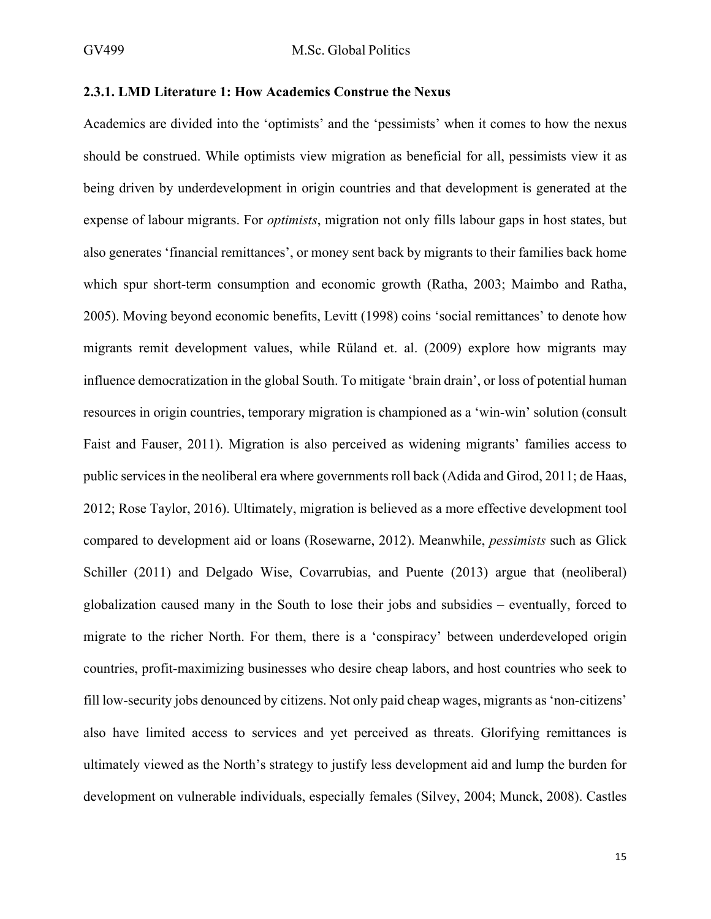#### 2.3.1. LMD Literature 1: How Academics Construe the Nexus

Academics are divided into the 'optimists' and the 'pessimists' when it comes to how the nexus should be construed. While optimists view migration as beneficial for all, pessimists view it as being driven by underdevelopment in origin countries and that development is generated at the expense of labour migrants. For *optimists*, migration not only fills labour gaps in host states, but also generates 'financial remittances', or money sent back by migrants to their families back home which spur short-term consumption and economic growth (Ratha, 2003; Maimbo and Ratha, 2005). Moving beyond economic benefits, Levitt (1998) coins 'social remittances' to denote how migrants remit development values, while Rüland et. al. (2009) explore how migrants may influence democratization in the global South. To mitigate 'brain drain', or loss of potential human resources in origin countries, temporary migration is championed as a 'win-win' solution (consult Faist and Fauser, 2011). Migration is also perceived as widening migrants' families access to public services in the neoliberal era where governments roll back (Adida and Girod, 2011; de Haas, 2012; Rose Taylor, 2016). Ultimately, migration is believed as a more effective development tool compared to development aid or loans (Rosewarne, 2012). Meanwhile, *pessimists* such as Glick Schiller (2011) and Delgado Wise, Covarrubias, and Puente (2013) argue that (neoliberal) globalization caused many in the South to lose their jobs and subsidies – eventually, forced to migrate to the richer North. For them, there is a 'conspiracy' between underdeveloped origin countries, profit-maximizing businesses who desire cheap labors, and host countries who seek to fill low-security jobs denounced by citizens. Not only paid cheap wages, migrants as 'non-citizens' also have limited access to services and yet perceived as threats. Glorifying remittances is ultimately viewed as the North's strategy to justify less development aid and lump the burden for development on vulnerable individuals, especially females (Silvey, 2004; Munck, 2008). Castles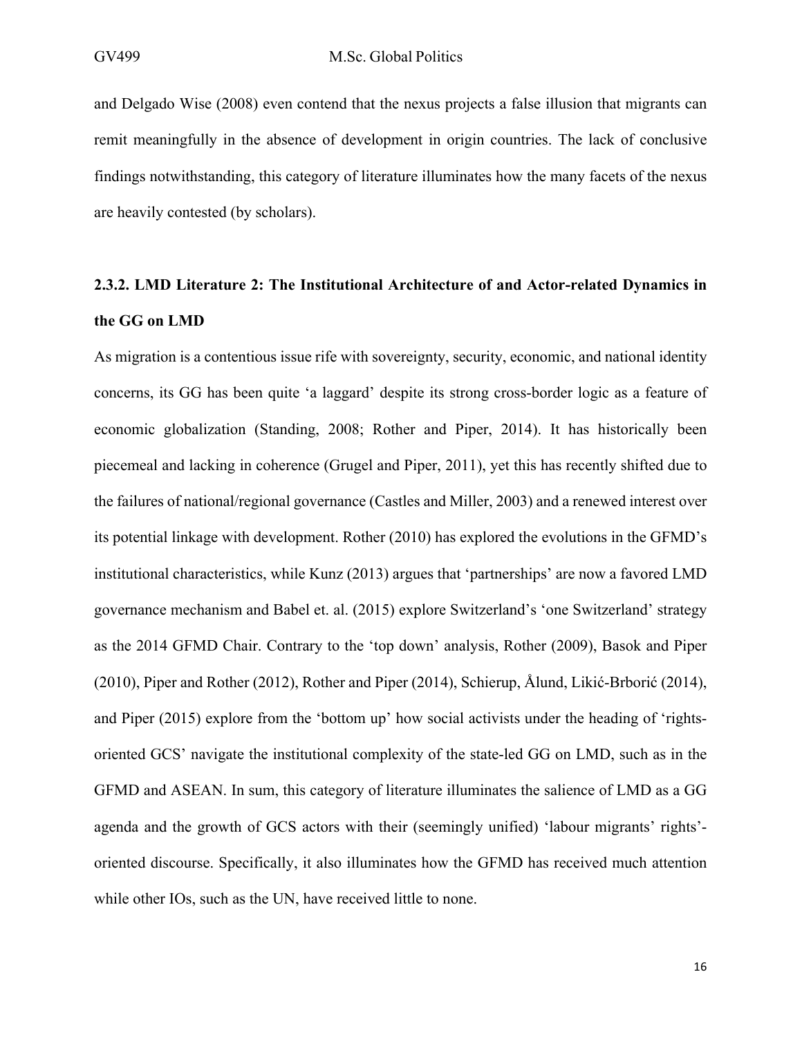and Delgado Wise (2008) even contend that the nexus projects a false illusion that migrants can remit meaningfully in the absence of development in origin countries. The lack of conclusive findings notwithstanding, this category of literature illuminates how the many facets of the nexus are heavily contested (by scholars).

### 2.3.2. LMD Literature 2: The Institutional Architecture of and Actor-related Dynamics in the GG on LMD

As migration is a contentious issue rife with sovereignty, security, economic, and national identity concerns, its GG has been quite 'a laggard' despite its strong cross-border logic as a feature of economic globalization (Standing, 2008; Rother and Piper, 2014). It has historically been piecemeal and lacking in coherence (Grugel and Piper, 2011), yet this has recently shifted due to the failures of national/regional governance (Castles and Miller, 2003) and a renewed interest over its potential linkage with development. Rother (2010) has explored the evolutions in the GFMD's institutional characteristics, while Kunz (2013) argues that 'partnerships' are now a favored LMD governance mechanism and Babel et. al. (2015) explore Switzerland's 'one Switzerland' strategy as the 2014 GFMD Chair. Contrary to the 'top down' analysis, Rother (2009), Basok and Piper (2010), Piper and Rother (2012), Rother and Piper (2014), Schierup, Ålund, Likić-Brborić (2014), and Piper (2015) explore from the 'bottom up' how social activists under the heading of 'rights-oriented GCS' navigate the institutional complexity of the state-led GG on LMD, such as in the GFMD and ASEAN. In sum, this category of literature illuminates the salience of LMD as a GG agenda and the growth of GCS actors with their (seemingly unified) 'labour migrants' rights'-oriented discourse. Specifically, it also illuminates how the GFMD has received much attention while other IOs, such as the UN, have received little to none.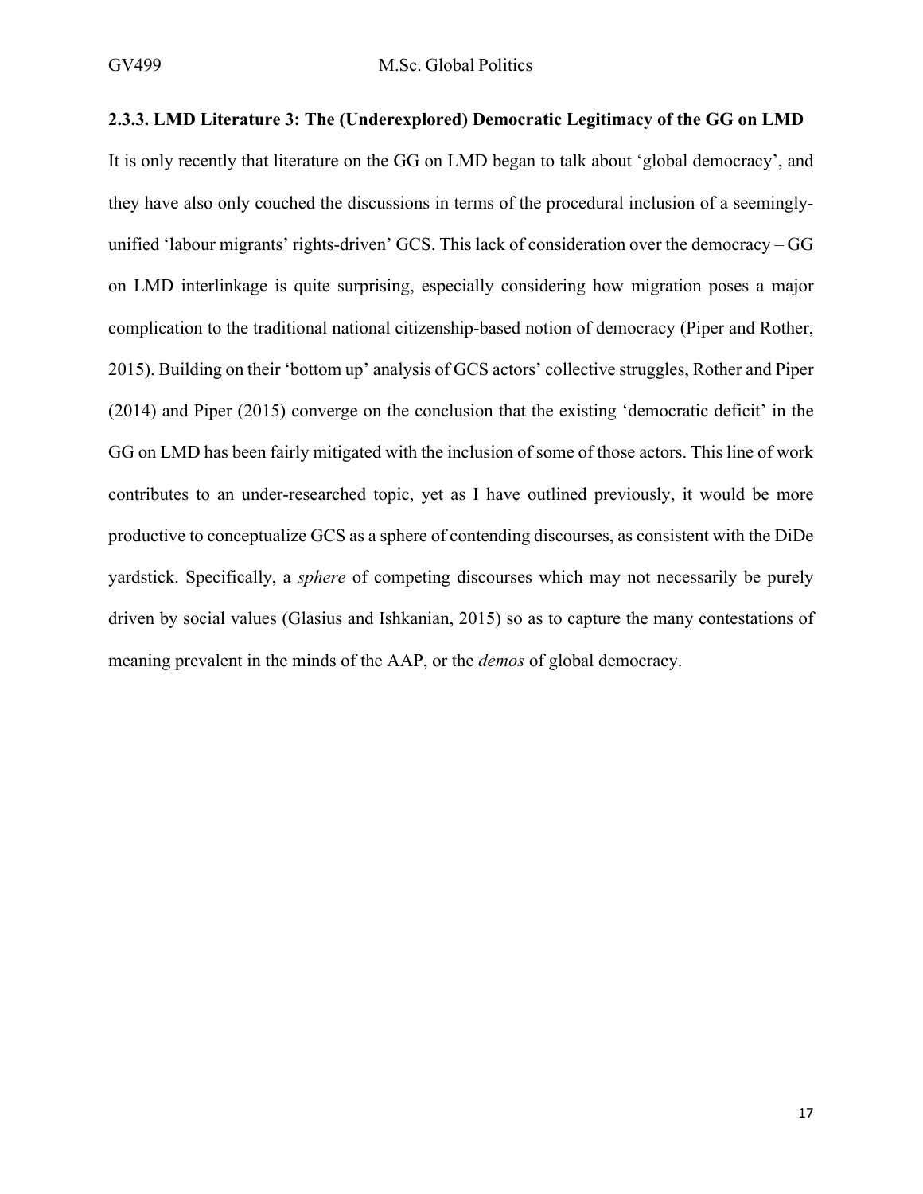### 2.3.3. LMD Literature 3: The (Underexplored) Democratic Legitimacy of the GG on LMD

It is only recently that literature on the GG on LMD began to talk about 'global democracy', and they have also only couched the discussions in terms of the procedural inclusion of a seemingly-unified 'labour migrants' rights-driven' GCS. This lack of consideration over the democracy – GG on LMD interlinkage is quite surprising, especially considering how migration poses a major complication to the traditional national citizenship-based notion of democracy (Piper and Rother, 2015). Building on their 'bottom up' analysis of GCS actors' collective struggles, Rother and Piper (2014) and Piper (2015) converge on the conclusion that the existing 'democratic deficit' in the GG on LMD has been fairly mitigated with the inclusion of some of those actors. This line of work contributes to an under-researched topic, yet as I have outlined previously, it would be more productive to conceptualize GCS as a sphere of contending discourses, as consistent with the DiDe yardstick. Specifically, a *sphere* of competing discourses which may not necessarily be purely driven by social values (Glasius and Ishkanian, 2015) so as to capture the many contestations of meaning prevalent in the minds of the AAP, or the *demos* of global democracy.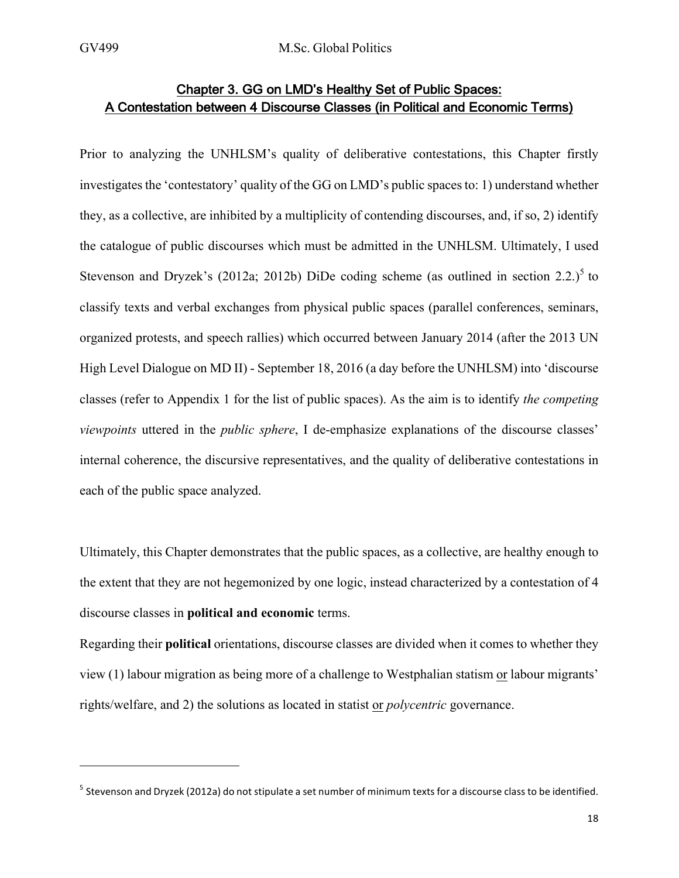## Chapter 3. GG on LMD's Healthy Set of Public Spaces: A Contestation between 4 Discourse Classes (in Political and Economic Terms)

Prior to analyzing the UNHLSM's quality of deliberative contestations, this Chapter firstly investigates the 'contestatory' quality of the GG on LMD's public spaces to: 1) understand whether they, as a collective, are inhibited by a multiplicity of contending discourses, and, if so, 2) identify the catalogue of public discourses which must be admitted in the UNHLSM. Ultimately, I used Stevenson and Dryzek's (2012a; 2012b) DiDe coding scheme (as outlined in section 2.2.)[5] to classify texts and verbal exchanges from physical public spaces (parallel conferences, seminars, organized protests, and speech rallies) which occurred between January 2014 (after the 2013 UN High Level Dialogue on MD II) - September 18, 2016 (a day before the UNHLSM) into 'discourse classes (refer to Appendix 1 for the list of public spaces). As the aim is to identify *the competing viewpoints* uttered in the *public sphere*, I de-emphasize explanations of the discourse classes' internal coherence, the discursive representatives, and the quality of deliberative contestations in each of the public space analyzed.

Ultimately, this Chapter demonstrates that the public spaces, as a collective, are healthy enough to the extent that they are not hegemonized by one logic, instead characterized by a contestation of 4 discourse classes in **political and economic** terms.

Regarding their **political** orientations, discourse classes are divided when it comes to whether they view (1) labour migration as being more of a challenge to Westphalian statism <u>or</u> labour migrants' rights/welfare, and 2) the solutions as located in statist <u>or</u> *polycentric* governance.

---

[5] Stevenson and Dryzek (2012a) do not stipulate a set number of minimum texts for a discourse class to be identified.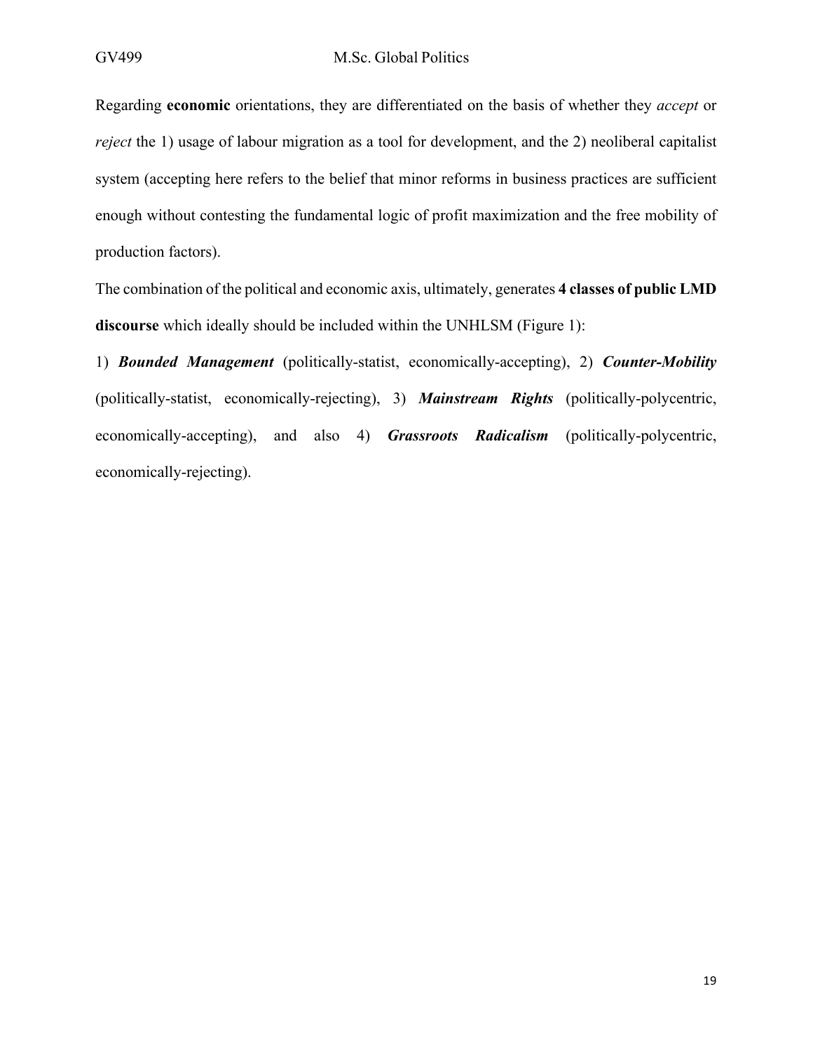Regarding **economic** orientations, they are differentiated on the basis of whether they *accept* or *reject* the 1) usage of labour migration as a tool for development, and the 2) neoliberal capitalist system (accepting here refers to the belief that minor reforms in business practices are sufficient enough without contesting the fundamental logic of profit maximization and the free mobility of production factors).

The combination of the political and economic axis, ultimately, generates **4 classes of public LMD discourse** which ideally should be included within the UNHLSM (Figure 1):

1) ***Bounded Management*** (politically-statist, economically-accepting), 2) ***Counter-Mobility*** (politically-statist, economically-rejecting), 3) ***Mainstream Rights*** (politically-polycentric, economically-accepting), and also 4) ***Grassroots Radicalism*** (politically-polycentric, economically-rejecting).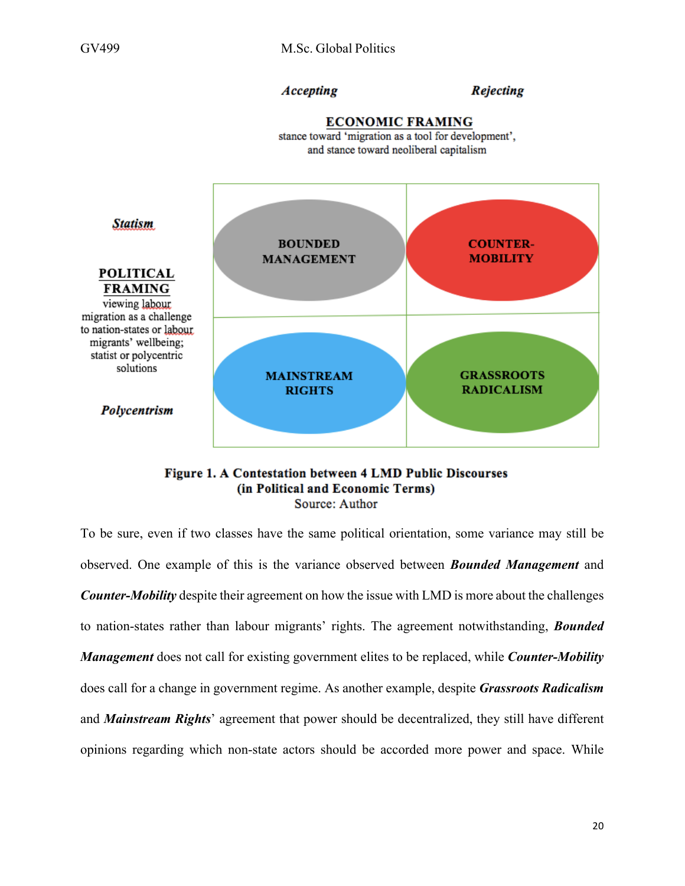| | *Accepting* | *Rejecting* |
|---|---|---|
| | **ECONOMIC FRAMING** stance toward 'migration as a tool for development', and stance toward neoliberal capitalism | |
| ***Statism*** | **BOUNDED MANAGEMENT** | **COUNTER-MOBILITY** |
| ***Polycentrism*** | **MAINSTREAM RIGHTS** | **GRASSROOTS RADICALISM** |

**POLITICAL FRAMING** viewing labour migration as a challenge to nation-states or labour migrants' wellbeing; statist or polycentric solutions

**Figure 1. A Contestation between 4 LMD Public Discourses (in Political and Economic Terms)**
Source: Author

To be sure, even if two classes have the same political orientation, some variance may still be observed. One example of this is the variance observed between ***Bounded Management*** and ***Counter-Mobility*** despite their agreement on how the issue with LMD is more about the challenges to nation-states rather than labour migrants' rights. The agreement notwithstanding, ***Bounded Management*** does not call for existing government elites to be replaced, while ***Counter-Mobility*** does call for a change in government regime. As another example, despite ***Grassroots Radicalism*** and ***Mainstream Rights***' agreement that power should be decentralized, they still have different opinions regarding which non-state actors should be accorded more power and space. While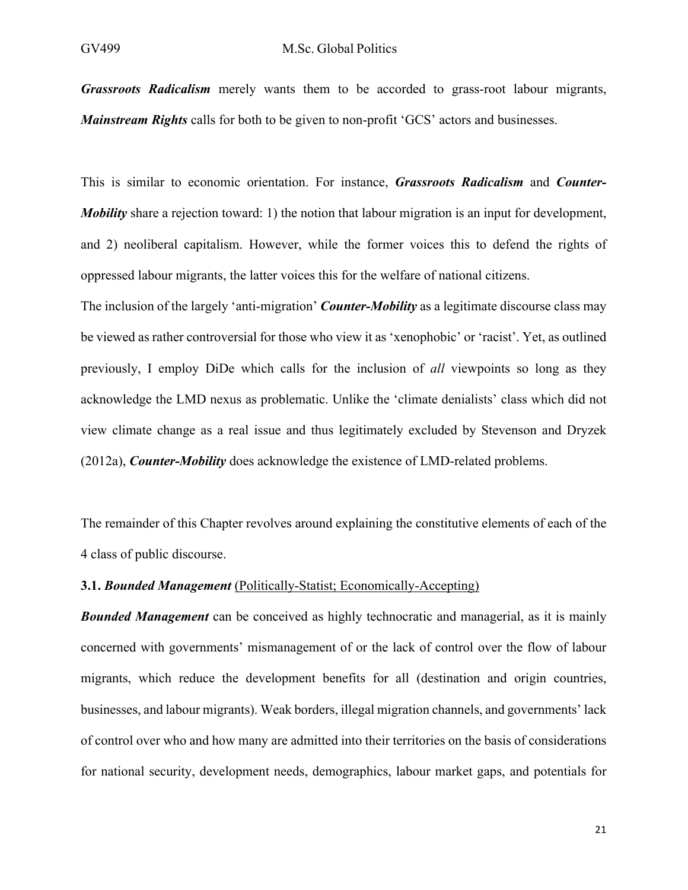***Grassroots Radicalism*** merely wants them to be accorded to grass-root labour migrants, ***Mainstream Rights*** calls for both to be given to non-profit 'GCS' actors and businesses.

This is similar to economic orientation. For instance, ***Grassroots Radicalism*** and ***Counter-Mobility*** share a rejection toward: 1) the notion that labour migration is an input for development, and 2) neoliberal capitalism. However, while the former voices this to defend the rights of oppressed labour migrants, the latter voices this for the welfare of national citizens.

The inclusion of the largely 'anti-migration' ***Counter-Mobility*** as a legitimate discourse class may be viewed as rather controversial for those who view it as 'xenophobic' or 'racist'. Yet, as outlined previously, I employ DiDe which calls for the inclusion of *all* viewpoints so long as they acknowledge the LMD nexus as problematic. Unlike the 'climate denialists' class which did not view climate change as a real issue and thus legitimately excluded by Stevenson and Dryzek (2012a), ***Counter-Mobility*** does acknowledge the existence of LMD-related problems.

The remainder of this Chapter revolves around explaining the constitutive elements of each of the 4 class of public discourse.

### 3.1. *Bounded Management* (Politically-Statist; Economically-Accepting)

***Bounded Management*** can be conceived as highly technocratic and managerial, as it is mainly concerned with governments' mismanagement of or the lack of control over the flow of labour migrants, which reduce the development benefits for all (destination and origin countries, businesses, and labour migrants). Weak borders, illegal migration channels, and governments' lack of control over who and how many are admitted into their territories on the basis of considerations for national security, development needs, demographics, labour market gaps, and potentials for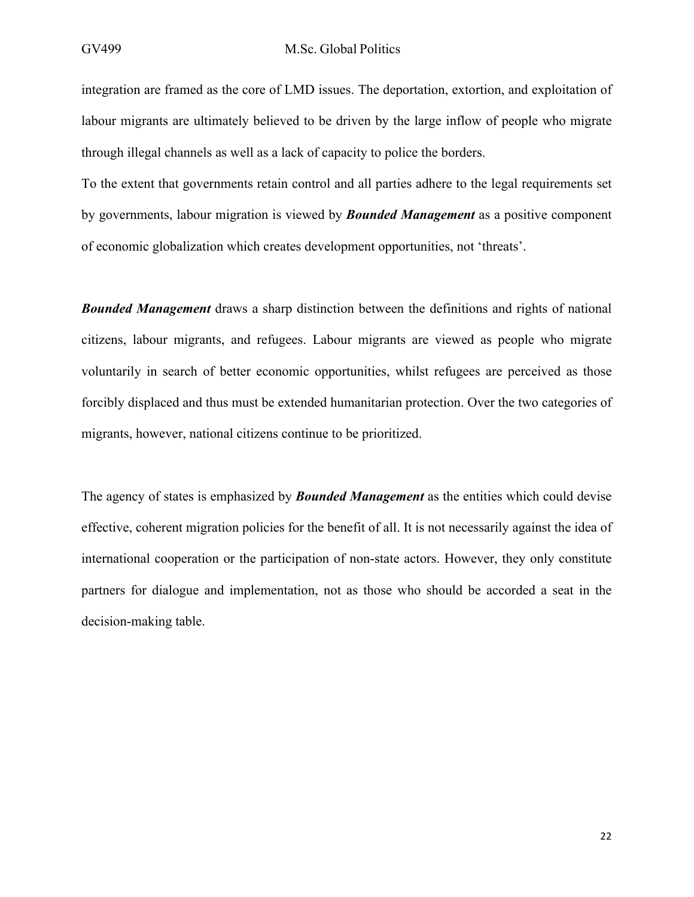integration are framed as the core of LMD issues. The deportation, extortion, and exploitation of labour migrants are ultimately believed to be driven by the large inflow of people who migrate through illegal channels as well as a lack of capacity to police the borders.

To the extent that governments retain control and all parties adhere to the legal requirements set by governments, labour migration is viewed by ***Bounded Management*** as a positive component of economic globalization which creates development opportunities, not 'threats'.

***Bounded Management*** draws a sharp distinction between the definitions and rights of national citizens, labour migrants, and refugees. Labour migrants are viewed as people who migrate voluntarily in search of better economic opportunities, whilst refugees are perceived as those forcibly displaced and thus must be extended humanitarian protection. Over the two categories of migrants, however, national citizens continue to be prioritized.

The agency of states is emphasized by ***Bounded Management*** as the entities which could devise effective, coherent migration policies for the benefit of all. It is not necessarily against the idea of international cooperation or the participation of non-state actors. However, they only constitute partners for dialogue and implementation, not as those who should be accorded a seat in the decision-making table.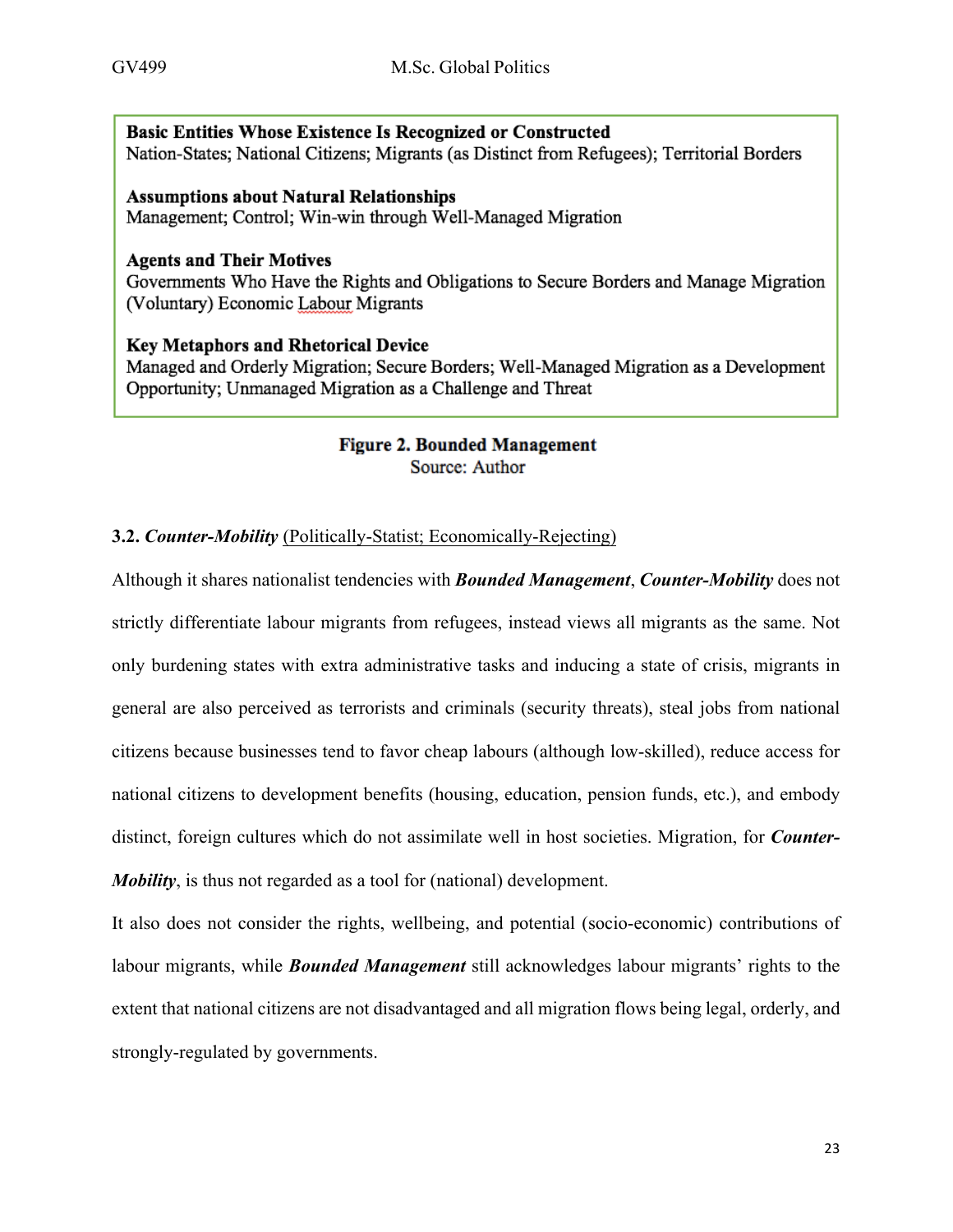**Basic Entities Whose Existence Is Recognized or Constructed**
Nation-States; National Citizens; Migrants (as Distinct from Refugees); Territorial Borders

**Assumptions about Natural Relationships**
Management; Control; Win-win through Well-Managed Migration

**Agents and Their Motives**
Governments Who Have the Rights and Obligations to Secure Borders and Manage Migration
(Voluntary) Economic Labour Migrants

**Key Metaphors and Rhetorical Device**
Managed and Orderly Migration; Secure Borders; Well-Managed Migration as a Development Opportunity; Unmanaged Migration as a Challenge and Threat

**Figure 2. Bounded Management**
Source: Author

### 3.2. ***Counter-Mobility*** (Politically-Statist; Economically-Rejecting)

Although it shares nationalist tendencies with ***Bounded Management***, ***Counter-Mobility*** does not strictly differentiate labour migrants from refugees, instead views all migrants as the same. Not only burdening states with extra administrative tasks and inducing a state of crisis, migrants in general are also perceived as terrorists and criminals (security threats), steal jobs from national citizens because businesses tend to favor cheap labours (although low-skilled), reduce access for national citizens to development benefits (housing, education, pension funds, etc.), and embody distinct, foreign cultures which do not assimilate well in host societies. Migration, for ***Counter-Mobility***, is thus not regarded as a tool for (national) development.

It also does not consider the rights, wellbeing, and potential (socio-economic) contributions of labour migrants, while ***Bounded Management*** still acknowledges labour migrants' rights to the extent that national citizens are not disadvantaged and all migration flows being legal, orderly, and strongly-regulated by governments.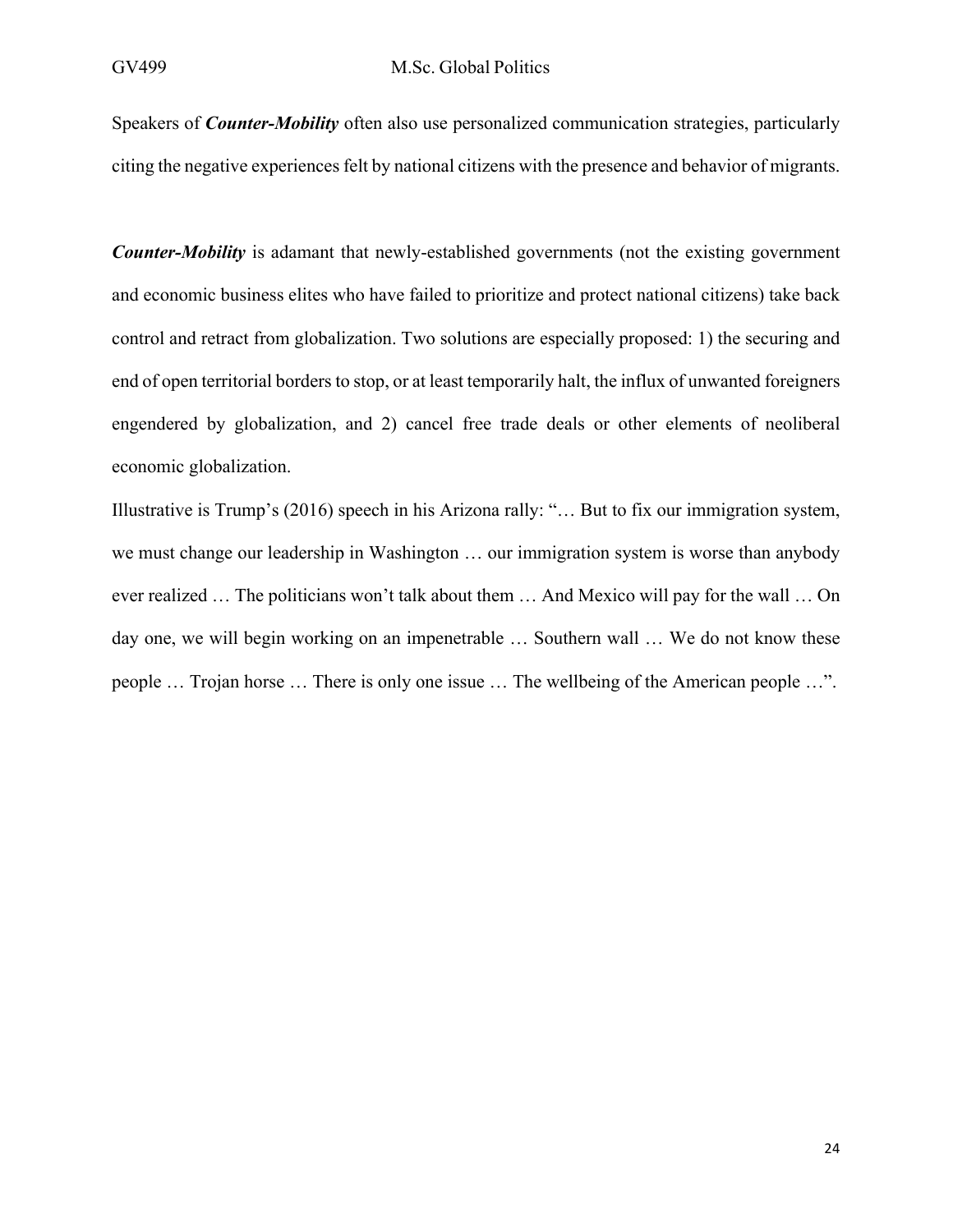Speakers of ***Counter-Mobility*** often also use personalized communication strategies, particularly citing the negative experiences felt by national citizens with the presence and behavior of migrants.

***Counter-Mobility*** is adamant that newly-established governments (not the existing government and economic business elites who have failed to prioritize and protect national citizens) take back control and retract from globalization. Two solutions are especially proposed: 1) the securing and end of open territorial borders to stop, or at least temporarily halt, the influx of unwanted foreigners engendered by globalization, and 2) cancel free trade deals or other elements of neoliberal economic globalization.

Illustrative is Trump's (2016) speech in his Arizona rally: "… But to fix our immigration system, we must change our leadership in Washington … our immigration system is worse than anybody ever realized … The politicians won't talk about them … And Mexico will pay for the wall … On day one, we will begin working on an impenetrable … Southern wall … We do not know these people … Trojan horse … There is only one issue … The wellbeing of the American people …".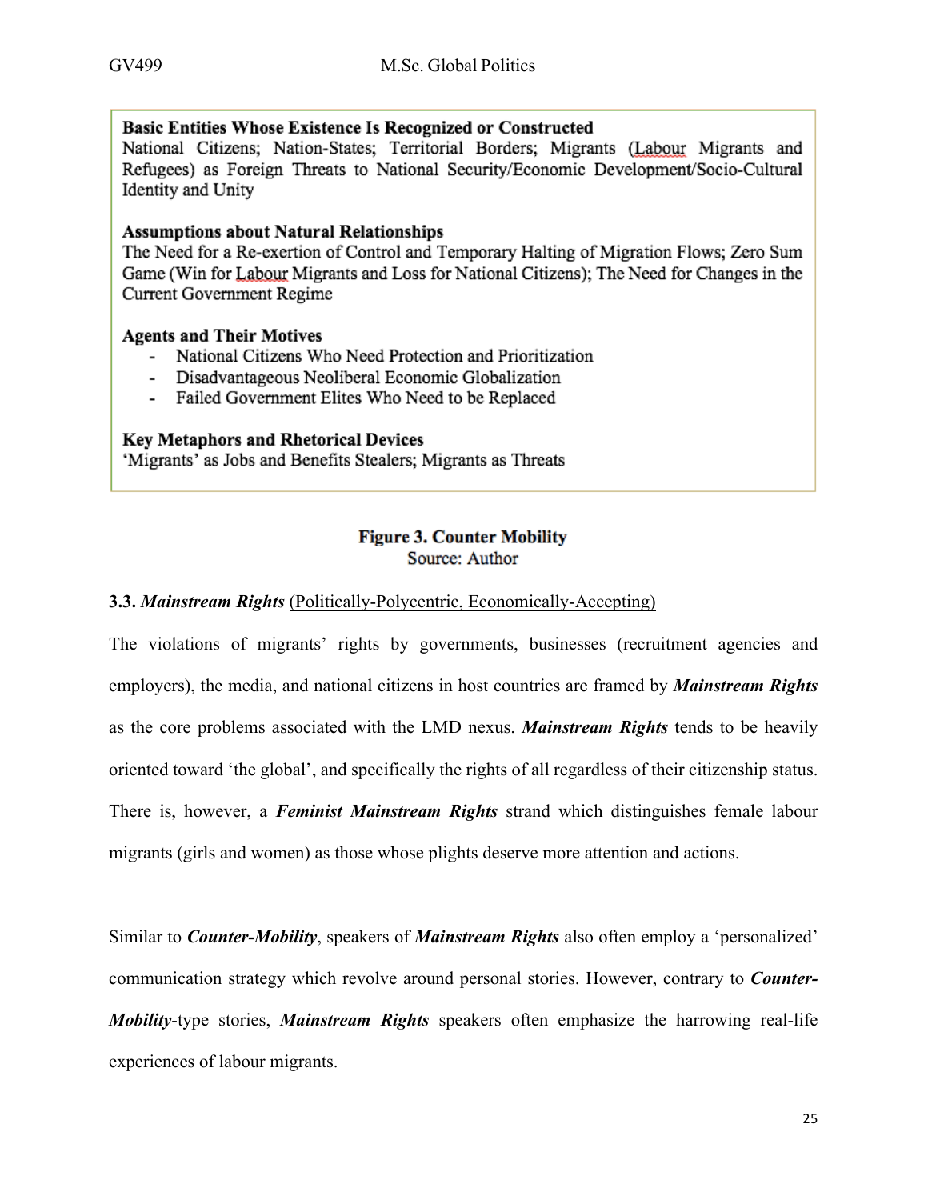**Basic Entities Whose Existence Is Recognized or Constructed**
National Citizens; Nation-States; Territorial Borders; Migrants (Labour Migrants and Refugees) as Foreign Threats to National Security/Economic Development/Socio-Cultural Identity and Unity

**Assumptions about Natural Relationships**
The Need for a Re-exertion of Control and Temporary Halting of Migration Flows; Zero Sum Game (Win for Labour Migrants and Loss for National Citizens); The Need for Changes in the Current Government Regime

**Agents and Their Motives**
- National Citizens Who Need Protection and Prioritization
- Disadvantageous Neoliberal Economic Globalization
- Failed Government Elites Who Need to be Replaced

**Key Metaphors and Rhetorical Devices**
'Migrants' as Jobs and Benefits Stealers; Migrants as Threats

**Figure 3. Counter Mobility**
Source: Author

**3.3.** ***Mainstream Rights*** <u>(Politically-Polycentric, Economically-Accepting)</u>

The violations of migrants' rights by governments, businesses (recruitment agencies and employers), the media, and national citizens in host countries are framed by ***Mainstream Rights*** as the core problems associated with the LMD nexus. ***Mainstream Rights*** tends to be heavily oriented toward 'the global', and specifically the rights of all regardless of their citizenship status. There is, however, a ***Feminist Mainstream Rights*** strand which distinguishes female labour migrants (girls and women) as those whose plights deserve more attention and actions.

Similar to ***Counter-Mobility***, speakers of ***Mainstream Rights*** also often employ a 'personalized' communication strategy which revolve around personal stories. However, contrary to ***Counter-Mobility***-type stories, ***Mainstream Rights*** speakers often emphasize the harrowing real-life experiences of labour migrants.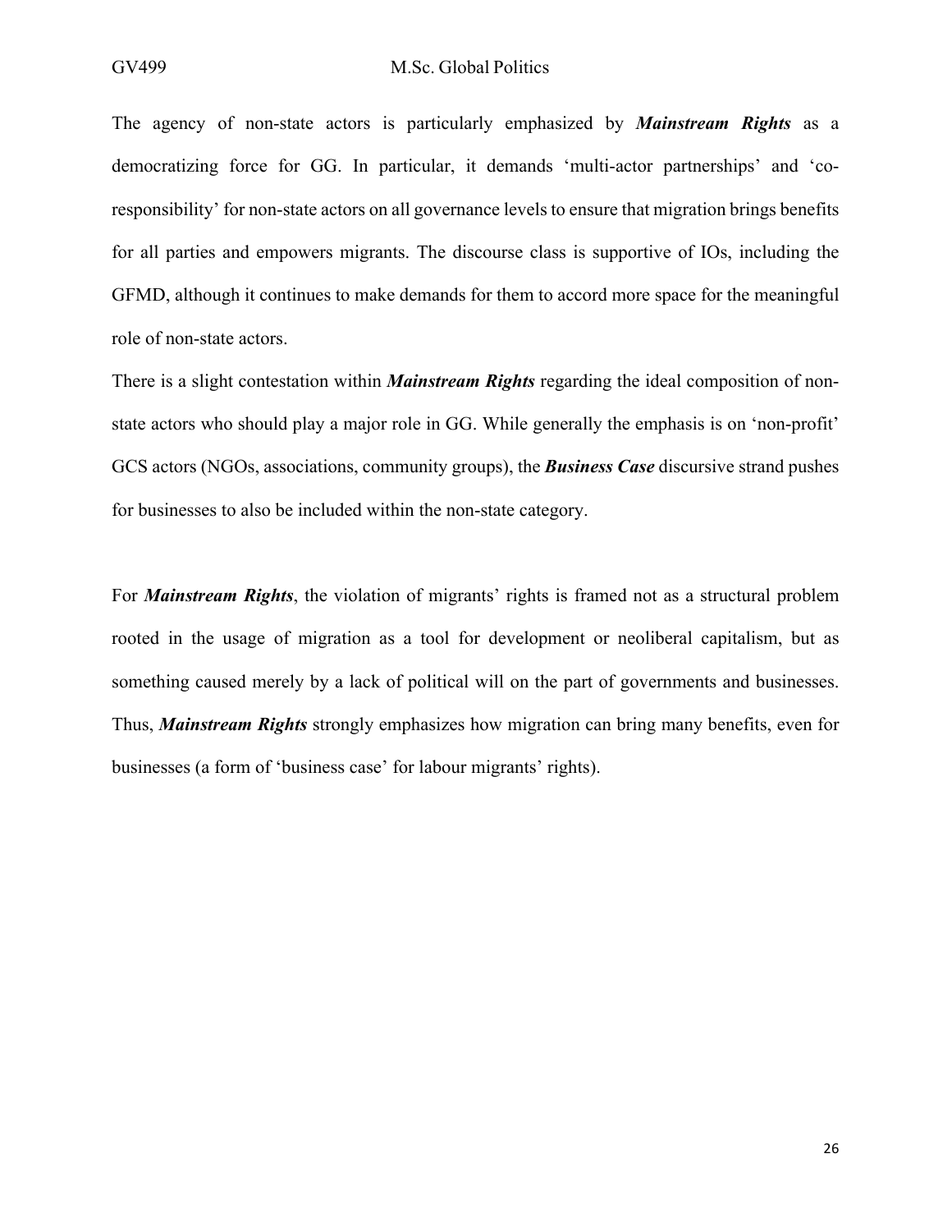The agency of non-state actors is particularly emphasized by ***Mainstream Rights*** as a democratizing force for GG. In particular, it demands 'multi-actor partnerships' and 'co-responsibility' for non-state actors on all governance levels to ensure that migration brings benefits for all parties and empowers migrants. The discourse class is supportive of IOs, including the GFMD, although it continues to make demands for them to accord more space for the meaningful role of non-state actors.

There is a slight contestation within ***Mainstream Rights*** regarding the ideal composition of non-state actors who should play a major role in GG. While generally the emphasis is on 'non-profit' GCS actors (NGOs, associations, community groups), the ***Business Case*** discursive strand pushes for businesses to also be included within the non-state category.

For ***Mainstream Rights***, the violation of migrants' rights is framed not as a structural problem rooted in the usage of migration as a tool for development or neoliberal capitalism, but as something caused merely by a lack of political will on the part of governments and businesses. Thus, ***Mainstream Rights*** strongly emphasizes how migration can bring many benefits, even for businesses (a form of 'business case' for labour migrants' rights).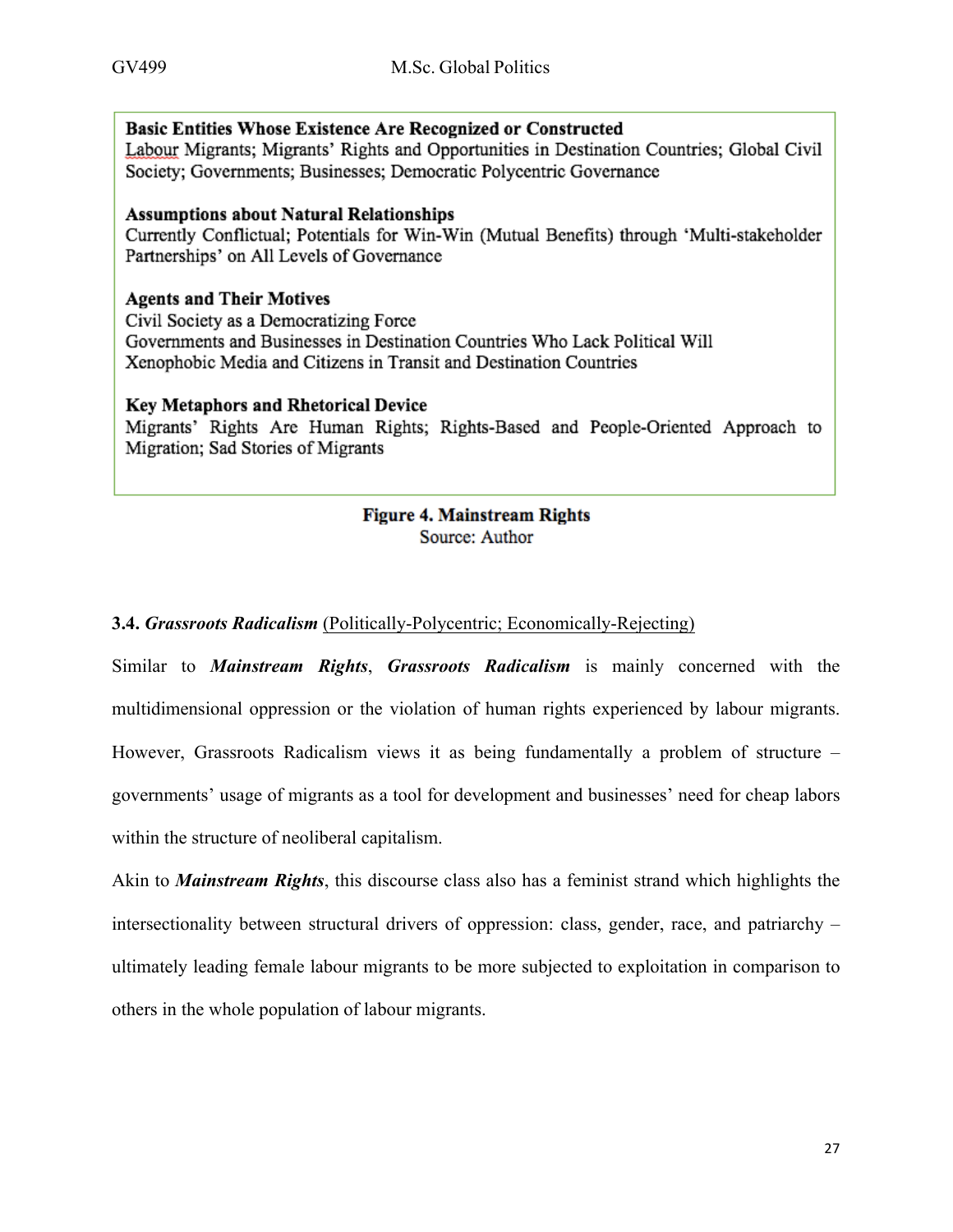**Basic Entities Whose Existence Are Recognized or Constructed**
Labour Migrants; Migrants' Rights and Opportunities in Destination Countries; Global Civil Society; Governments; Businesses; Democratic Polycentric Governance

**Assumptions about Natural Relationships**
Currently Conflictual; Potentials for Win-Win (Mutual Benefits) through 'Multi-stakeholder Partnerships' on All Levels of Governance

**Agents and Their Motives**
Civil Society as a Democratizing Force
Governments and Businesses in Destination Countries Who Lack Political Will
Xenophobic Media and Citizens in Transit and Destination Countries

**Key Metaphors and Rhetorical Device**
Migrants' Rights Are Human Rights; Rights-Based and People-Oriented Approach to Migration; Sad Stories of Migrants

**Figure 4. Mainstream Rights**
Source: Author

### 3.4. ***Grassroots Radicalism*** (Politically-Polycentric; Economically-Rejecting)

Similar to ***Mainstream Rights***, ***Grassroots Radicalism*** is mainly concerned with the multidimensional oppression or the violation of human rights experienced by labour migrants. However, Grassroots Radicalism views it as being fundamentally a problem of structure – governments' usage of migrants as a tool for development and businesses' need for cheap labors within the structure of neoliberal capitalism.

Akin to ***Mainstream Rights***, this discourse class also has a feminist strand which highlights the intersectionality between structural drivers of oppression: class, gender, race, and patriarchy – ultimately leading female labour migrants to be more subjected to exploitation in comparison to others in the whole population of labour migrants.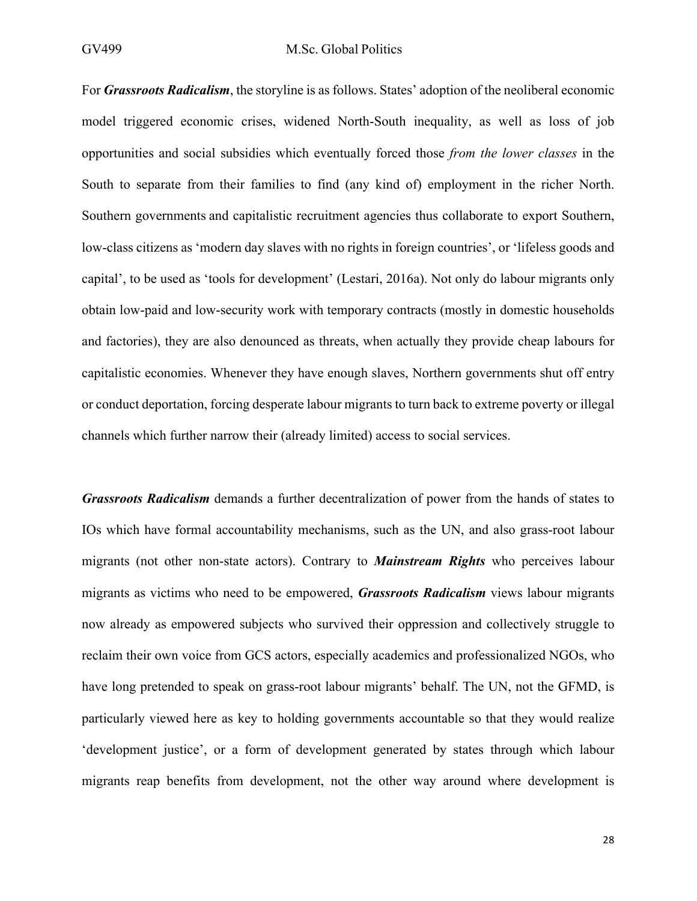For ***Grassroots Radicalism***, the storyline is as follows. States' adoption of the neoliberal economic model triggered economic crises, widened North-South inequality, as well as loss of job opportunities and social subsidies which eventually forced those *from the lower classes* in the South to separate from their families to find (any kind of) employment in the richer North. Southern governments and capitalistic recruitment agencies thus collaborate to export Southern, low-class citizens as 'modern day slaves with no rights in foreign countries', or 'lifeless goods and capital', to be used as 'tools for development' (Lestari, 2016a). Not only do labour migrants only obtain low-paid and low-security work with temporary contracts (mostly in domestic households and factories), they are also denounced as threats, when actually they provide cheap labours for capitalistic economies. Whenever they have enough slaves, Northern governments shut off entry or conduct deportation, forcing desperate labour migrants to turn back to extreme poverty or illegal channels which further narrow their (already limited) access to social services.

***Grassroots Radicalism*** demands a further decentralization of power from the hands of states to IOs which have formal accountability mechanisms, such as the UN, and also grass-root labour migrants (not other non-state actors). Contrary to ***Mainstream Rights*** who perceives labour migrants as victims who need to be empowered, ***Grassroots Radicalism*** views labour migrants now already as empowered subjects who survived their oppression and collectively struggle to reclaim their own voice from GCS actors, especially academics and professionalized NGOs, who have long pretended to speak on grass-root labour migrants' behalf. The UN, not the GFMD, is particularly viewed here as key to holding governments accountable so that they would realize 'development justice', or a form of development generated by states through which labour migrants reap benefits from development, not the other way around where development is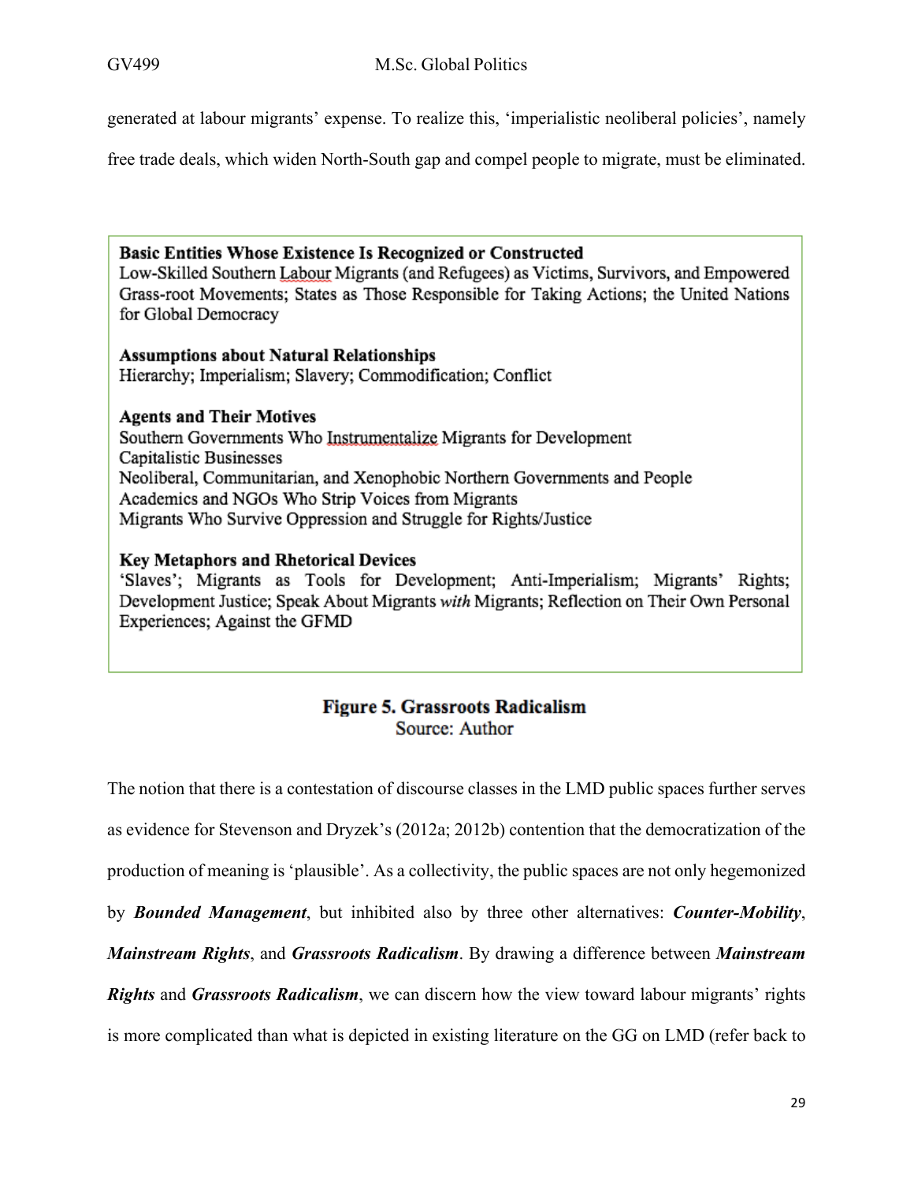generated at labour migrants' expense. To realize this, 'imperialistic neoliberal policies', namely free trade deals, which widen North-South gap and compel people to migrate, must be eliminated.

**Basic Entities Whose Existence Is Recognized or Constructed**
Low-Skilled Southern Labour Migrants (and Refugees) as Victims, Survivors, and Empowered Grass-root Movements; States as Those Responsible for Taking Actions; the United Nations for Global Democracy

**Assumptions about Natural Relationships**
Hierarchy; Imperialism; Slavery; Commodification; Conflict

**Agents and Their Motives**
Southern Governments Who Instrumentalize Migrants for Development
Capitalistic Businesses
Neoliberal, Communitarian, and Xenophobic Northern Governments and People
Academics and NGOs Who Strip Voices from Migrants
Migrants Who Survive Oppression and Struggle for Rights/Justice

**Key Metaphors and Rhetorical Devices**
'Slaves'; Migrants as Tools for Development; Anti-Imperialism; Migrants' Rights; Development Justice; Speak About Migrants *with* Migrants; Reflection on Their Own Personal Experiences; Against the GFMD

**Figure 5. Grassroots Radicalism**
Source: Author

The notion that there is a contestation of discourse classes in the LMD public spaces further serves as evidence for Stevenson and Dryzek's (2012a; 2012b) contention that the democratization of the production of meaning is 'plausible'. As a collectivity, the public spaces are not only hegemonized by ***Bounded Management***, but inhibited also by three other alternatives: ***Counter-Mobility***, ***Mainstream Rights***, and ***Grassroots Radicalism***. By drawing a difference between ***Mainstream Rights*** and ***Grassroots Radicalism***, we can discern how the view toward labour migrants' rights is more complicated than what is depicted in existing literature on the GG on LMD (refer back to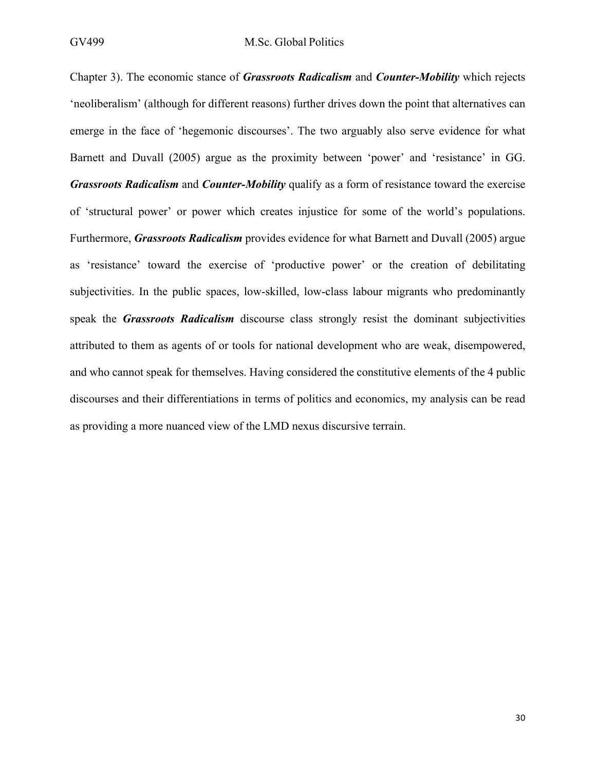Chapter 3). The economic stance of ***Grassroots Radicalism*** and ***Counter-Mobility*** which rejects 'neoliberalism' (although for different reasons) further drives down the point that alternatives can emerge in the face of 'hegemonic discourses'. The two arguably also serve evidence for what Barnett and Duvall (2005) argue as the proximity between 'power' and 'resistance' in GG. ***Grassroots Radicalism*** and ***Counter-Mobility*** qualify as a form of resistance toward the exercise of 'structural power' or power which creates injustice for some of the world's populations. Furthermore, ***Grassroots Radicalism*** provides evidence for what Barnett and Duvall (2005) argue as 'resistance' toward the exercise of 'productive power' or the creation of debilitating subjectivities. In the public spaces, low-skilled, low-class labour migrants who predominantly speak the ***Grassroots Radicalism*** discourse class strongly resist the dominant subjectivities attributed to them as agents of or tools for national development who are weak, disempowered, and who cannot speak for themselves. Having considered the constitutive elements of the 4 public discourses and their differentiations in terms of politics and economics, my analysis can be read as providing a more nuanced view of the LMD nexus discursive terrain.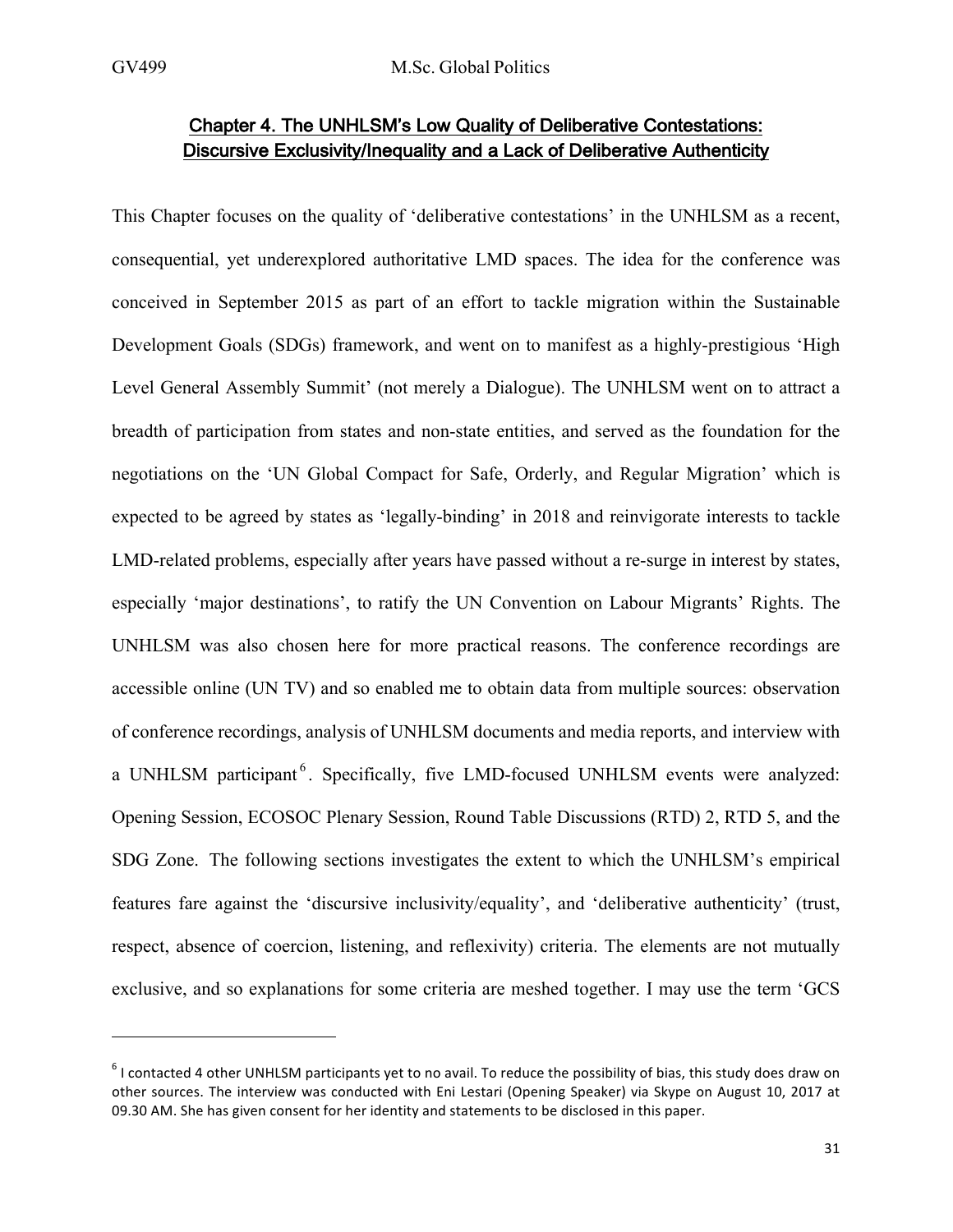## Chapter 4. The UNHLSM's Low Quality of Deliberative Contestations: Discursive Exclusivity/Inequality and a Lack of Deliberative Authenticity

This Chapter focuses on the quality of 'deliberative contestations' in the UNHLSM as a recent, consequential, yet underexplored authoritative LMD spaces. The idea for the conference was conceived in September 2015 as part of an effort to tackle migration within the Sustainable Development Goals (SDGs) framework, and went on to manifest as a highly-prestigious 'High Level General Assembly Summit' (not merely a Dialogue). The UNHLSM went on to attract a breadth of participation from states and non-state entities, and served as the foundation for the negotiations on the 'UN Global Compact for Safe, Orderly, and Regular Migration' which is expected to be agreed by states as 'legally-binding' in 2018 and reinvigorate interests to tackle LMD-related problems, especially after years have passed without a re-surge in interest by states, especially 'major destinations', to ratify the UN Convention on Labour Migrants' Rights. The UNHLSM was also chosen here for more practical reasons. The conference recordings are accessible online (UN TV) and so enabled me to obtain data from multiple sources: observation of conference recordings, analysis of UNHLSM documents and media reports, and interview with a UNHLSM participant[6]. Specifically, five LMD-focused UNHLSM events were analyzed: Opening Session, ECOSOC Plenary Session, Round Table Discussions (RTD) 2, RTD 5, and the SDG Zone. The following sections investigates the extent to which the UNHLSM's empirical features fare against the 'discursive inclusivity/equality', and 'deliberative authenticity' (trust, respect, absence of coercion, listening, and reflexivity) criteria. The elements are not mutually exclusive, and so explanations for some criteria are meshed together. I may use the term 'GCS

---

[6] I contacted 4 other UNHLSM participants yet to no avail. To reduce the possibility of bias, this study does draw on other sources. The interview was conducted with Eni Lestari (Opening Speaker) via Skype on August 10, 2017 at 09.30 AM. She has given consent for her identity and statements to be disclosed in this paper.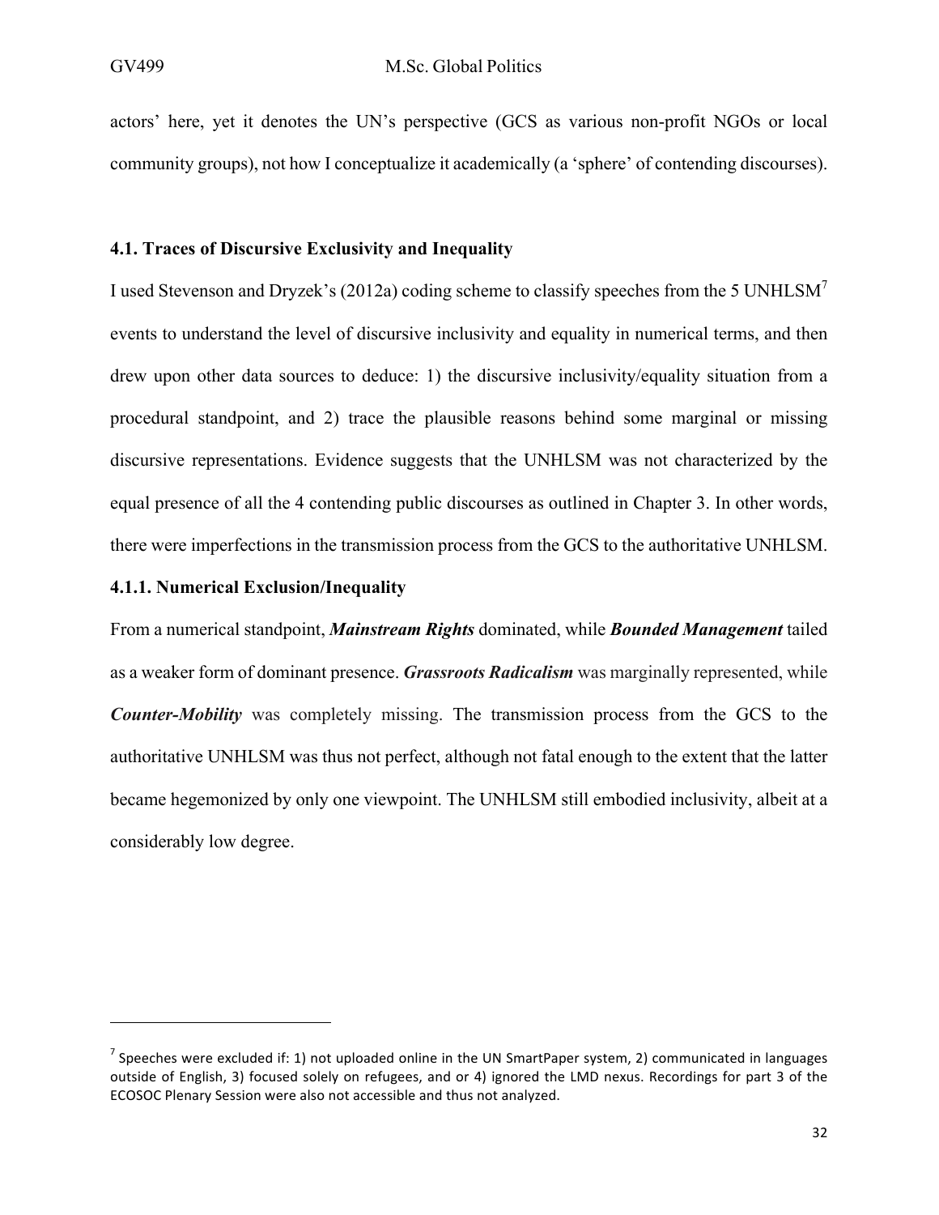actors' here, yet it denotes the UN's perspective (GCS as various non-profit NGOs or local community groups), not how I conceptualize it academically (a 'sphere' of contending discourses).

### 4.1. Traces of Discursive Exclusivity and Inequality

I used Stevenson and Dryzek's (2012a) coding scheme to classify speeches from the 5 UNHLSM[7] events to understand the level of discursive inclusivity and equality in numerical terms, and then drew upon other data sources to deduce: 1) the discursive inclusivity/equality situation from a procedural standpoint, and 2) trace the plausible reasons behind some marginal or missing discursive representations. Evidence suggests that the UNHLSM was not characterized by the equal presence of all the 4 contending public discourses as outlined in Chapter 3. In other words, there were imperfections in the transmission process from the GCS to the authoritative UNHLSM.

#### 4.1.1. Numerical Exclusion/Inequality

From a numerical standpoint, ***Mainstream Rights*** dominated, while ***Bounded Management*** tailed as a weaker form of dominant presence. ***Grassroots Radicalism*** was marginally represented, while ***Counter-Mobility*** was completely missing. The transmission process from the GCS to the authoritative UNHLSM was thus not perfect, although not fatal enough to the extent that the latter became hegemonized by only one viewpoint. The UNHLSM still embodied inclusivity, albeit at a considerably low degree.

---

[7] Speeches were excluded if: 1) not uploaded online in the UN SmartPaper system, 2) communicated in languages outside of English, 3) focused solely on refugees, and or 4) ignored the LMD nexus. Recordings for part 3 of the ECOSOC Plenary Session were also not accessible and thus not analyzed.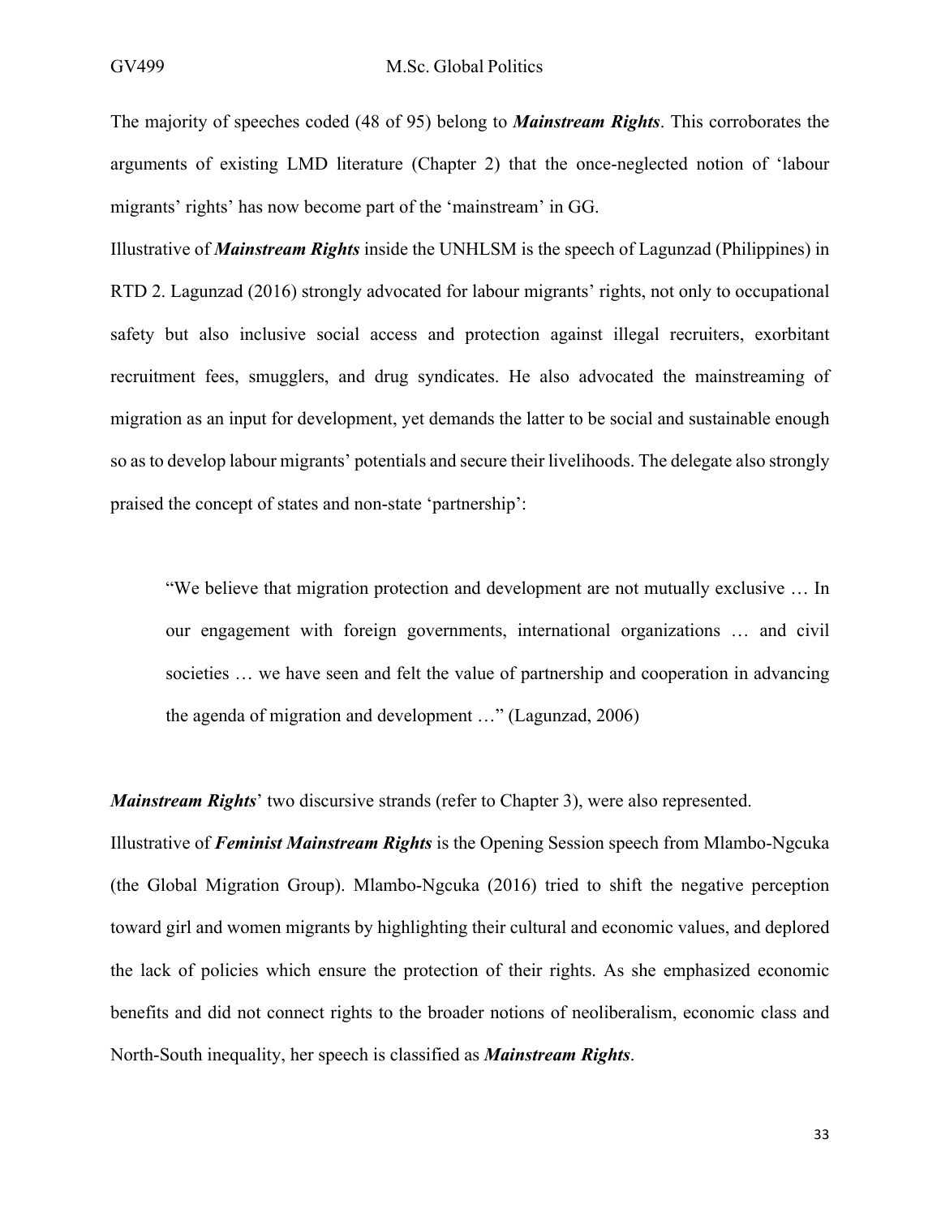The majority of speeches coded (48 of 95) belong to ***Mainstream Rights***. This corroborates the arguments of existing LMD literature (Chapter 2) that the once-neglected notion of 'labour migrants' rights' has now become part of the 'mainstream' in GG.

Illustrative of ***Mainstream Rights*** inside the UNHLSM is the speech of Lagunzad (Philippines) in RTD 2. Lagunzad (2016) strongly advocated for labour migrants' rights, not only to occupational safety but also inclusive social access and protection against illegal recruiters, exorbitant recruitment fees, smugglers, and drug syndicates. He also advocated the mainstreaming of migration as an input for development, yet demands the latter to be social and sustainable enough so as to develop labour migrants' potentials and secure their livelihoods. The delegate also strongly praised the concept of states and non-state 'partnership':

> "We believe that migration protection and development are not mutually exclusive … In our engagement with foreign governments, international organizations … and civil societies … we have seen and felt the value of partnership and cooperation in advancing the agenda of migration and development …" (Lagunzad, 2006)

***Mainstream Rights***' two discursive strands (refer to Chapter 3), were also represented.

Illustrative of ***Feminist Mainstream Rights*** is the Opening Session speech from Mlambo-Ngcuka (the Global Migration Group). Mlambo-Ngcuka (2016) tried to shift the negative perception toward girl and women migrants by highlighting their cultural and economic values, and deplored the lack of policies which ensure the protection of their rights. As she emphasized economic benefits and did not connect rights to the broader notions of neoliberalism, economic class and North-South inequality, her speech is classified as ***Mainstream Rights***.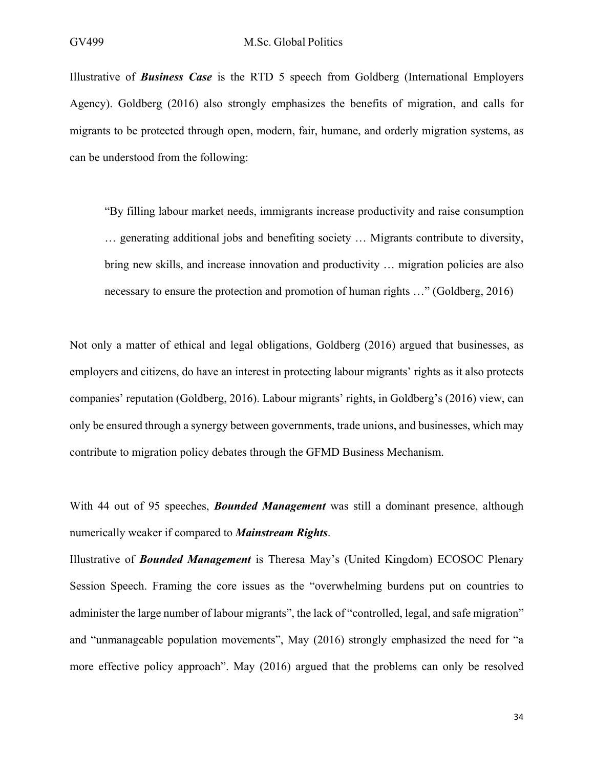Illustrative of ***Business Case*** is the RTD 5 speech from Goldberg (International Employers Agency). Goldberg (2016) also strongly emphasizes the benefits of migration, and calls for migrants to be protected through open, modern, fair, humane, and orderly migration systems, as can be understood from the following:

> "By filling labour market needs, immigrants increase productivity and raise consumption … generating additional jobs and benefiting society … Migrants contribute to diversity, bring new skills, and increase innovation and productivity … migration policies are also necessary to ensure the protection and promotion of human rights …" (Goldberg, 2016)

Not only a matter of ethical and legal obligations, Goldberg (2016) argued that businesses, as employers and citizens, do have an interest in protecting labour migrants' rights as it also protects companies' reputation (Goldberg, 2016). Labour migrants' rights, in Goldberg's (2016) view, can only be ensured through a synergy between governments, trade unions, and businesses, which may contribute to migration policy debates through the GFMD Business Mechanism.

With 44 out of 95 speeches, ***Bounded Management*** was still a dominant presence, although numerically weaker if compared to ***Mainstream Rights***.

Illustrative of ***Bounded Management*** is Theresa May's (United Kingdom) ECOSOC Plenary Session Speech. Framing the core issues as the "overwhelming burdens put on countries to administer the large number of labour migrants", the lack of "controlled, legal, and safe migration" and "unmanageable population movements", May (2016) strongly emphasized the need for "a more effective policy approach". May (2016) argued that the problems can only be resolved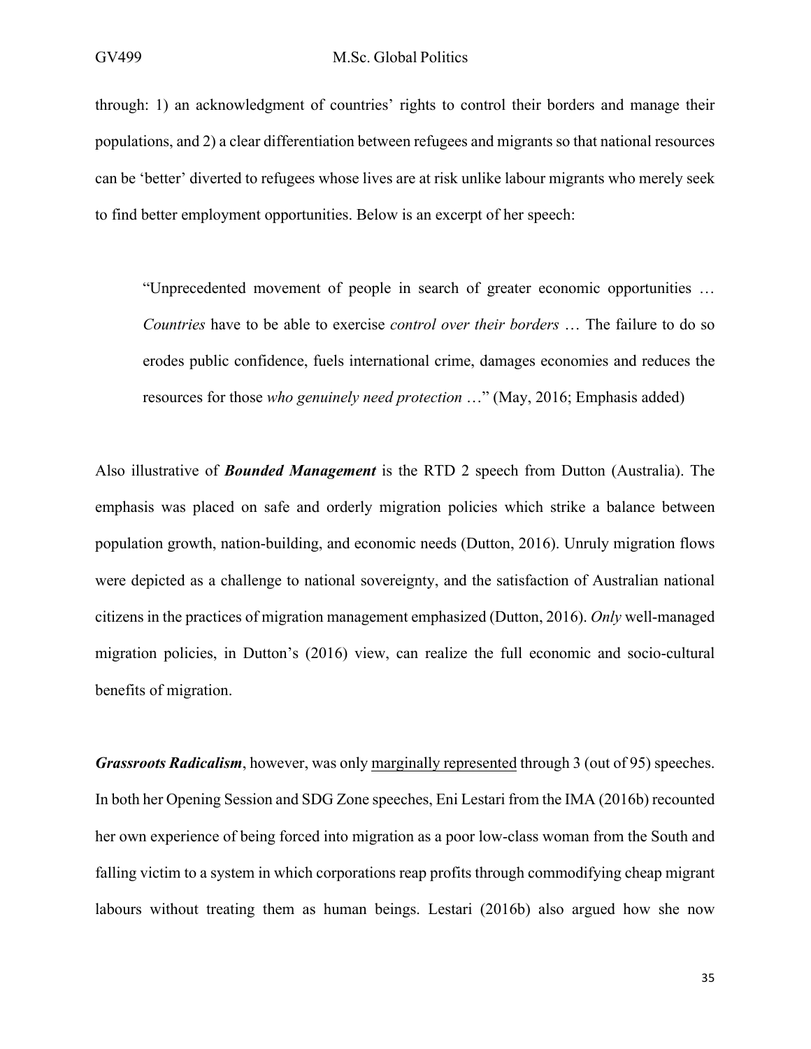through: 1) an acknowledgment of countries' rights to control their borders and manage their populations, and 2) a clear differentiation between refugees and migrants so that national resources can be 'better' diverted to refugees whose lives are at risk unlike labour migrants who merely seek to find better employment opportunities. Below is an excerpt of her speech:

> "Unprecedented movement of people in search of greater economic opportunities … *Countries* have to be able to exercise *control over their borders* … The failure to do so erodes public confidence, fuels international crime, damages economies and reduces the resources for those *who genuinely need protection* …" (May, 2016; Emphasis added)

Also illustrative of ***Bounded Management*** is the RTD 2 speech from Dutton (Australia). The emphasis was placed on safe and orderly migration policies which strike a balance between population growth, nation-building, and economic needs (Dutton, 2016). Unruly migration flows were depicted as a challenge to national sovereignty, and the satisfaction of Australian national citizens in the practices of migration management emphasized (Dutton, 2016). *Only* well-managed migration policies, in Dutton's (2016) view, can realize the full economic and socio-cultural benefits of migration.

***Grassroots Radicalism***, however, was only <u>marginally represented</u> through 3 (out of 95) speeches. In both her Opening Session and SDG Zone speeches, Eni Lestari from the IMA (2016b) recounted her own experience of being forced into migration as a poor low-class woman from the South and falling victim to a system in which corporations reap profits through commodifying cheap migrant labours without treating them as human beings. Lestari (2016b) also argued how she now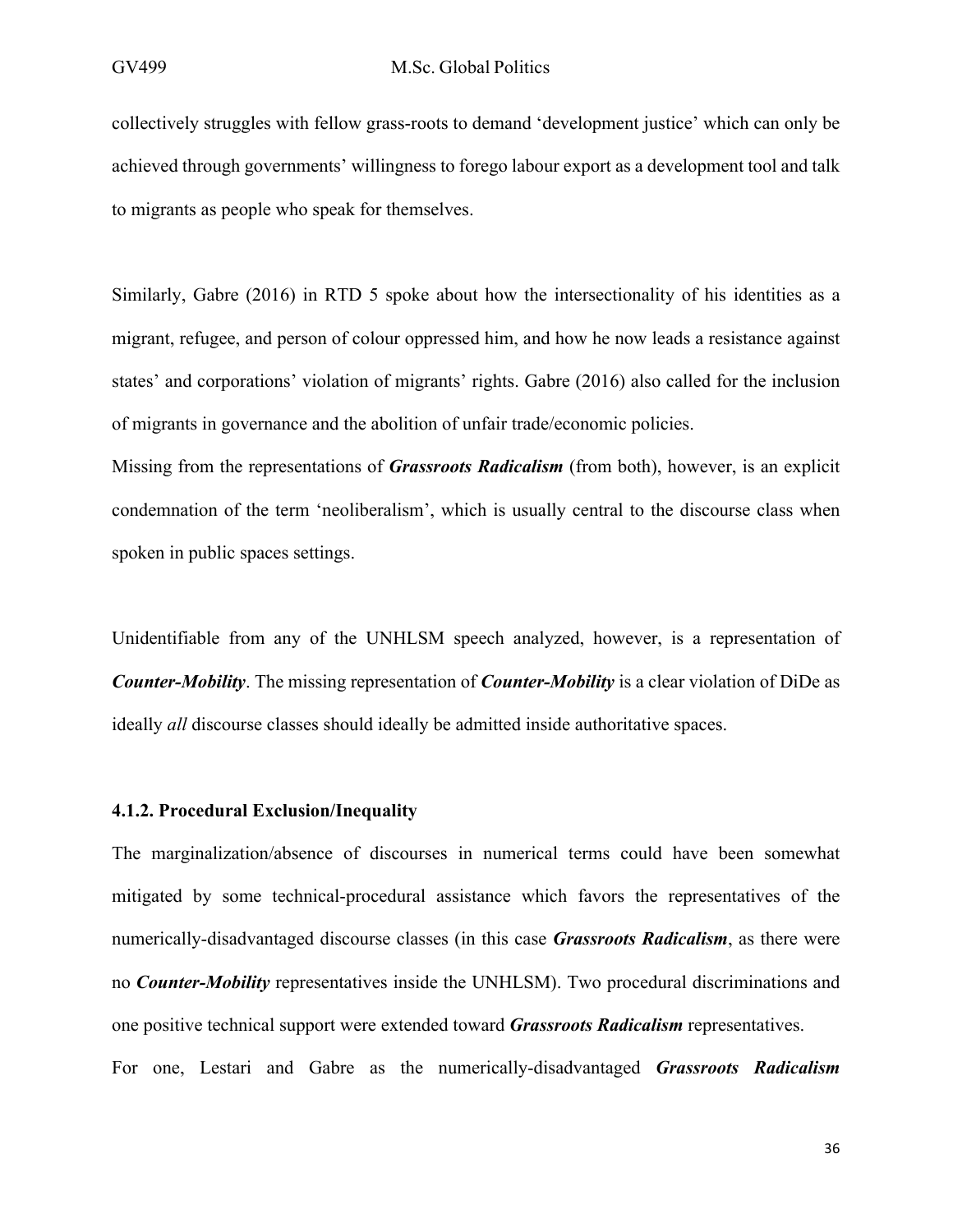collectively struggles with fellow grass-roots to demand 'development justice' which can only be achieved through governments' willingness to forego labour export as a development tool and talk to migrants as people who speak for themselves.

Similarly, Gabre (2016) in RTD 5 spoke about how the intersectionality of his identities as a migrant, refugee, and person of colour oppressed him, and how he now leads a resistance against states' and corporations' violation of migrants' rights. Gabre (2016) also called for the inclusion of migrants in governance and the abolition of unfair trade/economic policies.

Missing from the representations of ***Grassroots Radicalism*** (from both), however, is an explicit condemnation of the term 'neoliberalism', which is usually central to the discourse class when spoken in public spaces settings.

Unidentifiable from any of the UNHLSM speech analyzed, however, is a representation of ***Counter-Mobility***. The missing representation of ***Counter-Mobility*** is a clear violation of DiDe as ideally *all* discourse classes should ideally be admitted inside authoritative spaces.

#### 4.1.2. Procedural Exclusion/Inequality

The marginalization/absence of discourses in numerical terms could have been somewhat mitigated by some technical-procedural assistance which favors the representatives of the numerically-disadvantaged discourse classes (in this case ***Grassroots Radicalism***, as there were no ***Counter-Mobility*** representatives inside the UNHLSM). Two procedural discriminations and one positive technical support were extended toward ***Grassroots Radicalism*** representatives.

For one, Lestari and Gabre as the numerically-disadvantaged ***Grassroots Radicalism***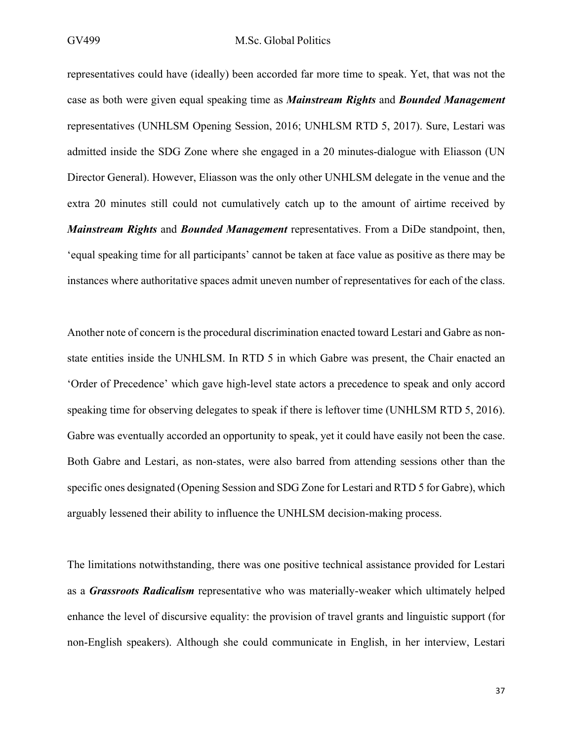representatives could have (ideally) been accorded far more time to speak. Yet, that was not the case as both were given equal speaking time as ***Mainstream Rights*** and ***Bounded Management*** representatives (UNHLSM Opening Session, 2016; UNHLSM RTD 5, 2017). Sure, Lestari was admitted inside the SDG Zone where she engaged in a 20 minutes-dialogue with Eliasson (UN Director General). However, Eliasson was the only other UNHLSM delegate in the venue and the extra 20 minutes still could not cumulatively catch up to the amount of airtime received by ***Mainstream Rights*** and ***Bounded Management*** representatives. From a DiDe standpoint, then, 'equal speaking time for all participants' cannot be taken at face value as positive as there may be instances where authoritative spaces admit uneven number of representatives for each of the class.

Another note of concern is the procedural discrimination enacted toward Lestari and Gabre as non-state entities inside the UNHLSM. In RTD 5 in which Gabre was present, the Chair enacted an 'Order of Precedence' which gave high-level state actors a precedence to speak and only accord speaking time for observing delegates to speak if there is leftover time (UNHLSM RTD 5, 2016). Gabre was eventually accorded an opportunity to speak, yet it could have easily not been the case. Both Gabre and Lestari, as non-states, were also barred from attending sessions other than the specific ones designated (Opening Session and SDG Zone for Lestari and RTD 5 for Gabre), which arguably lessened their ability to influence the UNHLSM decision-making process.

The limitations notwithstanding, there was one positive technical assistance provided for Lestari as a ***Grassroots Radicalism*** representative who was materially-weaker which ultimately helped enhance the level of discursive equality: the provision of travel grants and linguistic support (for non-English speakers). Although she could communicate in English, in her interview, Lestari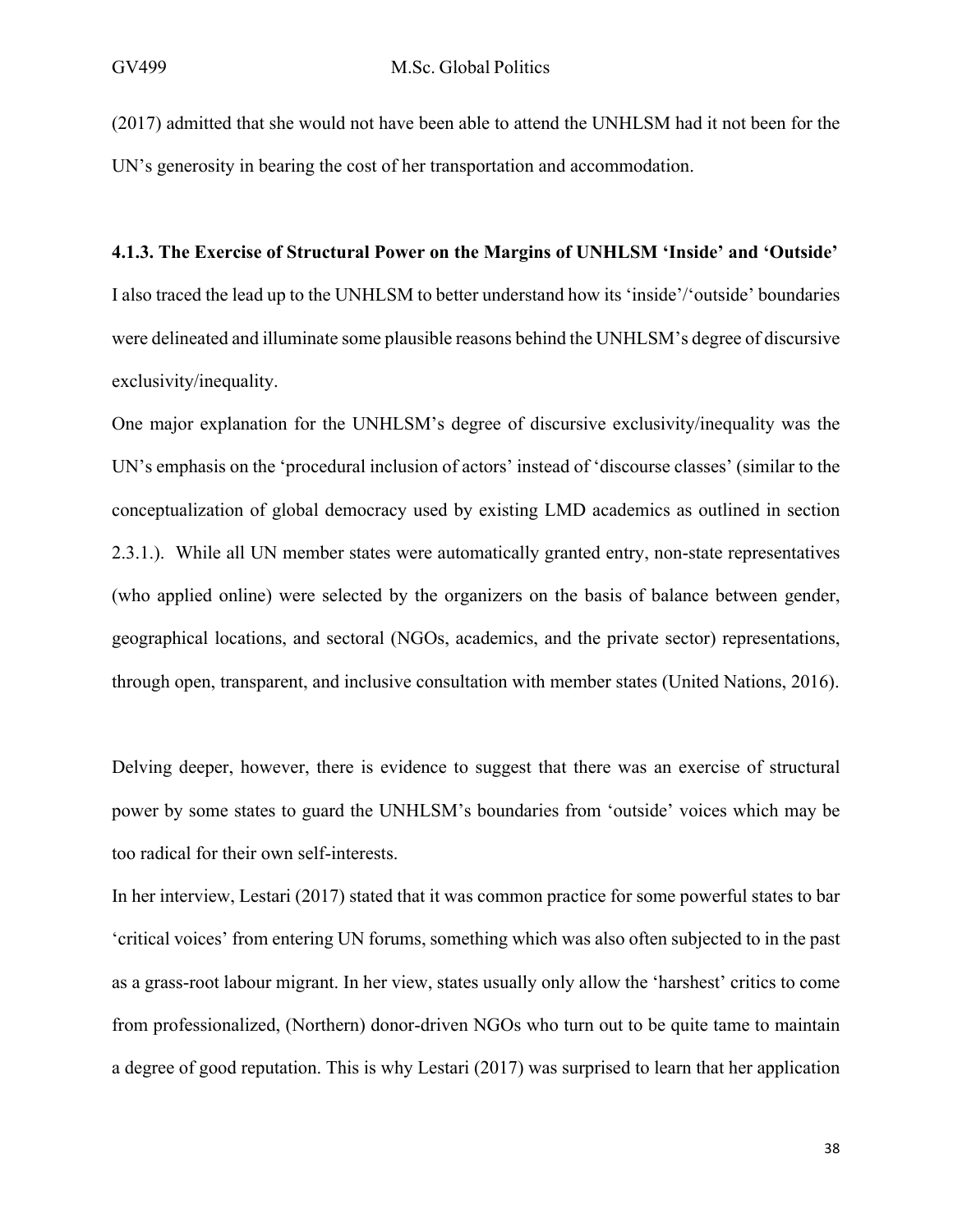(2017) admitted that she would not have been able to attend the UNHLSM had it not been for the UN's generosity in bearing the cost of her transportation and accommodation.

### 4.1.3. The Exercise of Structural Power on the Margins of UNHLSM 'Inside' and 'Outside'

I also traced the lead up to the UNHLSM to better understand how its 'inside'/'outside' boundaries were delineated and illuminate some plausible reasons behind the UNHLSM's degree of discursive exclusivity/inequality.

One major explanation for the UNHLSM's degree of discursive exclusivity/inequality was the UN's emphasis on the 'procedural inclusion of actors' instead of 'discourse classes' (similar to the conceptualization of global democracy used by existing LMD academics as outlined in section 2.3.1.). While all UN member states were automatically granted entry, non-state representatives (who applied online) were selected by the organizers on the basis of balance between gender, geographical locations, and sectoral (NGOs, academics, and the private sector) representations, through open, transparent, and inclusive consultation with member states (United Nations, 2016).

Delving deeper, however, there is evidence to suggest that there was an exercise of structural power by some states to guard the UNHLSM's boundaries from 'outside' voices which may be too radical for their own self-interests.

In her interview, Lestari (2017) stated that it was common practice for some powerful states to bar 'critical voices' from entering UN forums, something which was also often subjected to in the past as a grass-root labour migrant. In her view, states usually only allow the 'harshest' critics to come from professionalized, (Northern) donor-driven NGOs who turn out to be quite tame to maintain a degree of good reputation. This is why Lestari (2017) was surprised to learn that her application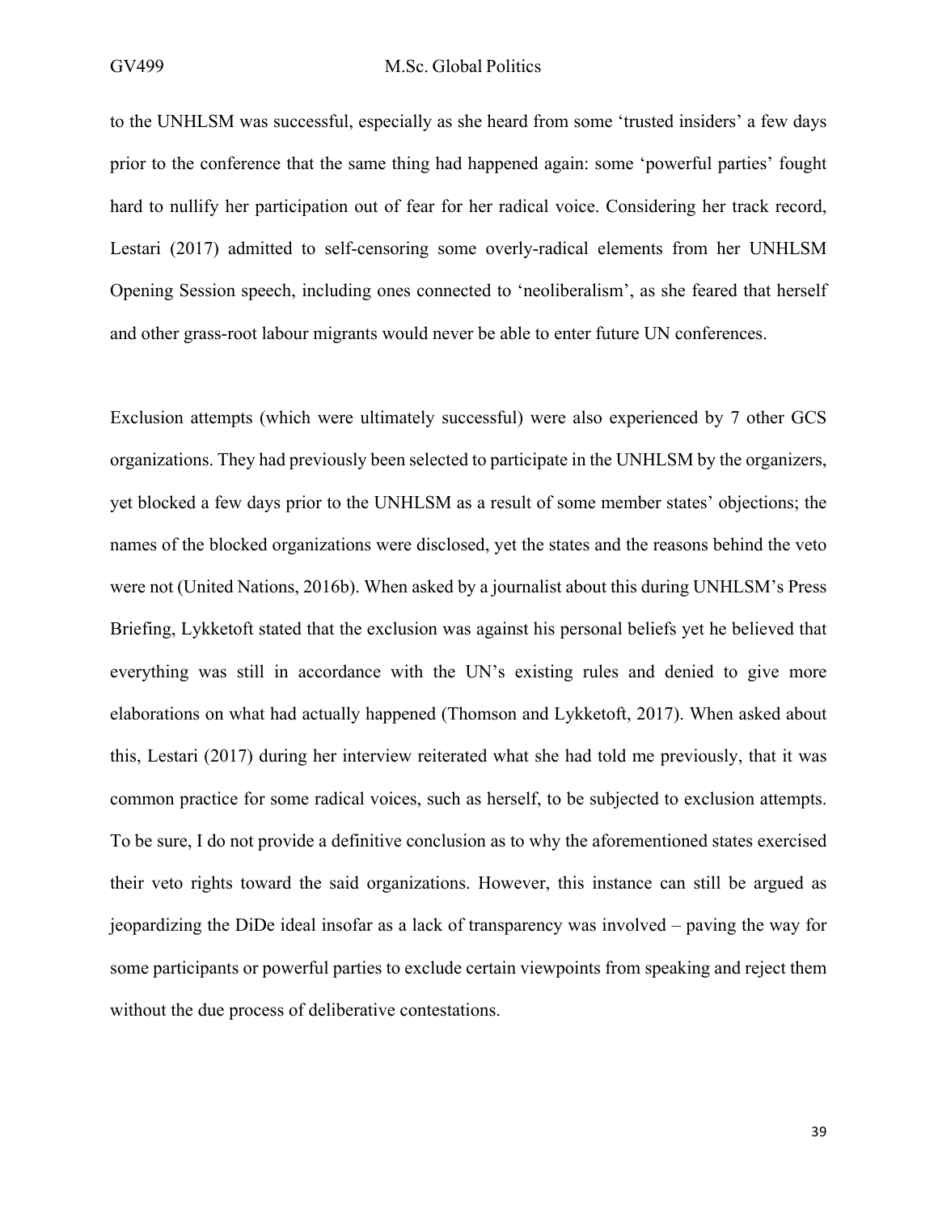to the UNHLSM was successful, especially as she heard from some 'trusted insiders' a few days prior to the conference that the same thing had happened again: some 'powerful parties' fought hard to nullify her participation out of fear for her radical voice. Considering her track record, Lestari (2017) admitted to self-censoring some overly-radical elements from her UNHLSM Opening Session speech, including ones connected to 'neoliberalism', as she feared that herself and other grass-root labour migrants would never be able to enter future UN conferences.

Exclusion attempts (which were ultimately successful) were also experienced by 7 other GCS organizations. They had previously been selected to participate in the UNHLSM by the organizers, yet blocked a few days prior to the UNHLSM as a result of some member states' objections; the names of the blocked organizations were disclosed, yet the states and the reasons behind the veto were not (United Nations, 2016b). When asked by a journalist about this during UNHLSM's Press Briefing, Lykketoft stated that the exclusion was against his personal beliefs yet he believed that everything was still in accordance with the UN's existing rules and denied to give more elaborations on what had actually happened (Thomson and Lykketoft, 2017). When asked about this, Lestari (2017) during her interview reiterated what she had told me previously, that it was common practice for some radical voices, such as herself, to be subjected to exclusion attempts. To be sure, I do not provide a definitive conclusion as to why the aforementioned states exercised their veto rights toward the said organizations. However, this instance can still be argued as jeopardizing the DiDe ideal insofar as a lack of transparency was involved – paving the way for some participants or powerful parties to exclude certain viewpoints from speaking and reject them without the due process of deliberative contestations.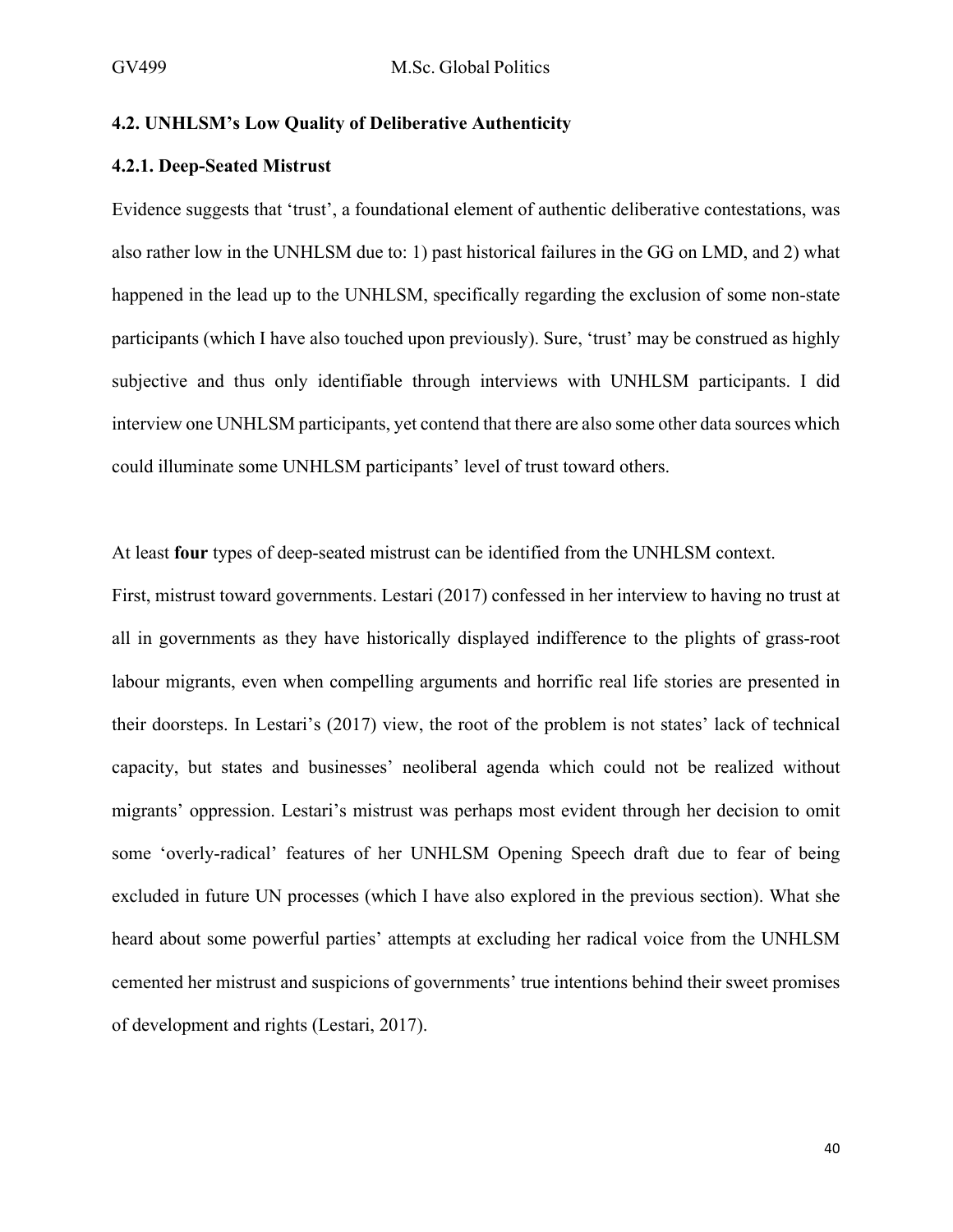### 4.2. UNHLSM's Low Quality of Deliberative Authenticity

#### 4.2.1. Deep-Seated Mistrust

Evidence suggests that 'trust', a foundational element of authentic deliberative contestations, was also rather low in the UNHLSM due to: 1) past historical failures in the GG on LMD, and 2) what happened in the lead up to the UNHLSM, specifically regarding the exclusion of some non-state participants (which I have also touched upon previously). Sure, 'trust' may be construed as highly subjective and thus only identifiable through interviews with UNHLSM participants. I did interview one UNHLSM participants, yet contend that there are also some other data sources which could illuminate some UNHLSM participants' level of trust toward others.

At least **four** types of deep-seated mistrust can be identified from the UNHLSM context.

First, mistrust toward governments. Lestari (2017) confessed in her interview to having no trust at all in governments as they have historically displayed indifference to the plights of grass-root labour migrants, even when compelling arguments and horrific real life stories are presented in their doorsteps. In Lestari's (2017) view, the root of the problem is not states' lack of technical capacity, but states and businesses' neoliberal agenda which could not be realized without migrants' oppression. Lestari's mistrust was perhaps most evident through her decision to omit some 'overly-radical' features of her UNHLSM Opening Speech draft due to fear of being excluded in future UN processes (which I have also explored in the previous section). What she heard about some powerful parties' attempts at excluding her radical voice from the UNHLSM cemented her mistrust and suspicions of governments' true intentions behind their sweet promises of development and rights (Lestari, 2017).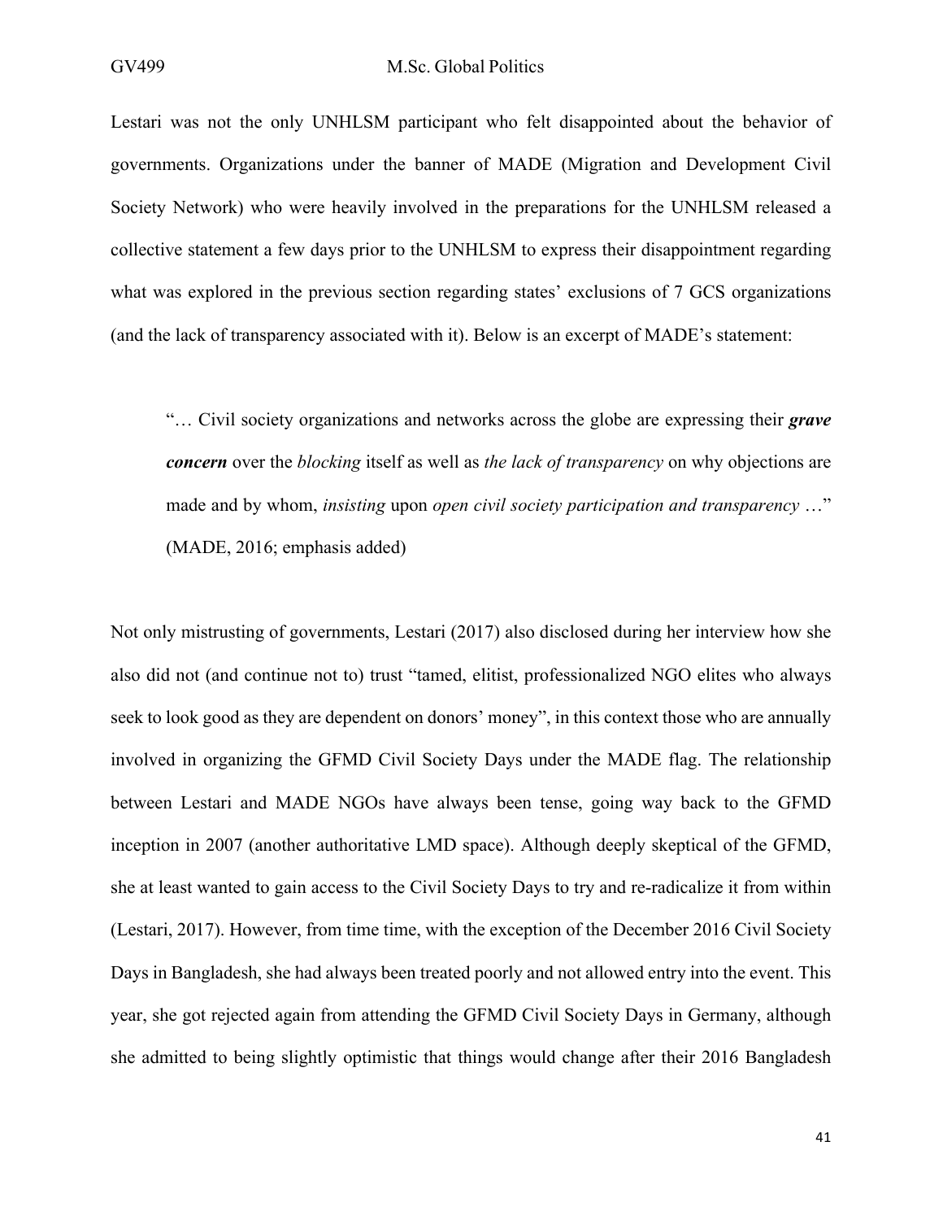Lestari was not the only UNHLSM participant who felt disappointed about the behavior of governments. Organizations under the banner of MADE (Migration and Development Civil Society Network) who were heavily involved in the preparations for the UNHLSM released a collective statement a few days prior to the UNHLSM to express their disappointment regarding what was explored in the previous section regarding states' exclusions of 7 GCS organizations (and the lack of transparency associated with it). Below is an excerpt of MADE's statement:

> "… Civil society organizations and networks across the globe are expressing their ***grave concern*** over the *blocking* itself as well as *the lack of transparency* on why objections are made and by whom, *insisting* upon *open civil society participation and transparency* …" (MADE, 2016; emphasis added)

Not only mistrusting of governments, Lestari (2017) also disclosed during her interview how she also did not (and continue not to) trust "tamed, elitist, professionalized NGO elites who always seek to look good as they are dependent on donors' money", in this context those who are annually involved in organizing the GFMD Civil Society Days under the MADE flag. The relationship between Lestari and MADE NGOs have always been tense, going way back to the GFMD inception in 2007 (another authoritative LMD space). Although deeply skeptical of the GFMD, she at least wanted to gain access to the Civil Society Days to try and re-radicalize it from within (Lestari, 2017). However, from time time, with the exception of the December 2016 Civil Society Days in Bangladesh, she had always been treated poorly and not allowed entry into the event. This year, she got rejected again from attending the GFMD Civil Society Days in Germany, although she admitted to being slightly optimistic that things would change after their 2016 Bangladesh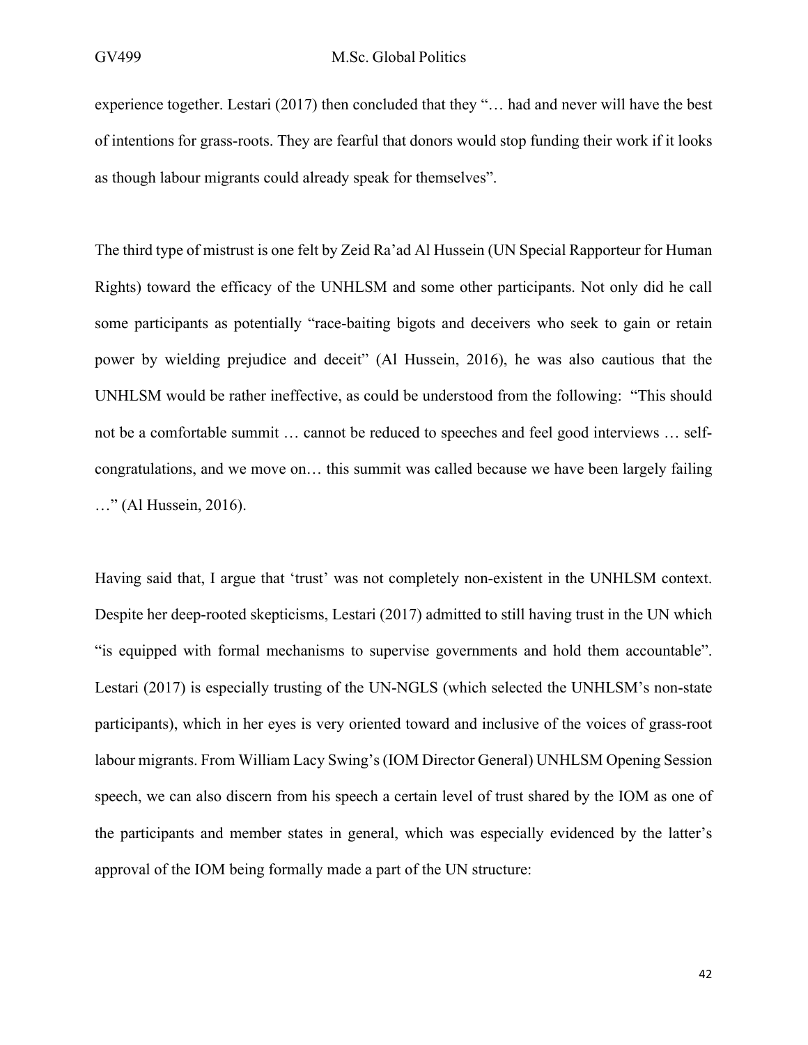experience together. Lestari (2017) then concluded that they "… had and never will have the best of intentions for grass-roots. They are fearful that donors would stop funding their work if it looks as though labour migrants could already speak for themselves".

The third type of mistrust is one felt by Zeid Ra'ad Al Hussein (UN Special Rapporteur for Human Rights) toward the efficacy of the UNHLSM and some other participants. Not only did he call some participants as potentially "race-baiting bigots and deceivers who seek to gain or retain power by wielding prejudice and deceit" (Al Hussein, 2016), he was also cautious that the UNHLSM would be rather ineffective, as could be understood from the following: "This should not be a comfortable summit … cannot be reduced to speeches and feel good interviews … self-congratulations, and we move on… this summit was called because we have been largely failing …" (Al Hussein, 2016).

Having said that, I argue that 'trust' was not completely non-existent in the UNHLSM context. Despite her deep-rooted skepticisms, Lestari (2017) admitted to still having trust in the UN which "is equipped with formal mechanisms to supervise governments and hold them accountable". Lestari (2017) is especially trusting of the UN-NGLS (which selected the UNHLSM's non-state participants), which in her eyes is very oriented toward and inclusive of the voices of grass-root labour migrants. From William Lacy Swing's (IOM Director General) UNHLSM Opening Session speech, we can also discern from his speech a certain level of trust shared by the IOM as one of the participants and member states in general, which was especially evidenced by the latter's approval of the IOM being formally made a part of the UN structure: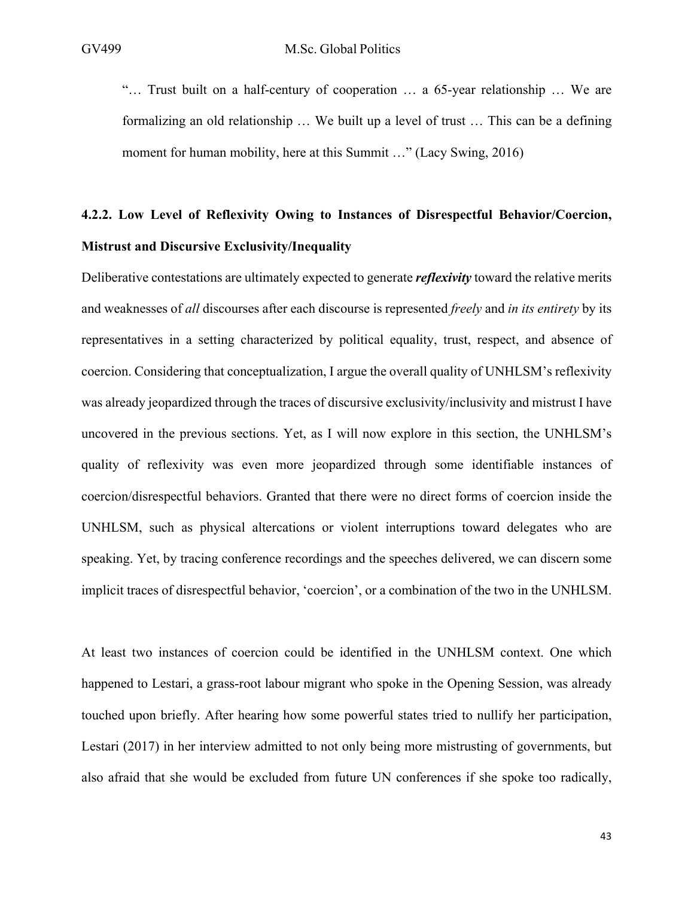"… Trust built on a half-century of cooperation … a 65-year relationship … We are formalizing an old relationship … We built up a level of trust … This can be a defining moment for human mobility, here at this Summit …" (Lacy Swing, 2016)

#### 4.2.2. Low Level of Reflexivity Owing to Instances of Disrespectful Behavior/Coercion, Mistrust and Discursive Exclusivity/Inequality

Deliberative contestations are ultimately expected to generate ***reflexivity*** toward the relative merits and weaknesses of *all* discourses after each discourse is represented *freely* and *in its entirety* by its representatives in a setting characterized by political equality, trust, respect, and absence of coercion. Considering that conceptualization, I argue the overall quality of UNHLSM's reflexivity was already jeopardized through the traces of discursive exclusivity/inclusivity and mistrust I have uncovered in the previous sections. Yet, as I will now explore in this section, the UNHLSM's quality of reflexivity was even more jeopardized through some identifiable instances of coercion/disrespectful behaviors. Granted that there were no direct forms of coercion inside the UNHLSM, such as physical altercations or violent interruptions toward delegates who are speaking. Yet, by tracing conference recordings and the speeches delivered, we can discern some implicit traces of disrespectful behavior, 'coercion', or a combination of the two in the UNHLSM.

At least two instances of coercion could be identified in the UNHLSM context. One which happened to Lestari, a grass-root labour migrant who spoke in the Opening Session, was already touched upon briefly. After hearing how some powerful states tried to nullify her participation, Lestari (2017) in her interview admitted to not only being more mistrusting of governments, but also afraid that she would be excluded from future UN conferences if she spoke too radically,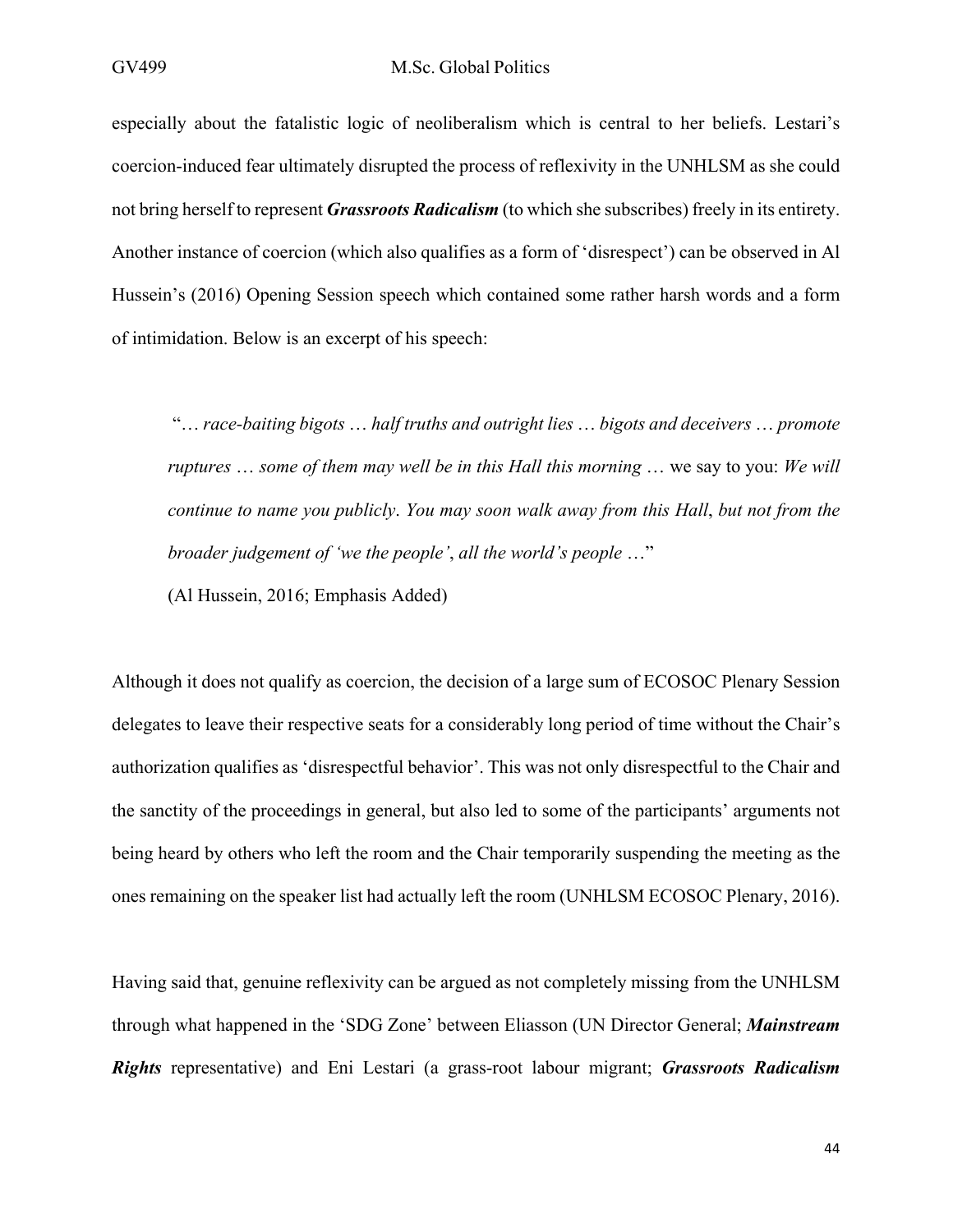especially about the fatalistic logic of neoliberalism which is central to her beliefs. Lestari's coercion-induced fear ultimately disrupted the process of reflexivity in the UNHLSM as she could not bring herself to represent ***Grassroots Radicalism*** (to which she subscribes) freely in its entirety. Another instance of coercion (which also qualifies as a form of 'disrespect') can be observed in Al Hussein's (2016) Opening Session speech which contained some rather harsh words and a form of intimidation. Below is an excerpt of his speech:

> "… *race-baiting bigots* … *half truths and outright lies* … *bigots and deceivers* … *promote ruptures* … *some of them may well be in this Hall this morning* … we say to you: *We will continue to name you publicly*. *You may soon walk away from this Hall*, *but not from the broader judgement of 'we the people'*, *all the world's people* …"
>
> (Al Hussein, 2016; Emphasis Added)

Although it does not qualify as coercion, the decision of a large sum of ECOSOC Plenary Session delegates to leave their respective seats for a considerably long period of time without the Chair's authorization qualifies as 'disrespectful behavior'. This was not only disrespectful to the Chair and the sanctity of the proceedings in general, but also led to some of the participants' arguments not being heard by others who left the room and the Chair temporarily suspending the meeting as the ones remaining on the speaker list had actually left the room (UNHLSM ECOSOC Plenary, 2016).

Having said that, genuine reflexivity can be argued as not completely missing from the UNHLSM through what happened in the 'SDG Zone' between Eliasson (UN Director General; ***Mainstream Rights*** representative) and Eni Lestari (a grass-root labour migrant; ***Grassroots Radicalism***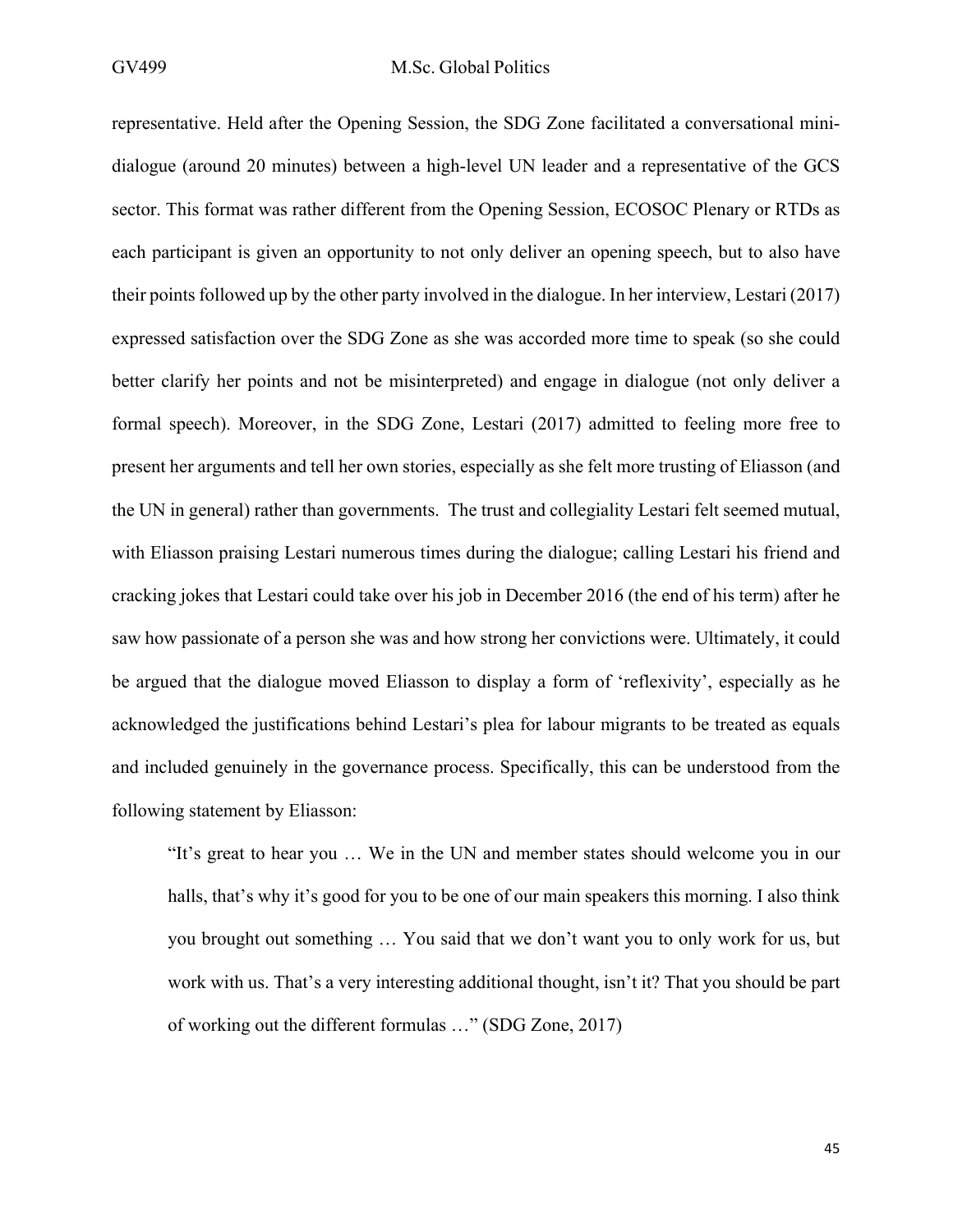representative. Held after the Opening Session, the SDG Zone facilitated a conversational mini-dialogue (around 20 minutes) between a high-level UN leader and a representative of the GCS sector. This format was rather different from the Opening Session, ECOSOC Plenary or RTDs as each participant is given an opportunity to not only deliver an opening speech, but to also have their points followed up by the other party involved in the dialogue. In her interview, Lestari (2017) expressed satisfaction over the SDG Zone as she was accorded more time to speak (so she could better clarify her points and not be misinterpreted) and engage in dialogue (not only deliver a formal speech). Moreover, in the SDG Zone, Lestari (2017) admitted to feeling more free to present her arguments and tell her own stories, especially as she felt more trusting of Eliasson (and the UN in general) rather than governments. The trust and collegiality Lestari felt seemed mutual, with Eliasson praising Lestari numerous times during the dialogue; calling Lestari his friend and cracking jokes that Lestari could take over his job in December 2016 (the end of his term) after he saw how passionate of a person she was and how strong her convictions were. Ultimately, it could be argued that the dialogue moved Eliasson to display a form of 'reflexivity', especially as he acknowledged the justifications behind Lestari's plea for labour migrants to be treated as equals and included genuinely in the governance process. Specifically, this can be understood from the following statement by Eliasson:

> "It's great to hear you … We in the UN and member states should welcome you in our halls, that's why it's good for you to be one of our main speakers this morning. I also think you brought out something … You said that we don't want you to only work for us, but work with us. That's a very interesting additional thought, isn't it? That you should be part of working out the different formulas …" (SDG Zone, 2017)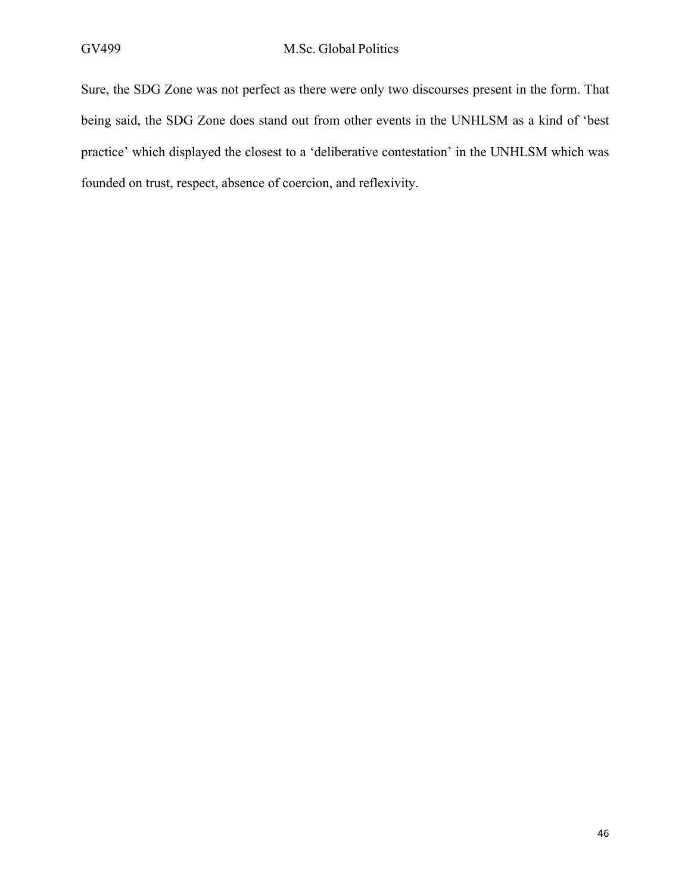Sure, the SDG Zone was not perfect as there were only two discourses present in the form. That being said, the SDG Zone does stand out from other events in the UNHLSM as a kind of 'best practice' which displayed the closest to a 'deliberative contestation' in the UNHLSM which was founded on trust, respect, absence of coercion, and reflexivity.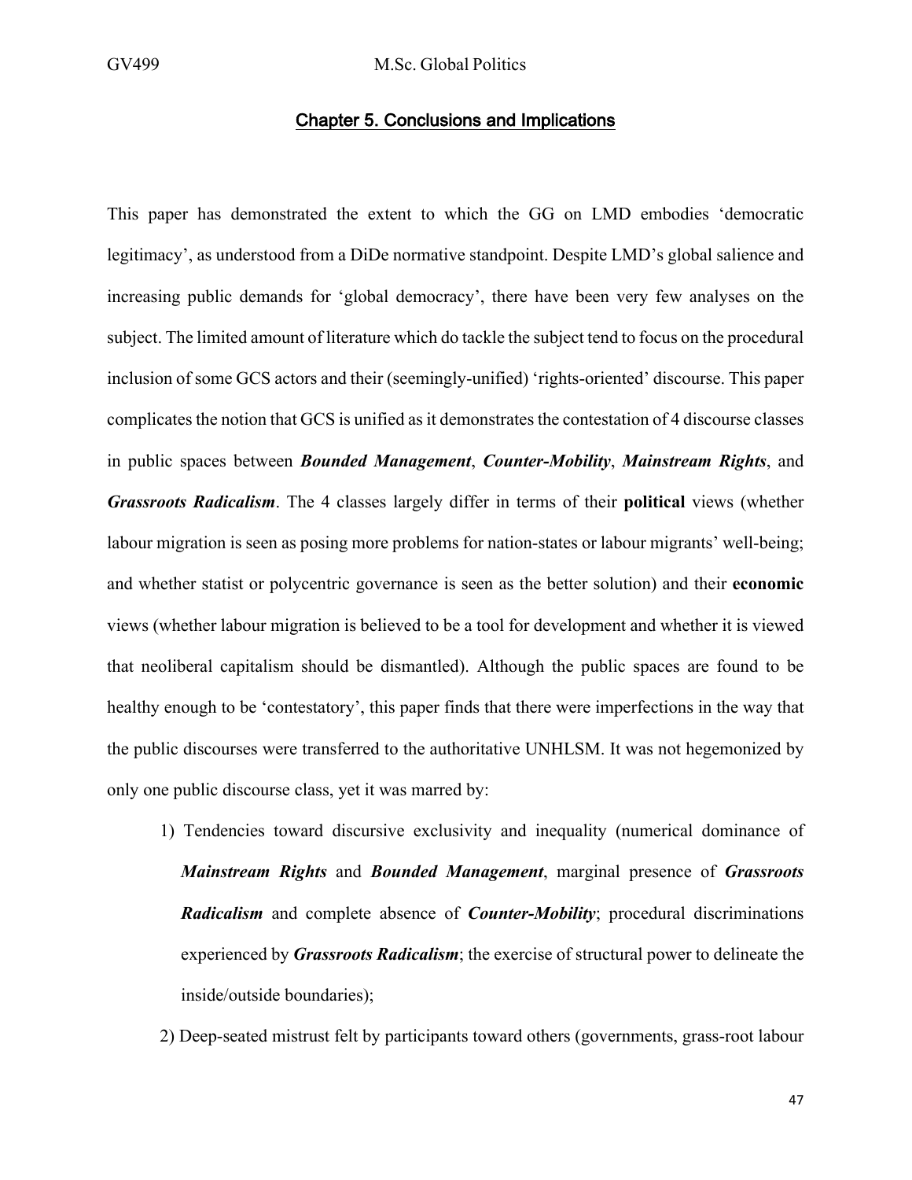## Chapter 5. Conclusions and Implications

This paper has demonstrated the extent to which the GG on LMD embodies 'democratic legitimacy', as understood from a DiDe normative standpoint. Despite LMD's global salience and increasing public demands for 'global democracy', there have been very few analyses on the subject. The limited amount of literature which do tackle the subject tend to focus on the procedural inclusion of some GCS actors and their (seemingly-unified) 'rights-oriented' discourse. This paper complicates the notion that GCS is unified as it demonstrates the contestation of 4 discourse classes in public spaces between ***Bounded Management***, ***Counter-Mobility***, ***Mainstream Rights***, and ***Grassroots Radicalism***. The 4 classes largely differ in terms of their **political** views (whether labour migration is seen as posing more problems for nation-states or labour migrants' well-being; and whether statist or polycentric governance is seen as the better solution) and their **economic** views (whether labour migration is believed to be a tool for development and whether it is viewed that neoliberal capitalism should be dismantled). Although the public spaces are found to be healthy enough to be 'contestatory', this paper finds that there were imperfections in the way that the public discourses were transferred to the authoritative UNHLSM. It was not hegemonized by only one public discourse class, yet it was marred by:

1) Tendencies toward discursive exclusivity and inequality (numerical dominance of ***Mainstream Rights*** and ***Bounded Management***, marginal presence of ***Grassroots Radicalism*** and complete absence of ***Counter-Mobility***; procedural discriminations experienced by ***Grassroots Radicalism***; the exercise of structural power to delineate the inside/outside boundaries);
2) Deep-seated mistrust felt by participants toward others (governments, grass-root labour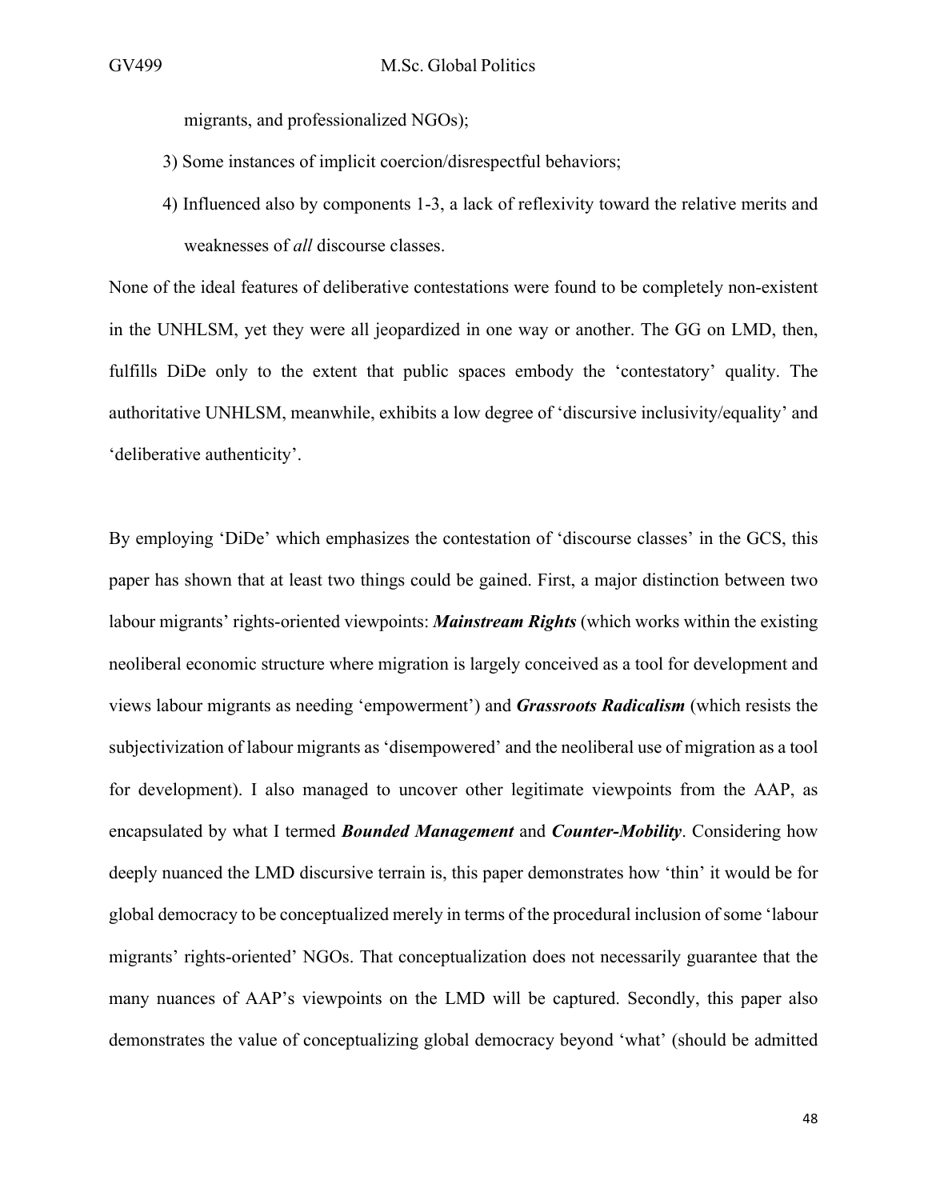migrants, and professionalized NGOs);

3) Some instances of implicit coercion/disrespectful behaviors;

4) Influenced also by components 1-3, a lack of reflexivity toward the relative merits and weaknesses of *all* discourse classes.

None of the ideal features of deliberative contestations were found to be completely non-existent in the UNHLSM, yet they were all jeopardized in one way or another. The GG on LMD, then, fulfills DiDe only to the extent that public spaces embody the 'contestatory' quality. The authoritative UNHLSM, meanwhile, exhibits a low degree of 'discursive inclusivity/equality' and 'deliberative authenticity'.

By employing 'DiDe' which emphasizes the contestation of 'discourse classes' in the GCS, this paper has shown that at least two things could be gained. First, a major distinction between two labour migrants' rights-oriented viewpoints: ***Mainstream Rights*** (which works within the existing neoliberal economic structure where migration is largely conceived as a tool for development and views labour migrants as needing 'empowerment') and ***Grassroots Radicalism*** (which resists the subjectivization of labour migrants as 'disempowered' and the neoliberal use of migration as a tool for development). I also managed to uncover other legitimate viewpoints from the AAP, as encapsulated by what I termed ***Bounded Management*** and ***Counter-Mobility***. Considering how deeply nuanced the LMD discursive terrain is, this paper demonstrates how 'thin' it would be for global democracy to be conceptualized merely in terms of the procedural inclusion of some 'labour migrants' rights-oriented' NGOs. That conceptualization does not necessarily guarantee that the many nuances of AAP's viewpoints on the LMD will be captured. Secondly, this paper also demonstrates the value of conceptualizing global democracy beyond 'what' (should be admitted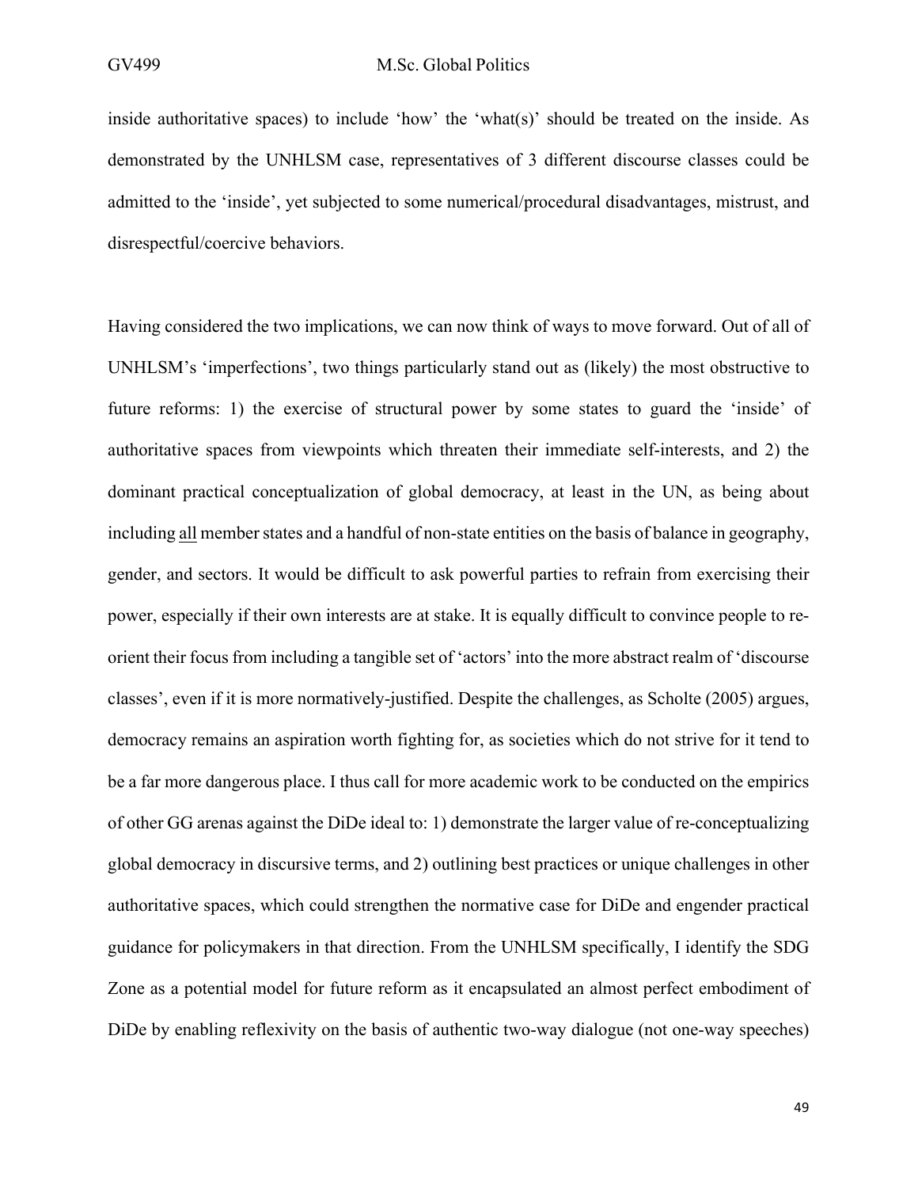inside authoritative spaces) to include 'how' the 'what(s)' should be treated on the inside. As demonstrated by the UNHLSM case, representatives of 3 different discourse classes could be admitted to the 'inside', yet subjected to some numerical/procedural disadvantages, mistrust, and disrespectful/coercive behaviors.

Having considered the two implications, we can now think of ways to move forward. Out of all of UNHLSM's 'imperfections', two things particularly stand out as (likely) the most obstructive to future reforms: 1) the exercise of structural power by some states to guard the 'inside' of authoritative spaces from viewpoints which threaten their immediate self-interests, and 2) the dominant practical conceptualization of global democracy, at least in the UN, as being about including <u>all</u> member states and a handful of non-state entities on the basis of balance in geography, gender, and sectors. It would be difficult to ask powerful parties to refrain from exercising their power, especially if their own interests are at stake. It is equally difficult to convince people to re-orient their focus from including a tangible set of 'actors' into the more abstract realm of 'discourse classes', even if it is more normatively-justified. Despite the challenges, as Scholte (2005) argues, democracy remains an aspiration worth fighting for, as societies which do not strive for it tend to be a far more dangerous place. I thus call for more academic work to be conducted on the empirics of other GG arenas against the DiDe ideal to: 1) demonstrate the larger value of re-conceptualizing global democracy in discursive terms, and 2) outlining best practices or unique challenges in other authoritative spaces, which could strengthen the normative case for DiDe and engender practical guidance for policymakers in that direction. From the UNHLSM specifically, I identify the SDG Zone as a potential model for future reform as it encapsulated an almost perfect embodiment of DiDe by enabling reflexivity on the basis of authentic two-way dialogue (not one-way speeches)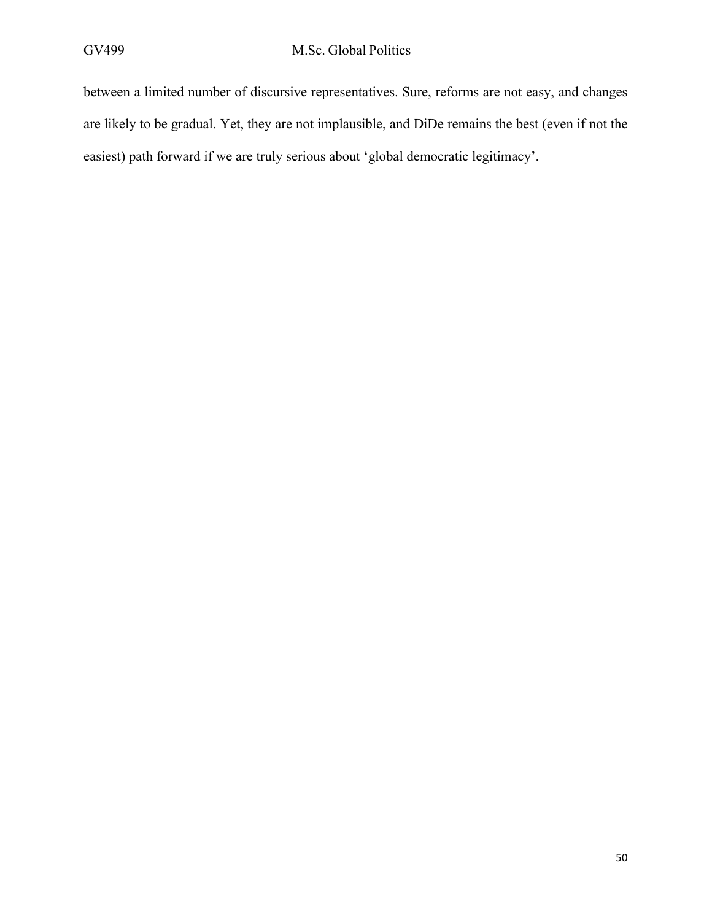between a limited number of discursive representatives. Sure, reforms are not easy, and changes are likely to be gradual. Yet, they are not implausible, and DiDe remains the best (even if not the easiest) path forward if we are truly serious about 'global democratic legitimacy'.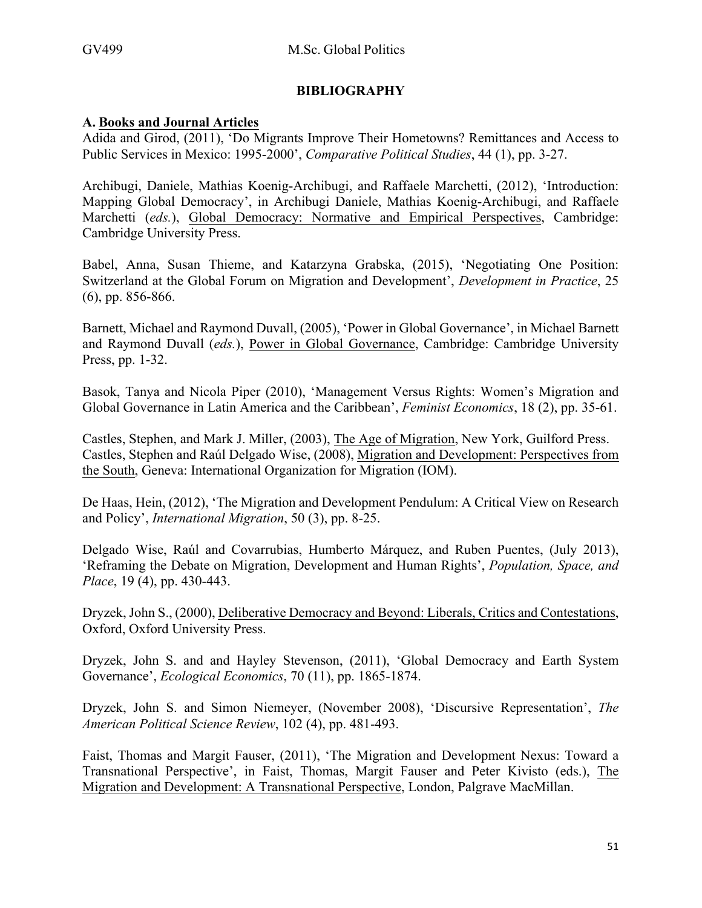## BIBLIOGRAPHY

### A. Books and Journal Articles

Adida and Girod, (2011), 'Do Migrants Improve Their Hometowns? Remittances and Access to Public Services in Mexico: 1995-2000', *Comparative Political Studies*, 44 (1), pp. 3-27.

Archibugi, Daniele, Mathias Koenig-Archibugi, and Raffaele Marchetti, (2012), 'Introduction: Mapping Global Democracy', in Archibugi Daniele, Mathias Koenig-Archibugi, and Raffaele Marchetti (*eds.*), Global Democracy: Normative and Empirical Perspectives, Cambridge: Cambridge University Press.

Babel, Anna, Susan Thieme, and Katarzyna Grabska, (2015), 'Negotiating One Position: Switzerland at the Global Forum on Migration and Development', *Development in Practice*, 25 (6), pp. 856-866.

Barnett, Michael and Raymond Duvall, (2005), 'Power in Global Governance', in Michael Barnett and Raymond Duvall (*eds.*), Power in Global Governance, Cambridge: Cambridge University Press, pp. 1-32.

Basok, Tanya and Nicola Piper (2010), 'Management Versus Rights: Women's Migration and Global Governance in Latin America and the Caribbean', *Feminist Economics*, 18 (2), pp. 35-61.

Castles, Stephen, and Mark J. Miller, (2003), The Age of Migration, New York, Guilford Press.
Castles, Stephen and Raúl Delgado Wise, (2008), Migration and Development: Perspectives from the South, Geneva: International Organization for Migration (IOM).

De Haas, Hein, (2012), 'The Migration and Development Pendulum: A Critical View on Research and Policy', *International Migration*, 50 (3), pp. 8-25.

Delgado Wise, Raúl and Covarrubias, Humberto Márquez, and Ruben Puentes, (July 2013), 'Reframing the Debate on Migration, Development and Human Rights', *Population, Space, and Place*, 19 (4), pp. 430-443.

Dryzek, John S., (2000), Deliberative Democracy and Beyond: Liberals, Critics and Contestations, Oxford, Oxford University Press.

Dryzek, John S. and and Hayley Stevenson, (2011), 'Global Democracy and Earth System Governance', *Ecological Economics*, 70 (11), pp. 1865-1874.

Dryzek, John S. and Simon Niemeyer, (November 2008), 'Discursive Representation', *The American Political Science Review*, 102 (4), pp. 481-493.

Faist, Thomas and Margit Fauser, (2011), 'The Migration and Development Nexus: Toward a Transnational Perspective', in Faist, Thomas, Margit Fauser and Peter Kivisto (eds.), The Migration and Development: A Transnational Perspective, London, Palgrave MacMillan.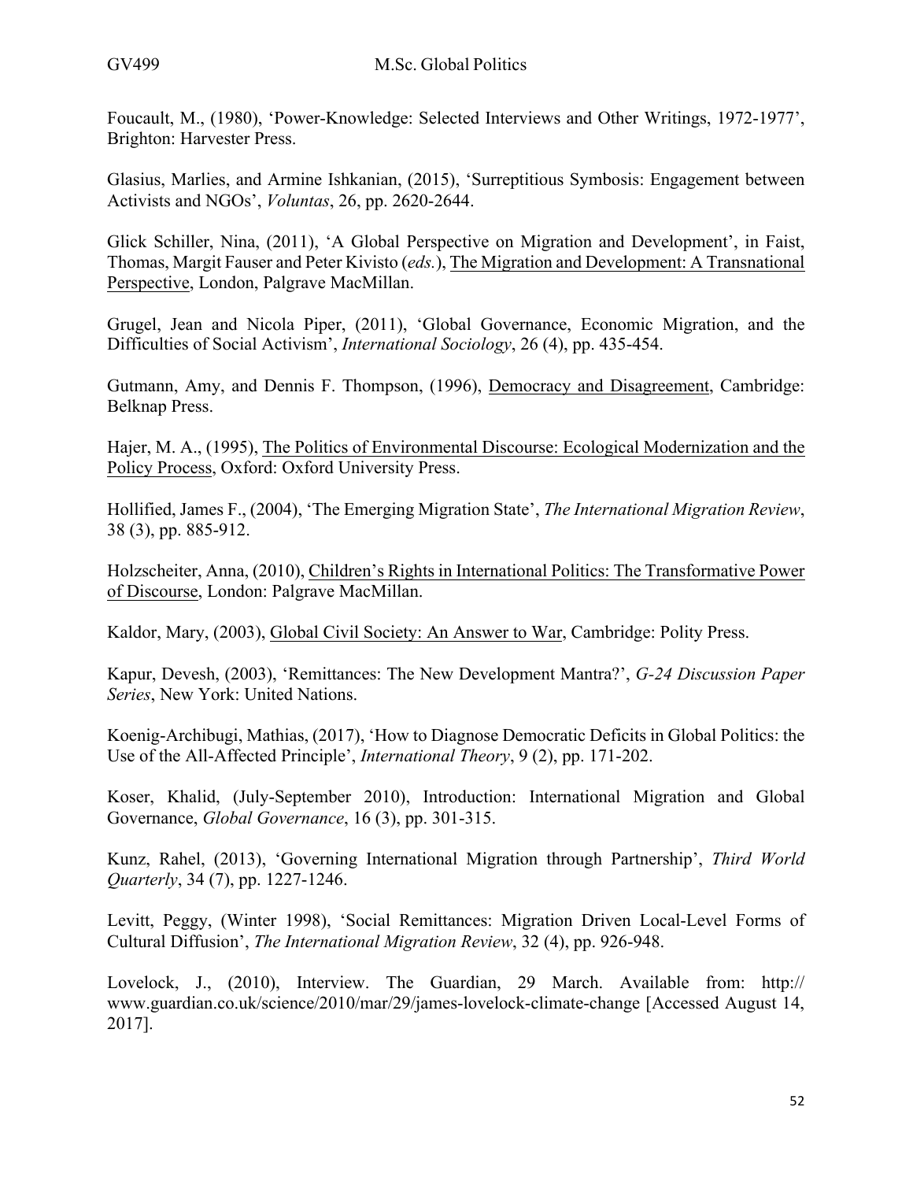Foucault, M., (1980), 'Power-Knowledge: Selected Interviews and Other Writings, 1972-1977', Brighton: Harvester Press.

Glasius, Marlies, and Armine Ishkanian, (2015), 'Surreptitious Symbosis: Engagement between Activists and NGOs', *Voluntas*, 26, pp. 2620-2644.

Glick Schiller, Nina, (2011), 'A Global Perspective on Migration and Development', in Faist, Thomas, Margit Fauser and Peter Kivisto (*eds.*), The Migration and Development: A Transnational Perspective, London, Palgrave MacMillan.

Grugel, Jean and Nicola Piper, (2011), 'Global Governance, Economic Migration, and the Difficulties of Social Activism', *International Sociology*, 26 (4), pp. 435-454.

Gutmann, Amy, and Dennis F. Thompson, (1996), Democracy and Disagreement, Cambridge: Belknap Press.

Hajer, M. A., (1995), The Politics of Environmental Discourse: Ecological Modernization and the Policy Process, Oxford: Oxford University Press.

Hollified, James F., (2004), 'The Emerging Migration State', *The International Migration Review*, 38 (3), pp. 885-912.

Holzscheiter, Anna, (2010), Children's Rights in International Politics: The Transformative Power of Discourse, London: Palgrave MacMillan.

Kaldor, Mary, (2003), Global Civil Society: An Answer to War, Cambridge: Polity Press.

Kapur, Devesh, (2003), 'Remittances: The New Development Mantra?', *G-24 Discussion Paper Series*, New York: United Nations.

Koenig-Archibugi, Mathias, (2017), 'How to Diagnose Democratic Deficits in Global Politics: the Use of the All-Affected Principle', *International Theory*, 9 (2), pp. 171-202.

Koser, Khalid, (July-September 2010), Introduction: International Migration and Global Governance, *Global Governance*, 16 (3), pp. 301-315.

Kunz, Rahel, (2013), 'Governing International Migration through Partnership', *Third World Quarterly*, 34 (7), pp. 1227-1246.

Levitt, Peggy, (Winter 1998), 'Social Remittances: Migration Driven Local-Level Forms of Cultural Diffusion', *The International Migration Review*, 32 (4), pp. 926-948.

Lovelock, J., (2010), Interview. The Guardian, 29 March. Available from: http:// www.guardian.co.uk/science/2010/mar/29/james-lovelock-climate-change [Accessed August 14, 2017].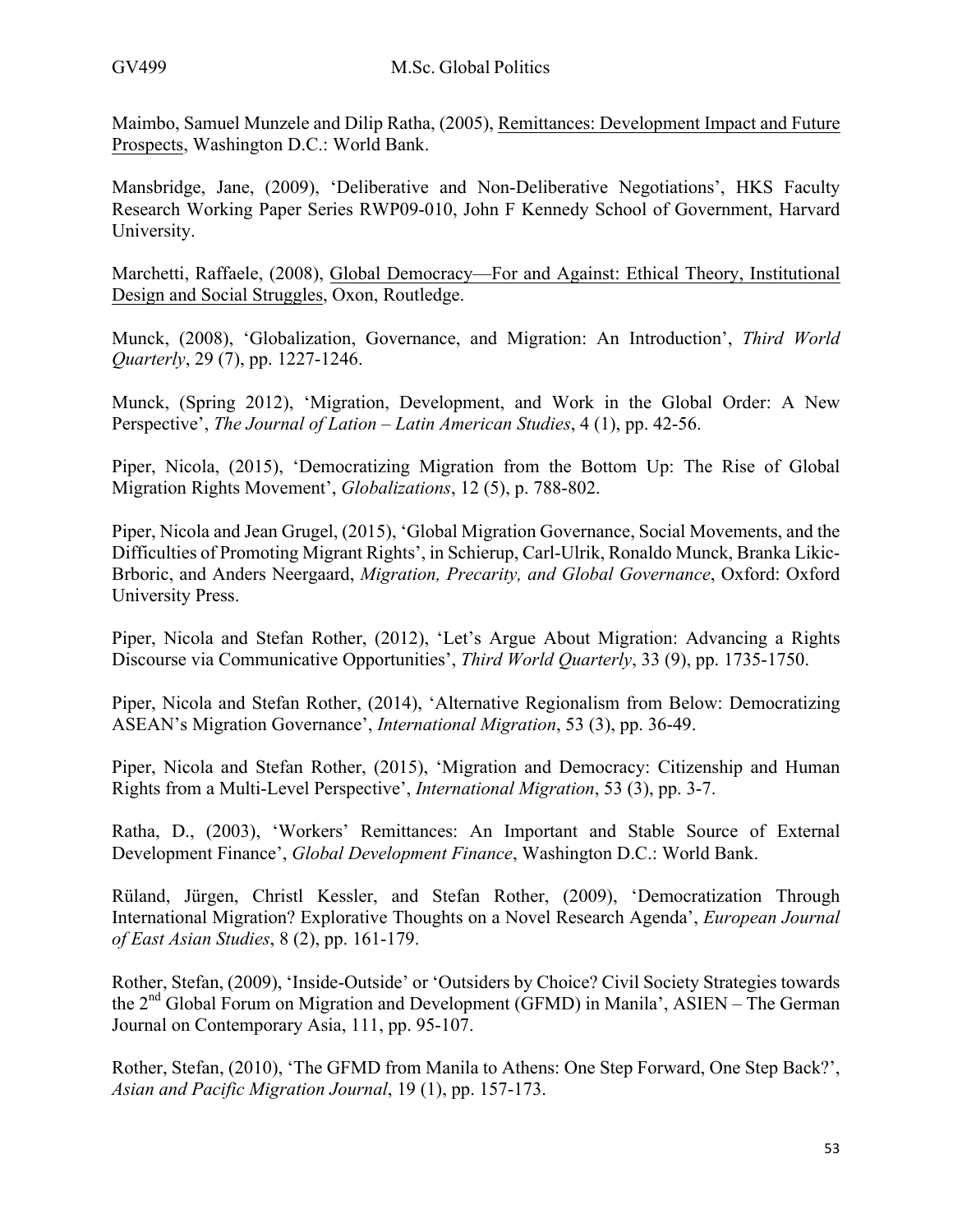Maimbo, Samuel Munzele and Dilip Ratha, (2005), Remittances: Development Impact and Future Prospects, Washington D.C.: World Bank.

Mansbridge, Jane, (2009), 'Deliberative and Non-Deliberative Negotiations', HKS Faculty Research Working Paper Series RWP09-010, John F Kennedy School of Government, Harvard University.

Marchetti, Raffaele, (2008), Global Democracy—For and Against: Ethical Theory, Institutional Design and Social Struggles, Oxon, Routledge.

Munck, (2008), 'Globalization, Governance, and Migration: An Introduction', *Third World Quarterly*, 29 (7), pp. 1227-1246.

Munck, (Spring 2012), 'Migration, Development, and Work in the Global Order: A New Perspective', *The Journal of Lation – Latin American Studies*, 4 (1), pp. 42-56.

Piper, Nicola, (2015), 'Democratizing Migration from the Bottom Up: The Rise of Global Migration Rights Movement', *Globalizations*, 12 (5), p. 788-802.

Piper, Nicola and Jean Grugel, (2015), 'Global Migration Governance, Social Movements, and the Difficulties of Promoting Migrant Rights', in Schierup, Carl-Ulrik, Ronaldo Munck, Branka Likic-Brboric, and Anders Neergaard, *Migration, Precarity, and Global Governance*, Oxford: Oxford University Press.

Piper, Nicola and Stefan Rother, (2012), 'Let's Argue About Migration: Advancing a Rights Discourse via Communicative Opportunities', *Third World Quarterly*, 33 (9), pp. 1735-1750.

Piper, Nicola and Stefan Rother, (2014), 'Alternative Regionalism from Below: Democratizing ASEAN's Migration Governance', *International Migration*, 53 (3), pp. 36-49.

Piper, Nicola and Stefan Rother, (2015), 'Migration and Democracy: Citizenship and Human Rights from a Multi-Level Perspective', *International Migration*, 53 (3), pp. 3-7.

Ratha, D., (2003), 'Workers' Remittances: An Important and Stable Source of External Development Finance', *Global Development Finance*, Washington D.C.: World Bank.

Rüland, Jürgen, Christl Kessler, and Stefan Rother, (2009), 'Democratization Through International Migration? Explorative Thoughts on a Novel Research Agenda', *European Journal of East Asian Studies*, 8 (2), pp. 161-179.

Rother, Stefan, (2009), 'Inside-Outside' or 'Outsiders by Choice? Civil Society Strategies towards the 2nd Global Forum on Migration and Development (GFMD) in Manila', ASIEN – The German Journal on Contemporary Asia, 111, pp. 95-107.

Rother, Stefan, (2010), 'The GFMD from Manila to Athens: One Step Forward, One Step Back?', *Asian and Pacific Migration Journal*, 19 (1), pp. 157-173.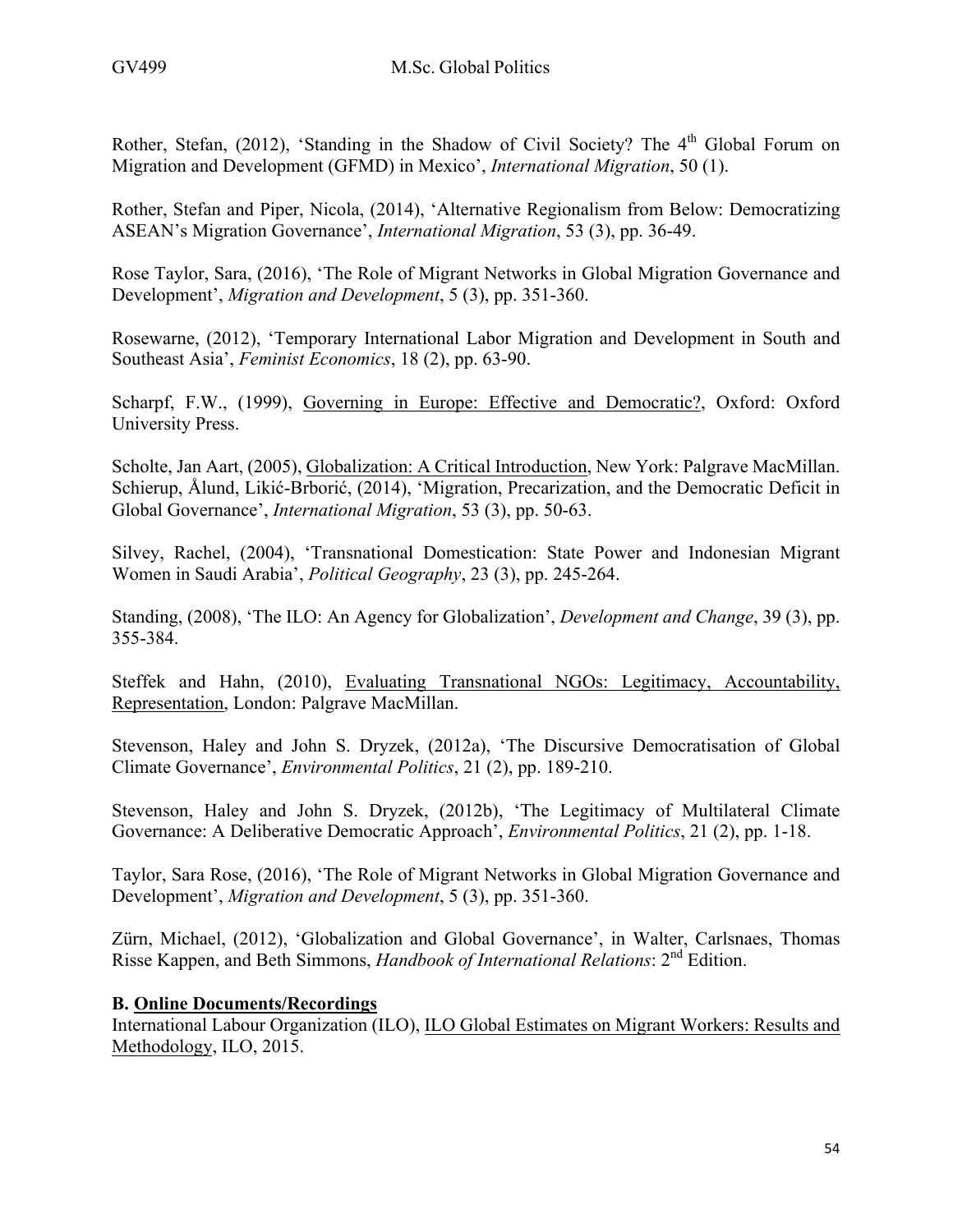Rother, Stefan, (2012), 'Standing in the Shadow of Civil Society? The 4th Global Forum on Migration and Development (GFMD) in Mexico', *International Migration*, 50 (1).

Rother, Stefan and Piper, Nicola, (2014), 'Alternative Regionalism from Below: Democratizing ASEAN's Migration Governance', *International Migration*, 53 (3), pp. 36-49.

Rose Taylor, Sara, (2016), 'The Role of Migrant Networks in Global Migration Governance and Development', *Migration and Development*, 5 (3), pp. 351-360.

Rosewarne, (2012), 'Temporary International Labor Migration and Development in South and Southeast Asia', *Feminist Economics*, 18 (2), pp. 63-90.

Scharpf, F.W., (1999), Governing in Europe: Effective and Democratic?, Oxford: Oxford University Press.

Scholte, Jan Aart, (2005), Globalization: A Critical Introduction, New York: Palgrave MacMillan.
Schierup, Ålund, Likić-Brborić, (2014), 'Migration, Precarization, and the Democratic Deficit in Global Governance', *International Migration*, 53 (3), pp. 50-63.

Silvey, Rachel, (2004), 'Transnational Domestication: State Power and Indonesian Migrant Women in Saudi Arabia', *Political Geography*, 23 (3), pp. 245-264.

Standing, (2008), 'The ILO: An Agency for Globalization', *Development and Change*, 39 (3), pp. 355-384.

Steffek and Hahn, (2010), Evaluating Transnational NGOs: Legitimacy, Accountability, Representation, London: Palgrave MacMillan.

Stevenson, Haley and John S. Dryzek, (2012a), 'The Discursive Democratisation of Global Climate Governance', *Environmental Politics*, 21 (2), pp. 189-210.

Stevenson, Haley and John S. Dryzek, (2012b), 'The Legitimacy of Multilateral Climate Governance: A Deliberative Democratic Approach', *Environmental Politics*, 21 (2), pp. 1-18.

Taylor, Sara Rose, (2016), 'The Role of Migrant Networks in Global Migration Governance and Development', *Migration and Development*, 5 (3), pp. 351-360.

Zürn, Michael, (2012), 'Globalization and Global Governance', in Walter, Carlsnaes, Thomas Risse Kappen, and Beth Simmons, *Handbook of International Relations*: 2nd Edition.

**B. Online Documents/Recordings**

International Labour Organization (ILO), ILO Global Estimates on Migrant Workers: Results and Methodology, ILO, 2015.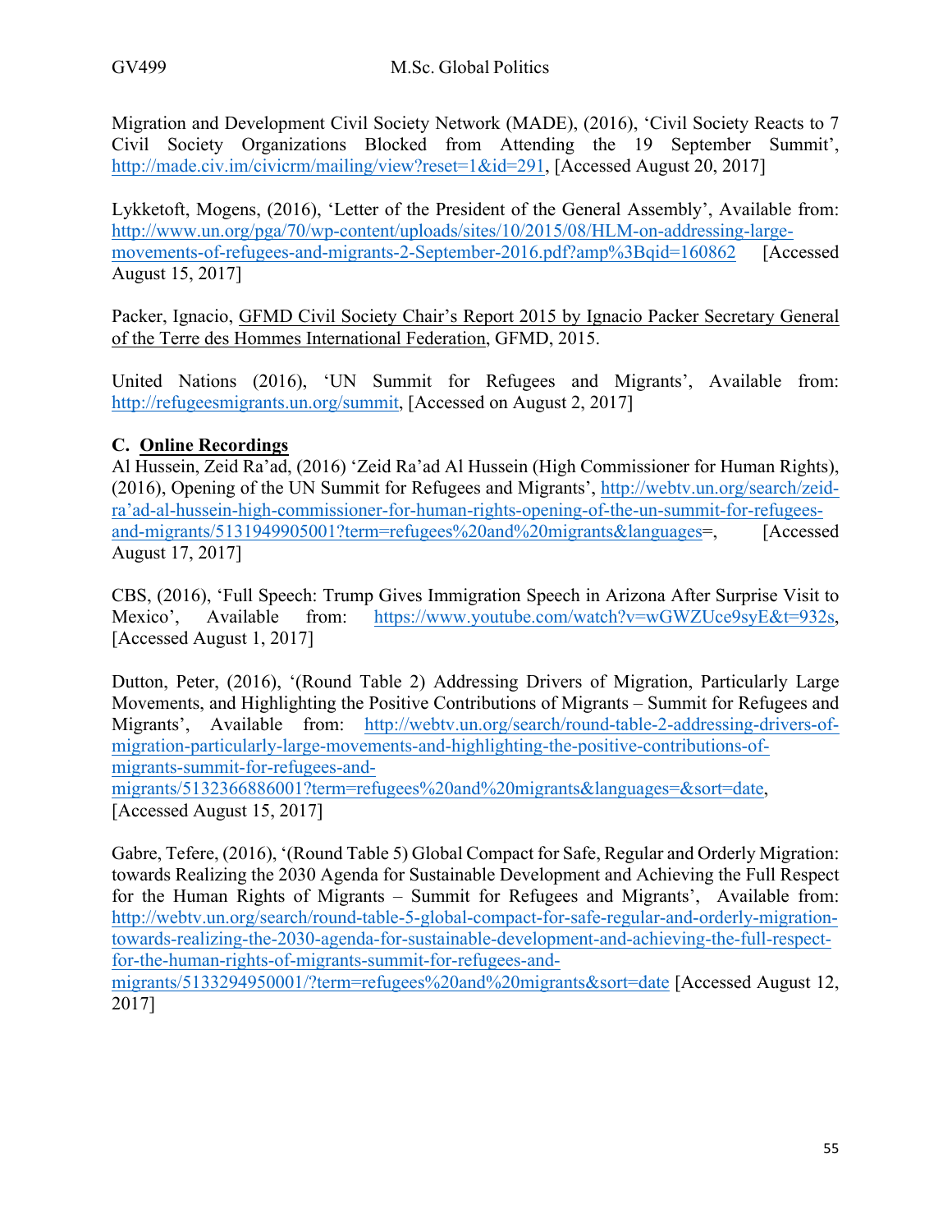Migration and Development Civil Society Network (MADE), (2016), 'Civil Society Reacts to 7 Civil Society Organizations Blocked from Attending the 19 September Summit', http://made.civ.im/civicrm/mailing/view?reset=1&id=291, [Accessed August 20, 2017]

Lykketoft, Mogens, (2016), 'Letter of the President of the General Assembly', Available from: http://www.un.org/pga/70/wp-content/uploads/sites/10/2015/08/HLM-on-addressing-large-movements-of-refugees-and-migrants-2-September-2016.pdf?amp%3Bqid=160862 [Accessed August 15, 2017]

Packer, Ignacio, GFMD Civil Society Chair's Report 2015 by Ignacio Packer Secretary General of the Terre des Hommes International Federation, GFMD, 2015.

United Nations (2016), 'UN Summit for Refugees and Migrants', Available from: http://refugeesmigrants.un.org/summit, [Accessed on August 2, 2017]

**C. Online Recordings**

Al Hussein, Zeid Ra'ad, (2016) 'Zeid Ra'ad Al Hussein (High Commissioner for Human Rights), (2016), Opening of the UN Summit for Refugees and Migrants', http://webtv.un.org/search/zeid-ra'ad-al-hussein-high-commissioner-for-human-rights-opening-of-the-un-summit-for-refugees-and-migrants/5131949905001?term=refugees%20and%20migrants&languages=, [Accessed August 17, 2017]

CBS, (2016), 'Full Speech: Trump Gives Immigration Speech in Arizona After Surprise Visit to Mexico', Available from: https://www.youtube.com/watch?v=wGWZUce9syE&t=932s, [Accessed August 1, 2017]

Dutton, Peter, (2016), '(Round Table 2) Addressing Drivers of Migration, Particularly Large Movements, and Highlighting the Positive Contributions of Migrants – Summit for Refugees and Migrants', Available from: http://webtv.un.org/search/round-table-2-addressing-drivers-of-migration-particularly-large-movements-and-highlighting-the-positive-contributions-of-migrants-summit-for-refugees-and-migrants/5132366886001?term=refugees%20and%20migrants&languages=&sort=date, [Accessed August 15, 2017]

Gabre, Tefere, (2016), '(Round Table 5) Global Compact for Safe, Regular and Orderly Migration: towards Realizing the 2030 Agenda for Sustainable Development and Achieving the Full Respect for the Human Rights of Migrants – Summit for Refugees and Migrants', Available from: http://webtv.un.org/search/round-table-5-global-compact-for-safe-regular-and-orderly-migration-towards-realizing-the-2030-agenda-for-sustainable-development-and-achieving-the-full-respect-for-the-human-rights-of-migrants-summit-for-refugees-and-migrants/5133294950001/?term=refugees%20and%20migrants&sort=date [Accessed August 12, 2017]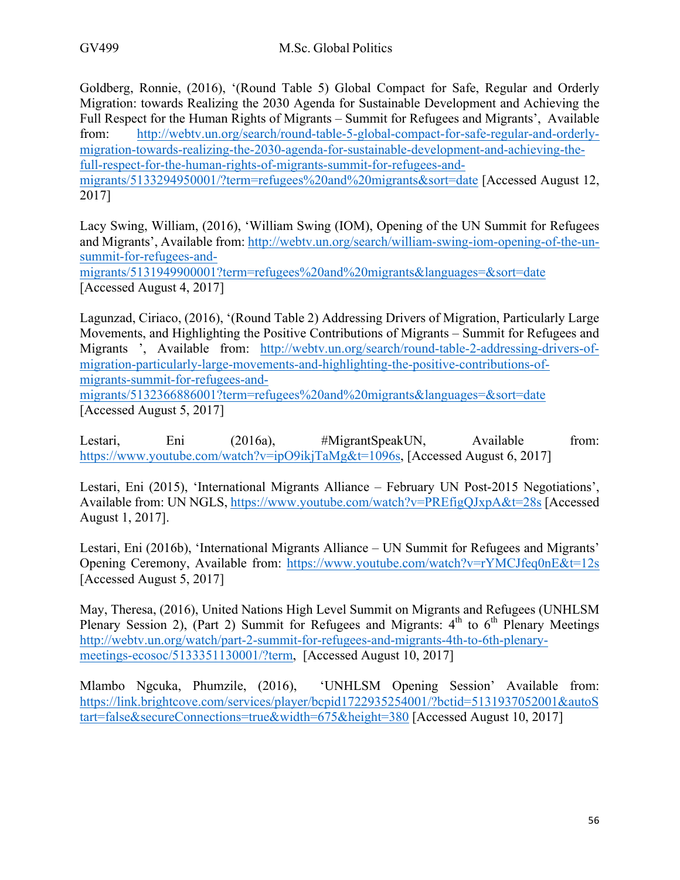Goldberg, Ronnie, (2016), '(Round Table 5) Global Compact for Safe, Regular and Orderly Migration: towards Realizing the 2030 Agenda for Sustainable Development and Achieving the Full Respect for the Human Rights of Migrants – Summit for Refugees and Migrants', Available from: http://webtv.un.org/search/round-table-5-global-compact-for-safe-regular-and-orderly-migration-towards-realizing-the-2030-agenda-for-sustainable-development-and-achieving-the-full-respect-for-the-human-rights-of-migrants-summit-for-refugees-and-migrants/5133294950001/?term=refugees%20and%20migrants&sort=date [Accessed August 12, 2017]

Lacy Swing, William, (2016), 'William Swing (IOM), Opening of the UN Summit for Refugees and Migrants', Available from: http://webtv.un.org/search/william-swing-iom-opening-of-the-un-summit-for-refugees-and-migrants/5131949900001?term=refugees%20and%20migrants&languages=&sort=date [Accessed August 4, 2017]

Lagunzad, Ciriaco, (2016), '(Round Table 2) Addressing Drivers of Migration, Particularly Large Movements, and Highlighting the Positive Contributions of Migrants – Summit for Refugees and Migrants ', Available from: http://webtv.un.org/search/round-table-2-addressing-drivers-of-migration-particularly-large-movements-and-highlighting-the-positive-contributions-of-migrants-summit-for-refugees-and-migrants/5132366886001?term=refugees%20and%20migrants&languages=&sort=date [Accessed August 5, 2017]

Lestari, Eni (2016a), #MigrantSpeakUN, Available from: https://www.youtube.com/watch?v=ipO9ikjTaMg&t=1096s, [Accessed August 6, 2017]

Lestari, Eni (2015), 'International Migrants Alliance – February UN Post-2015 Negotiations', Available from: UN NGLS, https://www.youtube.com/watch?v=PREfigQJxpA&t=28s [Accessed August 1, 2017].

Lestari, Eni (2016b), 'International Migrants Alliance – UN Summit for Refugees and Migrants' Opening Ceremony, Available from: https://www.youtube.com/watch?v=rYMCJfeq0nE&t=12s [Accessed August 5, 2017]

May, Theresa, (2016), United Nations High Level Summit on Migrants and Refugees (UNHLSM Plenary Session 2), (Part 2) Summit for Refugees and Migrants: 4th to 6th Plenary Meetings http://webtv.un.org/watch/part-2-summit-for-refugees-and-migrants-4th-to-6th-plenary-meetings-ecosoc/5133351130001/?term, [Accessed August 10, 2017]

Mlambo Ngcuka, Phumzile, (2016), 'UNHLSM Opening Session' Available from: https://link.brightcove.com/services/player/bcpid1722935254001/?bctid=5131937052001&autoStart=false&secureConnections=true&width=675&height=380 [Accessed August 10, 2017]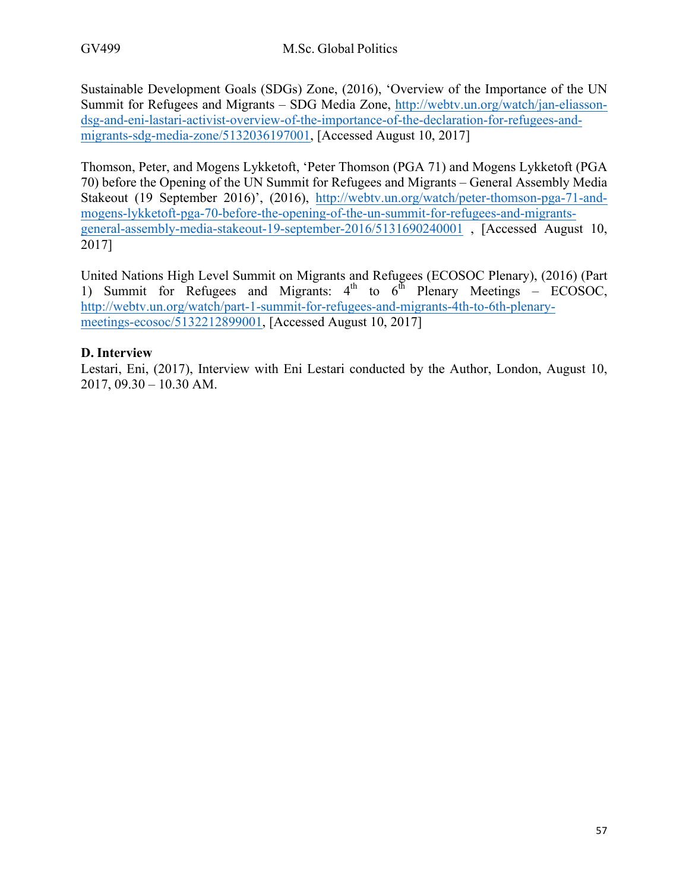Sustainable Development Goals (SDGs) Zone, (2016), 'Overview of the Importance of the UN Summit for Refugees and Migrants – SDG Media Zone, http://webtv.un.org/watch/jan-eliasson-dsg-and-eni-lastari-activist-overview-of-the-importance-of-the-declaration-for-refugees-and-migrants-sdg-media-zone/5132036197001, [Accessed August 10, 2017]

Thomson, Peter, and Mogens Lykketoft, 'Peter Thomson (PGA 71) and Mogens Lykketoft (PGA 70) before the Opening of the UN Summit for Refugees and Migrants – General Assembly Media Stakeout (19 September 2016)', (2016), http://webtv.un.org/watch/peter-thomson-pga-71-and-mogens-lykketoft-pga-70-before-the-opening-of-the-un-summit-for-refugees-and-migrants-general-assembly-media-stakeout-19-september-2016/5131690240001 , [Accessed August 10, 2017]

United Nations High Level Summit on Migrants and Refugees (ECOSOC Plenary), (2016) (Part 1) Summit for Refugees and Migrants: 4th to 6th Plenary Meetings – ECOSOC, http://webtv.un.org/watch/part-1-summit-for-refugees-and-migrants-4th-to-6th-plenary-meetings-ecosoc/5132212899001, [Accessed August 10, 2017]

**D. Interview**

Lestari, Eni, (2017), Interview with Eni Lestari conducted by the Author, London, August 10, 2017, 09.30 – 10.30 AM.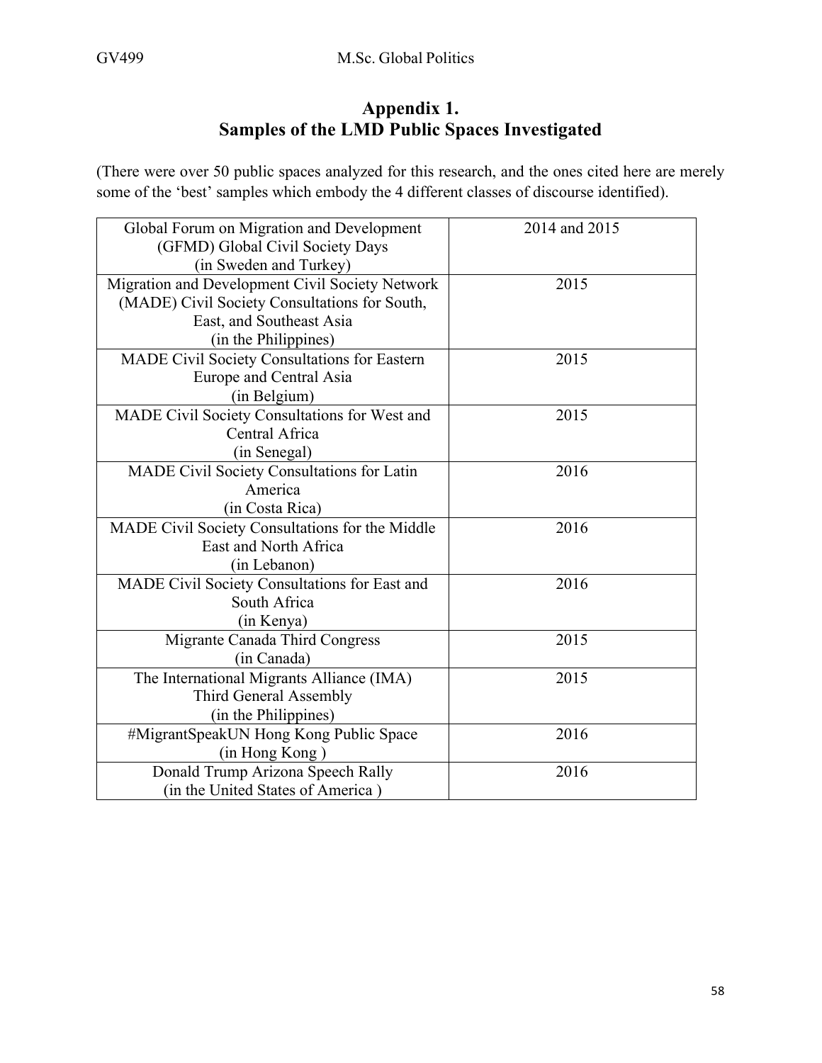## Appendix 1.
## Samples of the LMD Public Spaces Investigated

(There were over 50 public spaces analyzed for this research, and the ones cited here are merely some of the 'best' samples which embody the 4 different classes of discourse identified).

| | |
|---|---|
| Global Forum on Migration and Development (GFMD) Global Civil Society Days (in Sweden and Turkey) | 2014 and 2015 |
| Migration and Development Civil Society Network (MADE) Civil Society Consultations for South, East, and Southeast Asia (in the Philippines) | 2015 |
| MADE Civil Society Consultations for Eastern Europe and Central Asia (in Belgium) | 2015 |
| MADE Civil Society Consultations for West and Central Africa (in Senegal) | 2015 |
| MADE Civil Society Consultations for Latin America (in Costa Rica) | 2016 |
| MADE Civil Society Consultations for the Middle East and North Africa (in Lebanon) | 2016 |
| MADE Civil Society Consultations for East and South Africa (in Kenya) | 2016 |
| Migrante Canada Third Congress (in Canada) | 2015 |
| The International Migrants Alliance (IMA) Third General Assembly (in the Philippines) | 2015 |
| #MigrantSpeakUN Hong Kong Public Space (in Hong Kong ) | 2016 |
| Donald Trump Arizona Speech Rally (in the United States of America ) | 2016 |